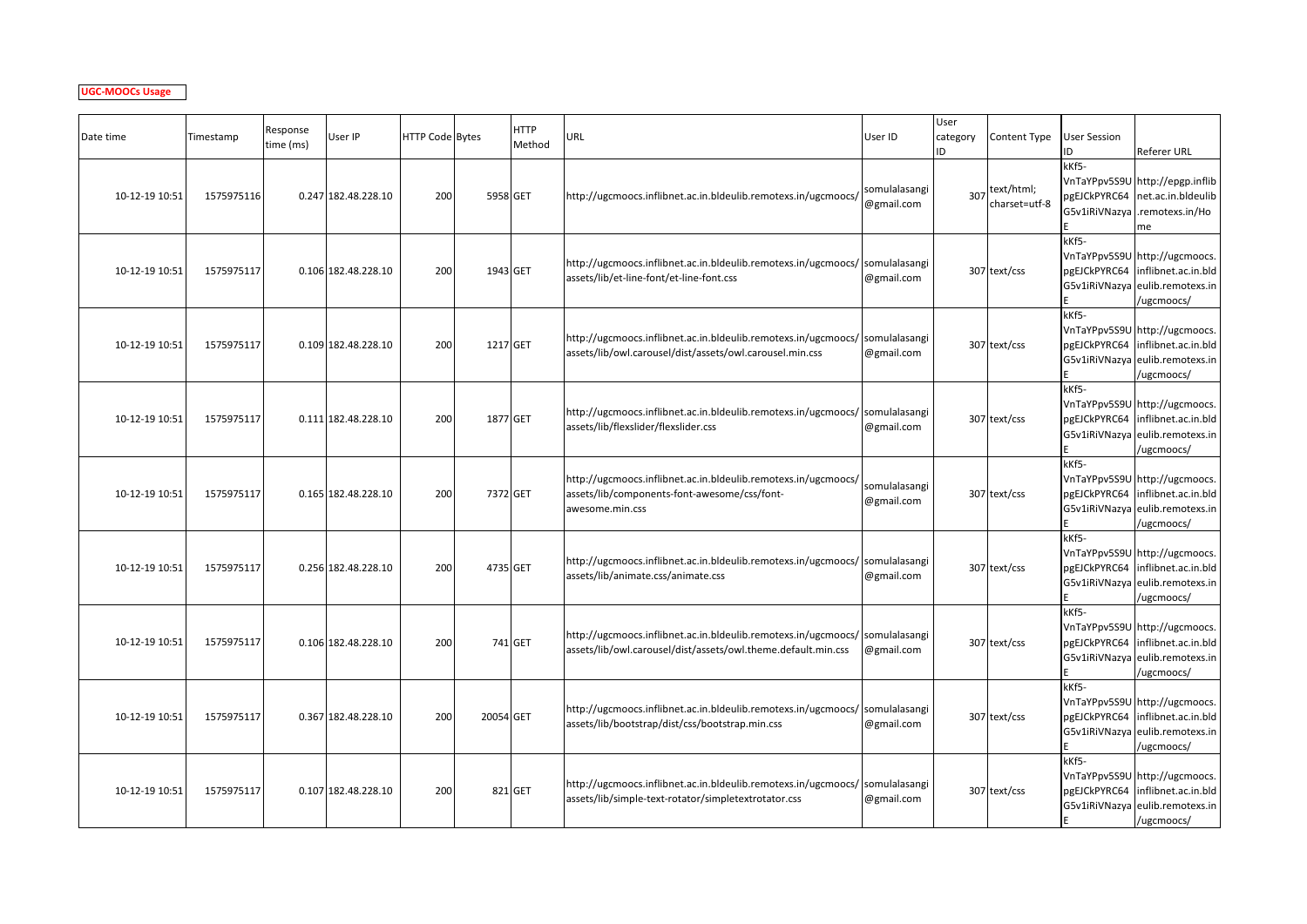**UGC-MOOCs Usage**

| Date time | Timestamp | Response time (ms) | User IP | HTTP Code | Bytes | HTTP Method | URL | User ID | User category ID | Content Type | User Session ID | Referer URL |
|---|---|---|---|---|---|---|---|---|---|---|---|---|
| 10-12-19 10:51 | 1575975116 | 0.247 | 182.48.228.10 | 200 | 5958 | GET | http://ugcmoocs.inflibnet.ac.in.bldeulib.remotexs.in/ugcmoocs/ | somulalasangi@gmail.com | 307 | text/html; charset=utf-8 | kKf5-VnTaYPpv5S9UpgEJCkPYRC64G5v1iRiVNazyaE | http://epgp.inflibnet.ac.in.bldeulib.remotexs.in/Home |
| 10-12-19 10:51 | 1575975117 | 0.106 | 182.48.228.10 | 200 | 1943 | GET | http://ugcmoocs.inflibnet.ac.in.bldeulib.remotexs.in/ugcmoocs/assets/lib/et-line-font/et-line-font.css | somulalasangi@gmail.com | 307 | text/css | kKf5-VnTaYPpv5S9UpgEJCkPYRC64G5v1iRiVNazyaE | http://ugcmoocs.inflibnet.ac.in.bldeulib.remotexs.in/ugcmoocs/ |
| 10-12-19 10:51 | 1575975117 | 0.109 | 182.48.228.10 | 200 | 1217 | GET | http://ugcmoocs.inflibnet.ac.in.bldeulib.remotexs.in/ugcmoocs/assets/lib/owl.carousel/dist/assets/owl.carousel.min.css | somulalasangi@gmail.com | 307 | text/css | kKf5-VnTaYPpv5S9UpgEJCkPYRC64G5v1iRiVNazyaE | http://ugcmoocs.inflibnet.ac.in.bldeulib.remotexs.in/ugcmoocs/ |
| 10-12-19 10:51 | 1575975117 | 0.111 | 182.48.228.10 | 200 | 1877 | GET | http://ugcmoocs.inflibnet.ac.in.bldeulib.remotexs.in/ugcmoocs/assets/lib/flexslider/flexslider.css | somulalasangi@gmail.com | 307 | text/css | kKf5-VnTaYPpv5S9UpgEJCkPYRC64G5v1iRiVNazyaE | http://ugcmoocs.inflibnet.ac.in.bldeulib.remotexs.in/ugcmoocs/ |
| 10-12-19 10:51 | 1575975117 | 0.165 | 182.48.228.10 | 200 | 7372 | GET | http://ugcmoocs.inflibnet.ac.in.bldeulib.remotexs.in/ugcmoocs/assets/lib/components-font-awesome/css/font-awesome.min.css | somulalasangi@gmail.com | 307 | text/css | kKf5-VnTaYPpv5S9UpgEJCkPYRC64G5v1iRiVNazyaE | http://ugcmoocs.inflibnet.ac.in.bldeulib.remotexs.in/ugcmoocs/ |
| 10-12-19 10:51 | 1575975117 | 0.256 | 182.48.228.10 | 200 | 4735 | GET | http://ugcmoocs.inflibnet.ac.in.bldeulib.remotexs.in/ugcmoocs/assets/lib/animate.css/animate.css | somulalasangi@gmail.com | 307 | text/css | kKf5-VnTaYPpv5S9UpgEJCkPYRC64G5v1iRiVNazyaE | http://ugcmoocs.inflibnet.ac.in.bldeulib.remotexs.in/ugcmoocs/ |
| 10-12-19 10:51 | 1575975117 | 0.106 | 182.48.228.10 | 200 | 741 | GET | http://ugcmoocs.inflibnet.ac.in.bldeulib.remotexs.in/ugcmoocs/assets/lib/owl.carousel/dist/assets/owl.theme.default.min.css | somulalasangi@gmail.com | 307 | text/css | kKf5-VnTaYPpv5S9UpgEJCkPYRC64G5v1iRiVNazyaE | http://ugcmoocs.inflibnet.ac.in.bldeulib.remotexs.in/ugcmoocs/ |
| 10-12-19 10:51 | 1575975117 | 0.367 | 182.48.228.10 | 200 | 20054 | GET | http://ugcmoocs.inflibnet.ac.in.bldeulib.remotexs.in/ugcmoocs/assets/lib/bootstrap/dist/css/bootstrap.min.css | somulalasangi@gmail.com | 307 | text/css | kKf5-VnTaYPpv5S9UpgEJCkPYRC64G5v1iRiVNazyaE | http://ugcmoocs.inflibnet.ac.in.bldeulib.remotexs.in/ugcmoocs/ |
| 10-12-19 10:51 | 1575975117 | 0.107 | 182.48.228.10 | 200 | 821 | GET | http://ugcmoocs.inflibnet.ac.in.bldeulib.remotexs.in/ugcmoocs/assets/lib/simple-text-rotator/simpletextrotator.css | somulalasangi@gmail.com | 307 | text/css | kKf5-VnTaYPpv5S9UpgEJCkPYRC64G5v1iRiVNazyaE | http://ugcmoocs.inflibnet.ac.in.bldeulib.remotexs.in/ugcmoocs/ |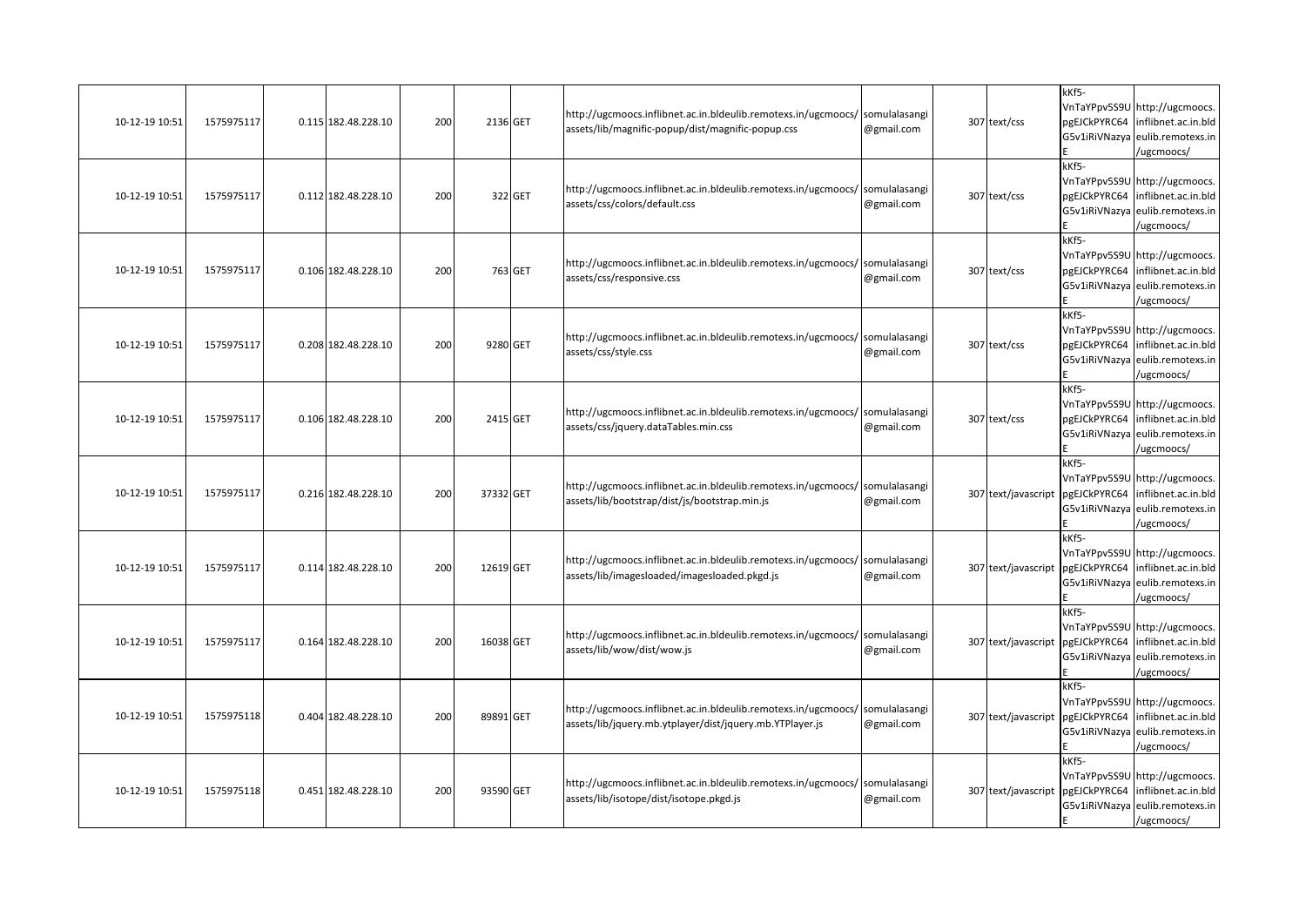| | | | | | | | | | | | | |
|---|---|---|---|---|---|---|---|---|---|---|---|---|
| 10-12-19 10:51 | 1575975117 | 0.115 | 182.48.228.10 | 200 | 2136 | GET | http://ugcmoocs.inflibnet.ac.in.bldeulib.remotexs.in/ugcmoocs/assets/lib/magnific-popup/dist/magnific-popup.css | somulalasangi@gmail.com | 307 | text/css | kKf5-VnTaYPpv5S9UpgEJCkPYRC64G5v1iRiVNazyaE | http://ugcmoocs.inflibnet.ac.in.bldeulib.remotexs.in/ugcmoocs/ |
| 10-12-19 10:51 | 1575975117 | 0.112 | 182.48.228.10 | 200 | 322 | GET | http://ugcmoocs.inflibnet.ac.in.bldeulib.remotexs.in/ugcmoocs/assets/css/colors/default.css | somulalasangi@gmail.com | 307 | text/css | kKf5-VnTaYPpv5S9UpgEJCkPYRC64G5v1iRiVNazyaE | http://ugcmoocs.inflibnet.ac.in.bldeulib.remotexs.in/ugcmoocs/ |
| 10-12-19 10:51 | 1575975117 | 0.106 | 182.48.228.10 | 200 | 763 | GET | http://ugcmoocs.inflibnet.ac.in.bldeulib.remotexs.in/ugcmoocs/assets/css/responsive.css | somulalasangi@gmail.com | 307 | text/css | kKf5-VnTaYPpv5S9UpgEJCkPYRC64G5v1iRiVNazyaE | http://ugcmoocs.inflibnet.ac.in.bldeulib.remotexs.in/ugcmoocs/ |
| 10-12-19 10:51 | 1575975117 | 0.208 | 182.48.228.10 | 200 | 9280 | GET | http://ugcmoocs.inflibnet.ac.in.bldeulib.remotexs.in/ugcmoocs/assets/css/style.css | somulalasangi@gmail.com | 307 | text/css | kKf5-VnTaYPpv5S9UpgEJCkPYRC64G5v1iRiVNazyaE | http://ugcmoocs.inflibnet.ac.in.bldeulib.remotexs.in/ugcmoocs/ |
| 10-12-19 10:51 | 1575975117 | 0.106 | 182.48.228.10 | 200 | 2415 | GET | http://ugcmoocs.inflibnet.ac.in.bldeulib.remotexs.in/ugcmoocs/assets/css/jquery.dataTables.min.css | somulalasangi@gmail.com | 307 | text/css | kKf5-VnTaYPpv5S9UpgEJCkPYRC64G5v1iRiVNazyaE | http://ugcmoocs.inflibnet.ac.in.bldeulib.remotexs.in/ugcmoocs/ |
| 10-12-19 10:51 | 1575975117 | 0.216 | 182.48.228.10 | 200 | 37332 | GET | http://ugcmoocs.inflibnet.ac.in.bldeulib.remotexs.in/ugcmoocs/assets/lib/bootstrap/dist/js/bootstrap.min.js | somulalasangi@gmail.com | 307 | text/javascript | kKf5-VnTaYPpv5S9UpgEJCkPYRC64G5v1iRiVNazyaE | http://ugcmoocs.inflibnet.ac.in.bldeulib.remotexs.in/ugcmoocs/ |
| 10-12-19 10:51 | 1575975117 | 0.114 | 182.48.228.10 | 200 | 12619 | GET | http://ugcmoocs.inflibnet.ac.in.bldeulib.remotexs.in/ugcmoocs/assets/lib/imagesloaded/imagesloaded.pkgd.js | somulalasangi@gmail.com | 307 | text/javascript | kKf5-VnTaYPpv5S9UpgEJCkPYRC64G5v1iRiVNazyaE | http://ugcmoocs.inflibnet.ac.in.bldeulib.remotexs.in/ugcmoocs/ |
| 10-12-19 10:51 | 1575975117 | 0.164 | 182.48.228.10 | 200 | 16038 | GET | http://ugcmoocs.inflibnet.ac.in.bldeulib.remotexs.in/ugcmoocs/assets/lib/wow/dist/wow.js | somulalasangi@gmail.com | 307 | text/javascript | kKf5-VnTaYPpv5S9UpgEJCkPYRC64G5v1iRiVNazyaE | http://ugcmoocs.inflibnet.ac.in.bldeulib.remotexs.in/ugcmoocs/ |
| 10-12-19 10:51 | 1575975118 | 0.404 | 182.48.228.10 | 200 | 89891 | GET | http://ugcmoocs.inflibnet.ac.in.bldeulib.remotexs.in/ugcmoocs/assets/lib/jquery.mb.ytplayer/dist/jquery.mb.YTPlayer.js | somulalasangi@gmail.com | 307 | text/javascript | kKf5-VnTaYPpv5S9UpgEJCkPYRC64G5v1iRiVNazyaE | http://ugcmoocs.inflibnet.ac.in.bldeulib.remotexs.in/ugcmoocs/ |
| 10-12-19 10:51 | 1575975118 | 0.451 | 182.48.228.10 | 200 | 93590 | GET | http://ugcmoocs.inflibnet.ac.in.bldeulib.remotexs.in/ugcmoocs/assets/lib/isotope/dist/isotope.pkgd.js | somulalasangi@gmail.com | 307 | text/javascript | kKf5-VnTaYPpv5S9UpgEJCkPYRC64G5v1iRiVNazyaE | http://ugcmoocs.inflibnet.ac.in.bldeulib.remotexs.in/ugcmoocs/ |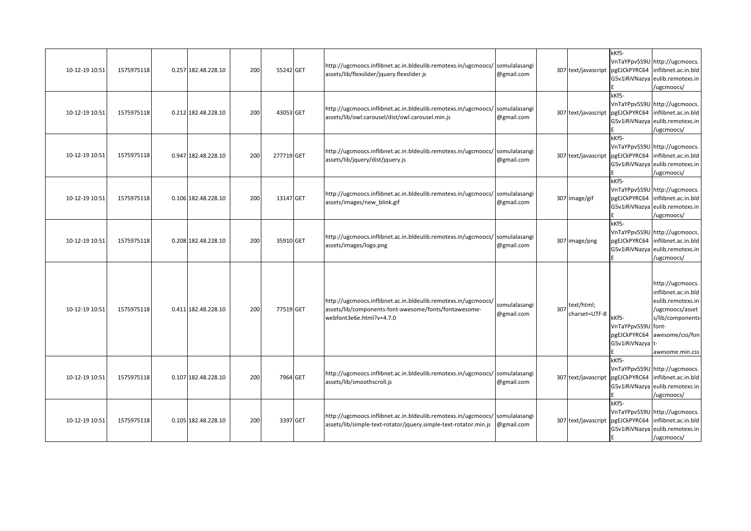|  |  |  |  |  |  |  |  |  |  |  |  |  |  |
|---|---|---|---|---|---|---|---|---|---|---|---|---|---|
| 10-12-19 10:51 | 1575975118 |  | 0.257 | 182.48.228.10 | 200 | 55242 | GET | http://ugcmoocs.inflibnet.ac.in.bldeulib.remotexs.in/ugcmoocs/assets/lib/flexslider/jquery.flexslider.js | somulalasangi@gmail.com |  | 307 text/javascript | kKf5-VnTaYPpv5S9UpgEJCkPYRC64G5v1iRiVNazyaE | http://ugcmoocs.inflibnet.ac.in.bldeulib.remotexs.in/ugcmoocs/ |
| 10-12-19 10:51 | 1575975118 |  | 0.212 | 182.48.228.10 | 200 | 43053 | GET | http://ugcmoocs.inflibnet.ac.in.bldeulib.remotexs.in/ugcmoocs/assets/lib/owl.carousel/dist/owl.carousel.min.js | somulalasangi@gmail.com |  | 307 text/javascript | kKf5-VnTaYPpv5S9UpgEJCkPYRC64G5v1iRiVNazyaE | http://ugcmoocs.inflibnet.ac.in.bldeulib.remotexs.in/ugcmoocs/ |
| 10-12-19 10:51 | 1575975118 |  | 0.947 | 182.48.228.10 | 200 | 277719 | GET | http://ugcmoocs.inflibnet.ac.in.bldeulib.remotexs.in/ugcmoocs/assets/lib/jquery/dist/jquery.js | somulalasangi@gmail.com |  | 307 text/javascript | kKf5-VnTaYPpv5S9UpgEJCkPYRC64G5v1iRiVNazyaE | http://ugcmoocs.inflibnet.ac.in.bldeulib.remotexs.in/ugcmoocs/ |
| 10-12-19 10:51 | 1575975118 |  | 0.106 | 182.48.228.10 | 200 | 13147 | GET | http://ugcmoocs.inflibnet.ac.in.bldeulib.remotexs.in/ugcmoocs/assets/images/new_blink.gif | somulalasangi@gmail.com |  | 307 image/gif | kKf5-VnTaYPpv5S9UpgEJCkPYRC64G5v1iRiVNazyaE | http://ugcmoocs.inflibnet.ac.in.bldeulib.remotexs.in/ugcmoocs/ |
| 10-12-19 10:51 | 1575975118 |  | 0.208 | 182.48.228.10 | 200 | 35910 | GET | http://ugcmoocs.inflibnet.ac.in.bldeulib.remotexs.in/ugcmoocs/assets/images/logo.png | somulalasangi@gmail.com |  | 307 image/png | kKf5-VnTaYPpv5S9UpgEJCkPYRC64G5v1iRiVNazyaE | http://ugcmoocs.inflibnet.ac.in.bldeulib.remotexs.in/ugcmoocs/ |
| 10-12-19 10:51 | 1575975118 |  | 0.411 | 182.48.228.10 | 200 | 77519 | GET | http://ugcmoocs.inflibnet.ac.in.bldeulib.remotexs.in/ugcmoocs/assets/lib/components-font-awesome/fonts/fontawesome-webfont3e6e.html?v=4.7.0 | somulalasangi@gmail.com |  | 307 text/html; charset=UTF-8 | kKf5-VnTaYPpv5S9UpgEJCkPYRC64G5v1iRiVNazyaE | http://ugcmoocs.inflibnet.ac.in.bldeulib.remotexs.in/ugcmoocs/assets/lib/components-font-awesome/css/font-awesome.min.css |
| 10-12-19 10:51 | 1575975118 |  | 0.107 | 182.48.228.10 | 200 | 7964 | GET | http://ugcmoocs.inflibnet.ac.in.bldeulib.remotexs.in/ugcmoocs/assets/lib/smoothscroll.js | somulalasangi@gmail.com |  | 307 text/javascript | kKf5-VnTaYPpv5S9UpgEJCkPYRC64G5v1iRiVNazyaE | http://ugcmoocs.inflibnet.ac.in.bldeulib.remotexs.in/ugcmoocs/ |
| 10-12-19 10:51 | 1575975118 |  | 0.105 | 182.48.228.10 | 200 | 3397 | GET | http://ugcmoocs.inflibnet.ac.in.bldeulib.remotexs.in/ugcmoocs/assets/lib/simple-text-rotator/jquery.simple-text-rotator.min.js | somulalasangi@gmail.com |  | 307 text/javascript | kKf5-VnTaYPpv5S9UpgEJCkPYRC64G5v1iRiVNazyaE | http://ugcmoocs.inflibnet.ac.in.bldeulib.remotexs.in/ugcmoocs/ |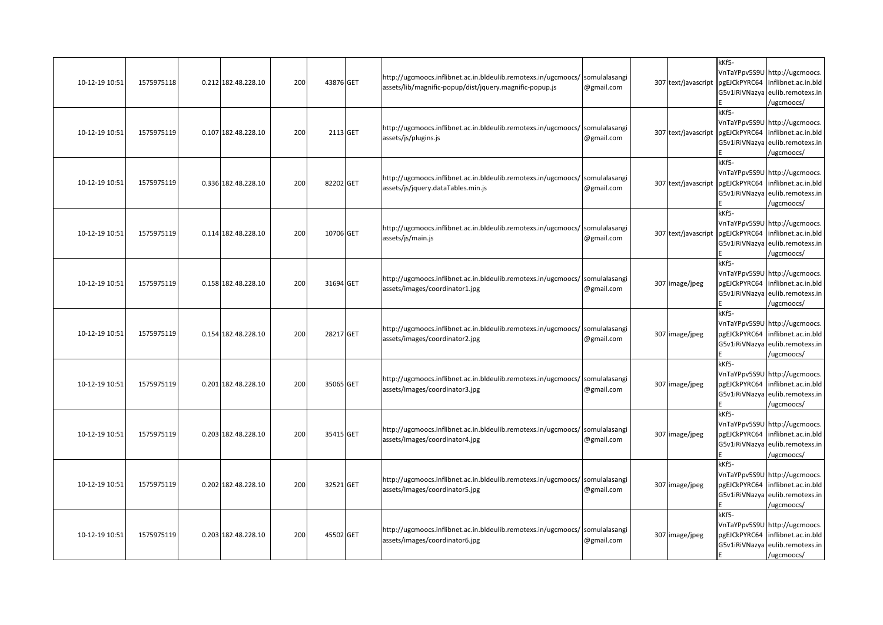| | | | | | | | | | | | | |
|---|---|---|---|---|---|---|---|---|---|---|---|---|
| 10-12-19 10:51 | 1575975118 | 0.212 | 182.48.228.10 | 200 | 43876 | GET | http://ugcmoocs.inflibnet.ac.in.bldeulib.remotexs.in/ugcmoocs/assets/lib/magnific-popup/dist/jquery.magnific-popup.js | somulalasangi@gmail.com | 307 | text/javascript | kKf5-VnTaYPpv5S9UpgEJCkPYRC64G5v1iRiVNazyaE | http://ugcmoocs.inflibnet.ac.in.bldeulib.remotexs.in/ugcmoocs/ |
| 10-12-19 10:51 | 1575975119 | 0.107 | 182.48.228.10 | 200 | 2113 | GET | http://ugcmoocs.inflibnet.ac.in.bldeulib.remotexs.in/ugcmoocs/assets/js/plugins.js | somulalasangi@gmail.com | 307 | text/javascript | kKf5-VnTaYPpv5S9UpgEJCkPYRC64G5v1iRiVNazyaE | http://ugcmoocs.inflibnet.ac.in.bldeulib.remotexs.in/ugcmoocs/ |
| 10-12-19 10:51 | 1575975119 | 0.336 | 182.48.228.10 | 200 | 82202 | GET | http://ugcmoocs.inflibnet.ac.in.bldeulib.remotexs.in/ugcmoocs/assets/js/jquery.dataTables.min.js | somulalasangi@gmail.com | 307 | text/javascript | kKf5-VnTaYPpv5S9UpgEJCkPYRC64G5v1iRiVNazyaE | http://ugcmoocs.inflibnet.ac.in.bldeulib.remotexs.in/ugcmoocs/ |
| 10-12-19 10:51 | 1575975119 | 0.114 | 182.48.228.10 | 200 | 10706 | GET | http://ugcmoocs.inflibnet.ac.in.bldeulib.remotexs.in/ugcmoocs/assets/js/main.js | somulalasangi@gmail.com | 307 | text/javascript | kKf5-VnTaYPpv5S9UpgEJCkPYRC64G5v1iRiVNazyaE | http://ugcmoocs.inflibnet.ac.in.bldeulib.remotexs.in/ugcmoocs/ |
| 10-12-19 10:51 | 1575975119 | 0.158 | 182.48.228.10 | 200 | 31694 | GET | http://ugcmoocs.inflibnet.ac.in.bldeulib.remotexs.in/ugcmoocs/assets/images/coordinator1.jpg | somulalasangi@gmail.com | 307 | image/jpeg | kKf5-VnTaYPpv5S9UpgEJCkPYRC64G5v1iRiVNazyaE | http://ugcmoocs.inflibnet.ac.in.bldeulib.remotexs.in/ugcmoocs/ |
| 10-12-19 10:51 | 1575975119 | 0.154 | 182.48.228.10 | 200 | 28217 | GET | http://ugcmoocs.inflibnet.ac.in.bldeulib.remotexs.in/ugcmoocs/assets/images/coordinator2.jpg | somulalasangi@gmail.com | 307 | image/jpeg | kKf5-VnTaYPpv5S9UpgEJCkPYRC64G5v1iRiVNazyaE | http://ugcmoocs.inflibnet.ac.in.bldeulib.remotexs.in/ugcmoocs/ |
| 10-12-19 10:51 | 1575975119 | 0.201 | 182.48.228.10 | 200 | 35065 | GET | http://ugcmoocs.inflibnet.ac.in.bldeulib.remotexs.in/ugcmoocs/assets/images/coordinator3.jpg | somulalasangi@gmail.com | 307 | image/jpeg | kKf5-VnTaYPpv5S9UpgEJCkPYRC64G5v1iRiVNazyaE | http://ugcmoocs.inflibnet.ac.in.bldeulib.remotexs.in/ugcmoocs/ |
| 10-12-19 10:51 | 1575975119 | 0.203 | 182.48.228.10 | 200 | 35415 | GET | http://ugcmoocs.inflibnet.ac.in.bldeulib.remotexs.in/ugcmoocs/assets/images/coordinator4.jpg | somulalasangi@gmail.com | 307 | image/jpeg | kKf5-VnTaYPpv5S9UpgEJCkPYRC64G5v1iRiVNazyaE | http://ugcmoocs.inflibnet.ac.in.bldeulib.remotexs.in/ugcmoocs/ |
| 10-12-19 10:51 | 1575975119 | 0.202 | 182.48.228.10 | 200 | 32521 | GET | http://ugcmoocs.inflibnet.ac.in.bldeulib.remotexs.in/ugcmoocs/assets/images/coordinator5.jpg | somulalasangi@gmail.com | 307 | image/jpeg | kKf5-VnTaYPpv5S9UpgEJCkPYRC64G5v1iRiVNazyaE | http://ugcmoocs.inflibnet.ac.in.bldeulib.remotexs.in/ugcmoocs/ |
| 10-12-19 10:51 | 1575975119 | 0.203 | 182.48.228.10 | 200 | 45502 | GET | http://ugcmoocs.inflibnet.ac.in.bldeulib.remotexs.in/ugcmoocs/assets/images/coordinator6.jpg | somulalasangi@gmail.com | 307 | image/jpeg | kKf5-VnTaYPpv5S9UpgEJCkPYRC64G5v1iRiVNazyaE | http://ugcmoocs.inflibnet.ac.in.bldeulib.remotexs.in/ugcmoocs/ |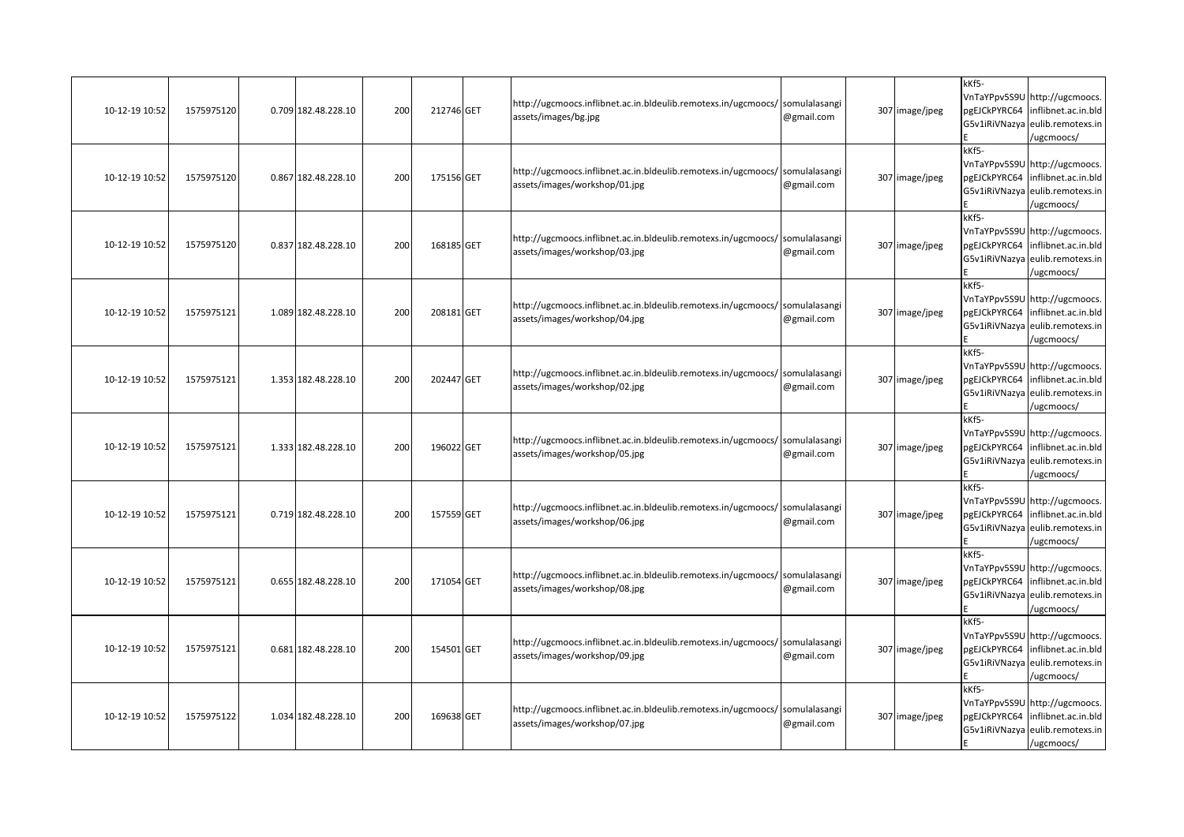| | | | | | | | | | | | | |
|---|---|---|---|---|---|---|---|---|---|---|---|---|
| 10-12-19 10:52 | 1575975120 | 0.709 | 182.48.228.10 | 200 | 212746 | GET | http://ugcmoocs.inflibnet.ac.in.bldeulib.remotexs.in/ugcmoocs/assets/images/bg.jpg | somulalasangi@gmail.com | | 307 | image/jpeg | kKf5-VnTaYPpv5S9UpgEJCkPYRC64G5v1iRiVNazyaE | http://ugcmoocs.inflibnet.ac.in.bldeulib.remotexs.in/ugcmoocs/ |
| 10-12-19 10:52 | 1575975120 | 0.867 | 182.48.228.10 | 200 | 175156 | GET | http://ugcmoocs.inflibnet.ac.in.bldeulib.remotexs.in/ugcmoocs/assets/images/workshop/01.jpg | somulalasangi@gmail.com | | 307 | image/jpeg | kKf5-VnTaYPpv5S9UpgEJCkPYRC64G5v1iRiVNazyaE | http://ugcmoocs.inflibnet.ac.in.bldeulib.remotexs.in/ugcmoocs/ |
| 10-12-19 10:52 | 1575975120 | 0.837 | 182.48.228.10 | 200 | 168185 | GET | http://ugcmoocs.inflibnet.ac.in.bldeulib.remotexs.in/ugcmoocs/assets/images/workshop/03.jpg | somulalasangi@gmail.com | | 307 | image/jpeg | kKf5-VnTaYPpv5S9UpgEJCkPYRC64G5v1iRiVNazyaE | http://ugcmoocs.inflibnet.ac.in.bldeulib.remotexs.in/ugcmoocs/ |
| 10-12-19 10:52 | 1575975121 | 1.089 | 182.48.228.10 | 200 | 208181 | GET | http://ugcmoocs.inflibnet.ac.in.bldeulib.remotexs.in/ugcmoocs/assets/images/workshop/04.jpg | somulalasangi@gmail.com | | 307 | image/jpeg | kKf5-VnTaYPpv5S9UpgEJCkPYRC64G5v1iRiVNazyaE | http://ugcmoocs.inflibnet.ac.in.bldeulib.remotexs.in/ugcmoocs/ |
| 10-12-19 10:52 | 1575975121 | 1.353 | 182.48.228.10 | 200 | 202447 | GET | http://ugcmoocs.inflibnet.ac.in.bldeulib.remotexs.in/ugcmoocs/assets/images/workshop/02.jpg | somulalasangi@gmail.com | | 307 | image/jpeg | kKf5-VnTaYPpv5S9UpgEJCkPYRC64G5v1iRiVNazyaE | http://ugcmoocs.inflibnet.ac.in.bldeulib.remotexs.in/ugcmoocs/ |
| 10-12-19 10:52 | 1575975121 | 1.333 | 182.48.228.10 | 200 | 196022 | GET | http://ugcmoocs.inflibnet.ac.in.bldeulib.remotexs.in/ugcmoocs/assets/images/workshop/05.jpg | somulalasangi@gmail.com | | 307 | image/jpeg | kKf5-VnTaYPpv5S9UpgEJCkPYRC64G5v1iRiVNazyaE | http://ugcmoocs.inflibnet.ac.in.bldeulib.remotexs.in/ugcmoocs/ |
| 10-12-19 10:52 | 1575975121 | 0.719 | 182.48.228.10 | 200 | 157559 | GET | http://ugcmoocs.inflibnet.ac.in.bldeulib.remotexs.in/ugcmoocs/assets/images/workshop/06.jpg | somulalasangi@gmail.com | | 307 | image/jpeg | kKf5-VnTaYPpv5S9UpgEJCkPYRC64G5v1iRiVNazyaE | http://ugcmoocs.inflibnet.ac.in.bldeulib.remotexs.in/ugcmoocs/ |
| 10-12-19 10:52 | 1575975121 | 0.655 | 182.48.228.10 | 200 | 171054 | GET | http://ugcmoocs.inflibnet.ac.in.bldeulib.remotexs.in/ugcmoocs/assets/images/workshop/08.jpg | somulalasangi@gmail.com | | 307 | image/jpeg | kKf5-VnTaYPpv5S9UpgEJCkPYRC64G5v1iRiVNazyaE | http://ugcmoocs.inflibnet.ac.in.bldeulib.remotexs.in/ugcmoocs/ |
| 10-12-19 10:52 | 1575975121 | 0.681 | 182.48.228.10 | 200 | 154501 | GET | http://ugcmoocs.inflibnet.ac.in.bldeulib.remotexs.in/ugcmoocs/assets/images/workshop/09.jpg | somulalasangi@gmail.com | | 307 | image/jpeg | kKf5-VnTaYPpv5S9UpgEJCkPYRC64G5v1iRiVNazyaE | http://ugcmoocs.inflibnet.ac.in.bldeulib.remotexs.in/ugcmoocs/ |
| 10-12-19 10:52 | 1575975122 | 1.034 | 182.48.228.10 | 200 | 169638 | GET | http://ugcmoocs.inflibnet.ac.in.bldeulib.remotexs.in/ugcmoocs/assets/images/workshop/07.jpg | somulalasangi@gmail.com | | 307 | image/jpeg | kKf5-VnTaYPpv5S9UpgEJCkPYRC64G5v1iRiVNazyaE | http://ugcmoocs.inflibnet.ac.in.bldeulib.remotexs.in/ugcmoocs/ |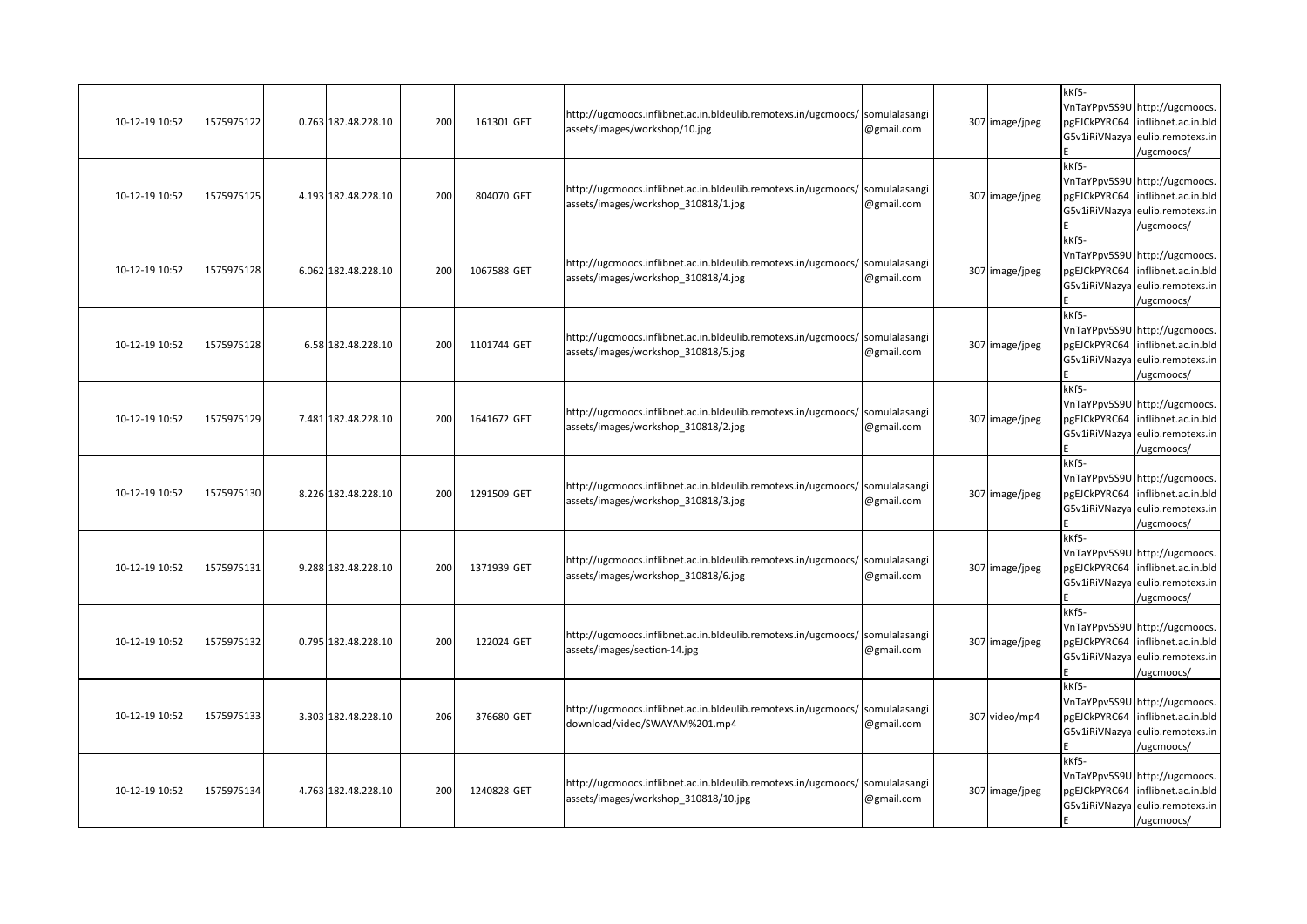| | | | | | | | | | | | | |
|---|---|---|---|---|---|---|---|---|---|---|---|---|
| 10-12-19 10:52 | 1575975122 | 0.763 | 182.48.228.10 | 200 | 161301 | GET | http://ugcmoocs.inflibnet.ac.in.bldeulib.remotexs.in/ugcmoocs/assets/images/workshop/10.jpg | somulalasangi@gmail.com | 307 | image/jpeg | kKf5-VnTaYPpv5S9UpgEJCkPYRC64G5v1iRiVNazyaE | http://ugcmoocs.inflibnet.ac.in.bldeulib.remotexs.in/ugcmoocs/ |
| 10-12-19 10:52 | 1575975125 | 4.193 | 182.48.228.10 | 200 | 804070 | GET | http://ugcmoocs.inflibnet.ac.in.bldeulib.remotexs.in/ugcmoocs/assets/images/workshop_310818/1.jpg | somulalasangi@gmail.com | 307 | image/jpeg | kKf5-VnTaYPpv5S9UpgEJCkPYRC64G5v1iRiVNazyaE | http://ugcmoocs.inflibnet.ac.in.bldeulib.remotexs.in/ugcmoocs/ |
| 10-12-19 10:52 | 1575975128 | 6.062 | 182.48.228.10 | 200 | 1067588 | GET | http://ugcmoocs.inflibnet.ac.in.bldeulib.remotexs.in/ugcmoocs/assets/images/workshop_310818/4.jpg | somulalasangi@gmail.com | 307 | image/jpeg | kKf5-VnTaYPpv5S9UpgEJCkPYRC64G5v1iRiVNazyaE | http://ugcmoocs.inflibnet.ac.in.bldeulib.remotexs.in/ugcmoocs/ |
| 10-12-19 10:52 | 1575975128 | 6.58 | 182.48.228.10 | 200 | 1101744 | GET | http://ugcmoocs.inflibnet.ac.in.bldeulib.remotexs.in/ugcmoocs/assets/images/workshop_310818/5.jpg | somulalasangi@gmail.com | 307 | image/jpeg | kKf5-VnTaYPpv5S9UpgEJCkPYRC64G5v1iRiVNazyaE | http://ugcmoocs.inflibnet.ac.in.bldeulib.remotexs.in/ugcmoocs/ |
| 10-12-19 10:52 | 1575975129 | 7.481 | 182.48.228.10 | 200 | 1641672 | GET | http://ugcmoocs.inflibnet.ac.in.bldeulib.remotexs.in/ugcmoocs/assets/images/workshop_310818/2.jpg | somulalasangi@gmail.com | 307 | image/jpeg | kKf5-VnTaYPpv5S9UpgEJCkPYRC64G5v1iRiVNazyaE | http://ugcmoocs.inflibnet.ac.in.bldeulib.remotexs.in/ugcmoocs/ |
| 10-12-19 10:52 | 1575975130 | 8.226 | 182.48.228.10 | 200 | 1291509 | GET | http://ugcmoocs.inflibnet.ac.in.bldeulib.remotexs.in/ugcmoocs/assets/images/workshop_310818/3.jpg | somulalasangi@gmail.com | 307 | image/jpeg | kKf5-VnTaYPpv5S9UpgEJCkPYRC64G5v1iRiVNazyaE | http://ugcmoocs.inflibnet.ac.in.bldeulib.remotexs.in/ugcmoocs/ |
| 10-12-19 10:52 | 1575975131 | 9.288 | 182.48.228.10 | 200 | 1371939 | GET | http://ugcmoocs.inflibnet.ac.in.bldeulib.remotexs.in/ugcmoocs/assets/images/workshop_310818/6.jpg | somulalasangi@gmail.com | 307 | image/jpeg | kKf5-VnTaYPpv5S9UpgEJCkPYRC64G5v1iRiVNazyaE | http://ugcmoocs.inflibnet.ac.in.bldeulib.remotexs.in/ugcmoocs/ |
| 10-12-19 10:52 | 1575975132 | 0.795 | 182.48.228.10 | 200 | 122024 | GET | http://ugcmoocs.inflibnet.ac.in.bldeulib.remotexs.in/ugcmoocs/assets/images/section-14.jpg | somulalasangi@gmail.com | 307 | image/jpeg | kKf5-VnTaYPpv5S9UpgEJCkPYRC64G5v1iRiVNazyaE | http://ugcmoocs.inflibnet.ac.in.bldeulib.remotexs.in/ugcmoocs/ |
| 10-12-19 10:52 | 1575975133 | 3.303 | 182.48.228.10 | 206 | 376680 | GET | http://ugcmoocs.inflibnet.ac.in.bldeulib.remotexs.in/ugcmoocs/download/video/SWAYAM%201.mp4 | somulalasangi@gmail.com | 307 | video/mp4 | kKf5-VnTaYPpv5S9UpgEJCkPYRC64G5v1iRiVNazyaE | http://ugcmoocs.inflibnet.ac.in.bldeulib.remotexs.in/ugcmoocs/ |
| 10-12-19 10:52 | 1575975134 | 4.763 | 182.48.228.10 | 200 | 1240828 | GET | http://ugcmoocs.inflibnet.ac.in.bldeulib.remotexs.in/ugcmoocs/assets/images/workshop_310818/10.jpg | somulalasangi@gmail.com | 307 | image/jpeg | kKf5-VnTaYPpv5S9UpgEJCkPYRC64G5v1iRiVNazyaE | http://ugcmoocs.inflibnet.ac.in.bldeulib.remotexs.in/ugcmoocs/ |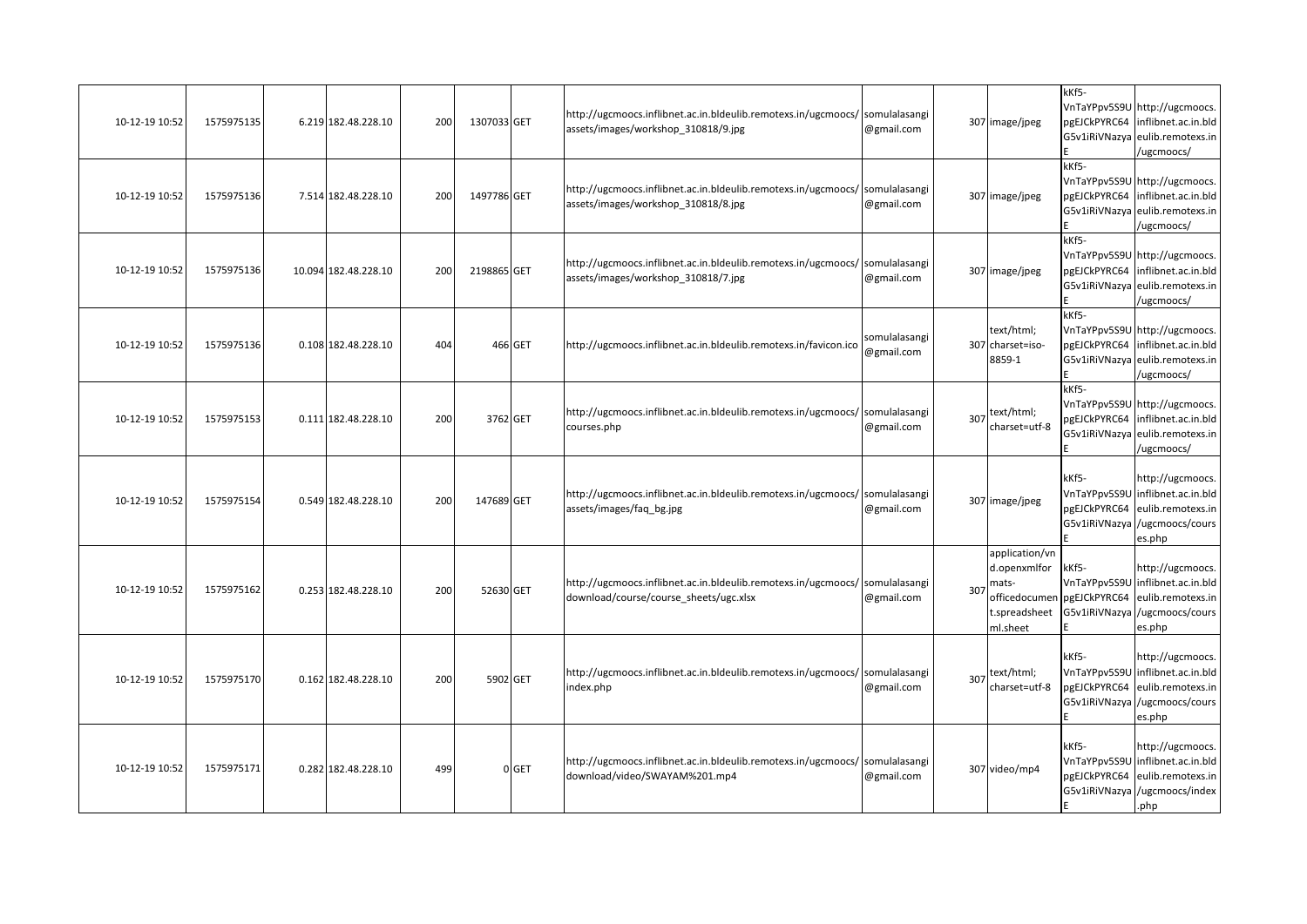| | | | | | | | | | | | | |
|---|---|---|---|---|---|---|---|---|---|---|---|---|
| 10-12-19 10:52 | 1575975135 | 6.219 | 182.48.228.10 | 200 | 1307033 | GET | http://ugcmoocs.inflibnet.ac.in.bldeulib.remotexs.in/ugcmoocs/assets/images/workshop_310818/9.jpg | somulalasangi@gmail.com | 307 | image/jpeg | kKf5-VnTaYPpv5S9UpgEJCkPYRC64G5v1iRiVNazyaE | http://ugcmoocs.inflibnet.ac.in.bldeulib.remotexs.in/ugcmoocs/ |
| 10-12-19 10:52 | 1575975136 | 7.514 | 182.48.228.10 | 200 | 1497786 | GET | http://ugcmoocs.inflibnet.ac.in.bldeulib.remotexs.in/ugcmoocs/assets/images/workshop_310818/8.jpg | somulalasangi@gmail.com | 307 | image/jpeg | kKf5-VnTaYPpv5S9UpgEJCkPYRC64G5v1iRiVNazyaE | http://ugcmoocs.inflibnet.ac.in.bldeulib.remotexs.in/ugcmoocs/ |
| 10-12-19 10:52 | 1575975136 | 10.094 | 182.48.228.10 | 200 | 2198865 | GET | http://ugcmoocs.inflibnet.ac.in.bldeulib.remotexs.in/ugcmoocs/assets/images/workshop_310818/7.jpg | somulalasangi@gmail.com | 307 | image/jpeg | kKf5-VnTaYPpv5S9UpgEJCkPYRC64G5v1iRiVNazyaE | http://ugcmoocs.inflibnet.ac.in.bldeulib.remotexs.in/ugcmoocs/ |
| 10-12-19 10:52 | 1575975136 | 0.108 | 182.48.228.10 | 404 | 466 | GET | http://ugcmoocs.inflibnet.ac.in.bldeulib.remotexs.in/favicon.ico | somulalasangi@gmail.com | 307 | text/html; charset=iso-8859-1 | kKf5-VnTaYPpv5S9UpgEJCkPYRC64G5v1iRiVNazyaE | http://ugcmoocs.inflibnet.ac.in.bldeulib.remotexs.in/ugcmoocs/ |
| 10-12-19 10:52 | 1575975153 | 0.111 | 182.48.228.10 | 200 | 3762 | GET | http://ugcmoocs.inflibnet.ac.in.bldeulib.remotexs.in/ugcmoocs/courses.php | somulalasangi@gmail.com | 307 | text/html; charset=utf-8 | kKf5-VnTaYPpv5S9UpgEJCkPYRC64G5v1iRiVNazyaE | http://ugcmoocs.inflibnet.ac.in.bldeulib.remotexs.in/ugcmoocs/ |
| 10-12-19 10:52 | 1575975154 | 0.549 | 182.48.228.10 | 200 | 147689 | GET | http://ugcmoocs.inflibnet.ac.in.bldeulib.remotexs.in/ugcmoocs/assets/images/faq_bg.jpg | somulalasangi@gmail.com | 307 | image/jpeg | kKf5-VnTaYPpv5S9UpgEJCkPYRC64G5v1iRiVNazyaE | http://ugcmoocs.inflibnet.ac.in.bldeulib.remotexs.in/ugcmoocs/courses.php |
| 10-12-19 10:52 | 1575975162 | 0.253 | 182.48.228.10 | 200 | 52630 | GET | http://ugcmoocs.inflibnet.ac.in.bldeulib.remotexs.in/ugcmoocs/download/course/course_sheets/ugc.xlsx | somulalasangi@gmail.com | 307 | application/vnd.openxmlformats-officedocument.spreadsheetml.sheet | kKf5-VnTaYPpv5S9UpgEJCkPYRC64G5v1iRiVNazyaE | http://ugcmoocs.inflibnet.ac.in.bldeulib.remotexs.in/ugcmoocs/courses.php |
| 10-12-19 10:52 | 1575975170 | 0.162 | 182.48.228.10 | 200 | 5902 | GET | http://ugcmoocs.inflibnet.ac.in.bldeulib.remotexs.in/ugcmoocs/index.php | somulalasangi@gmail.com | 307 | text/html; charset=utf-8 | kKf5-VnTaYPpv5S9UpgEJCkPYRC64G5v1iRiVNazyaE | http://ugcmoocs.inflibnet.ac.in.bldeulib.remotexs.in/ugcmoocs/courses.php |
| 10-12-19 10:52 | 1575975171 | 0.282 | 182.48.228.10 | 499 | 0 | GET | http://ugcmoocs.inflibnet.ac.in.bldeulib.remotexs.in/ugcmoocs/download/video/SWAYAM%201.mp4 | somulalasangi@gmail.com | 307 | video/mp4 | kKf5-VnTaYPpv5S9UpgEJCkPYRC64G5v1iRiVNazyaE | http://ugcmoocs.inflibnet.ac.in.bldeulib.remotexs.in/ugcmoocs/index.php |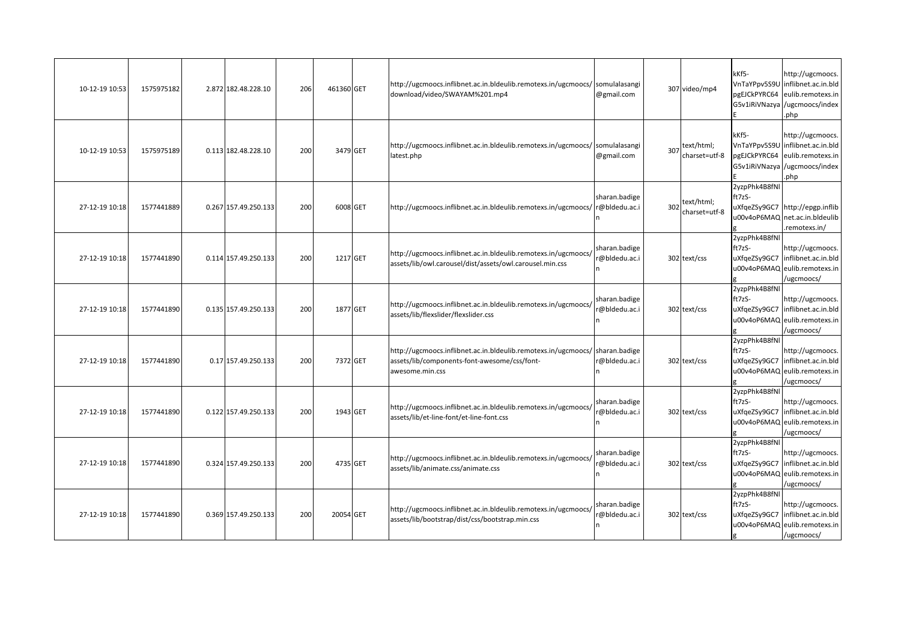| | | | | | | | | | | | | |
|---|---|---|---|---|---|---|---|---|---|---|---|---|
| 10-12-19 10:53 | 1575975182 | 2.872 | 182.48.228.10 | 206 | 461360 | GET | http://ugcmoocs.inflibnet.ac.in.bldeulib.remotexs.in/ugcmoocs/download/video/SWAYAM%201.mp4 | somulalasangi@gmail.com | 307 | video/mp4 | kKf5-VnTaYPpv5S9UpgEJCkPYRC64G5v1iRiVNazyaE | http://ugcmoocs.inflibnet.ac.in.bldeulib.remotexs.in/ugcmoocs/index.php |
| 10-12-19 10:53 | 1575975189 | 0.113 | 182.48.228.10 | 200 | 3479 | GET | http://ugcmoocs.inflibnet.ac.in.bldeulib.remotexs.in/ugcmoocs/latest.php | somulalasangi@gmail.com | 307 | text/html; charset=utf-8 | kKf5-VnTaYPpv5S9UpgEJCkPYRC64G5v1iRiVNazyaE | http://ugcmoocs.inflibnet.ac.in.bldeulib.remotexs.in/ugcmoocs/index.php |
| 27-12-19 10:18 | 1577441889 | 0.267 | 157.49.250.133 | 200 | 6008 | GET | http://ugcmoocs.inflibnet.ac.in.bldeulib.remotexs.in/ugcmoocs/ | sharan.badiger@bldedu.ac.in | 302 | text/html; charset=utf-8 | 2yzpPhk4B8fNlft7zS-uXfqeZSy9GC7u00v4oP6MAQg | http://epgp.inflibnet.ac.in.bldeulib.remotexs.in/ |
| 27-12-19 10:18 | 1577441890 | 0.114 | 157.49.250.133 | 200 | 1217 | GET | http://ugcmoocs.inflibnet.ac.in.bldeulib.remotexs.in/ugcmoocs/assets/lib/owl.carousel/dist/assets/owl.carousel.min.css | sharan.badiger@bldedu.ac.in | 302 | text/css | 2yzpPhk4B8fNlft7zS-uXfqeZSy9GC7u00v4oP6MAQg | http://ugcmoocs.inflibnet.ac.in.bldeulib.remotexs.in/ugcmoocs/ |
| 27-12-19 10:18 | 1577441890 | 0.135 | 157.49.250.133 | 200 | 1877 | GET | http://ugcmoocs.inflibnet.ac.in.bldeulib.remotexs.in/ugcmoocs/assets/lib/flexslider/flexslider.css | sharan.badiger@bldedu.ac.in | 302 | text/css | 2yzpPhk4B8fNlft7zS-uXfqeZSy9GC7u00v4oP6MAQg | http://ugcmoocs.inflibnet.ac.in.bldeulib.remotexs.in/ugcmoocs/ |
| 27-12-19 10:18 | 1577441890 | 0.17 | 157.49.250.133 | 200 | 7372 | GET | http://ugcmoocs.inflibnet.ac.in.bldeulib.remotexs.in/ugcmoocs/assets/lib/components-font-awesome/css/font-awesome.min.css | sharan.badiger@bldedu.ac.in | 302 | text/css | 2yzpPhk4B8fNlft7zS-uXfqeZSy9GC7u00v4oP6MAQg | http://ugcmoocs.inflibnet.ac.in.bldeulib.remotexs.in/ugcmoocs/ |
| 27-12-19 10:18 | 1577441890 | 0.122 | 157.49.250.133 | 200 | 1943 | GET | http://ugcmoocs.inflibnet.ac.in.bldeulib.remotexs.in/ugcmoocs/assets/lib/et-line-font/et-line-font.css | sharan.badiger@bldedu.ac.in | 302 | text/css | 2yzpPhk4B8fNlft7zS-uXfqeZSy9GC7u00v4oP6MAQg | http://ugcmoocs.inflibnet.ac.in.bldeulib.remotexs.in/ugcmoocs/ |
| 27-12-19 10:18 | 1577441890 | 0.324 | 157.49.250.133 | 200 | 4735 | GET | http://ugcmoocs.inflibnet.ac.in.bldeulib.remotexs.in/ugcmoocs/assets/lib/animate.css/animate.css | sharan.badiger@bldedu.ac.in | 302 | text/css | 2yzpPhk4B8fNlft7zS-uXfqeZSy9GC7u00v4oP6MAQg | http://ugcmoocs.inflibnet.ac.in.bldeulib.remotexs.in/ugcmoocs/ |
| 27-12-19 10:18 | 1577441890 | 0.369 | 157.49.250.133 | 200 | 20054 | GET | http://ugcmoocs.inflibnet.ac.in.bldeulib.remotexs.in/ugcmoocs/assets/lib/bootstrap/dist/css/bootstrap.min.css | sharan.badiger@bldedu.ac.in | 302 | text/css | 2yzpPhk4B8fNlft7zS-uXfqeZSy9GC7u00v4oP6MAQg | http://ugcmoocs.inflibnet.ac.in.bldeulib.remotexs.in/ugcmoocs/ |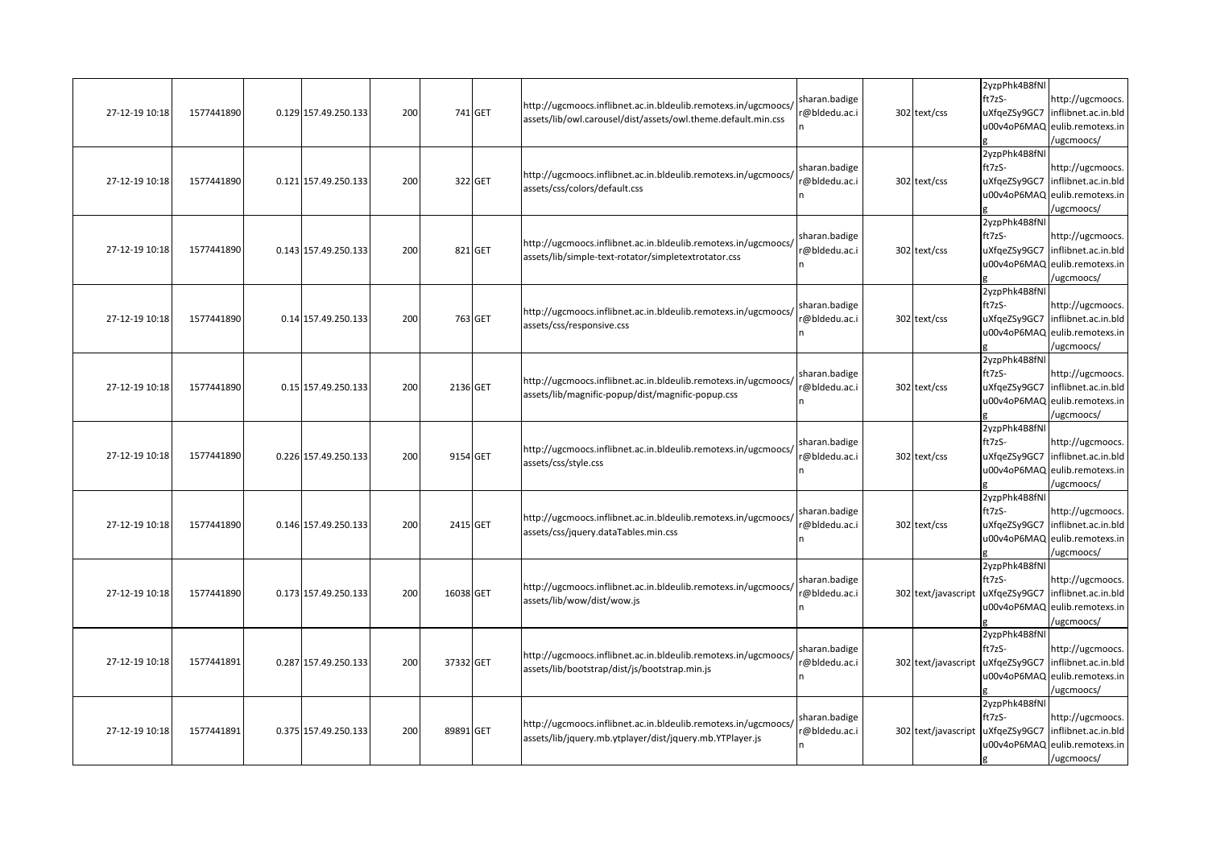|  |  |  |  |  |  |  |  |  |  |  |  |  |  |
|---|---|---|---|---|---|---|---|---|---|---|---|---|---|
| 27-12-19 10:18 | 1577441890 | 0.129 | 157.49.250.133 | 200 | 741 | GET | http://ugcmoocs.inflibnet.ac.in.bldeulib.remotexs.in/ugcmoocs/assets/lib/owl.carousel/dist/assets/owl.theme.default.min.css | sharan.badiger@bldedu.ac.in | | 302 | text/css | 2yzpPhk4B8fNlft7zS-uXfqeZSy9GC7u00v4oP6MAQg | http://ugcmoocs.inflibnet.ac.in.bldeulib.remotexs.in/ugcmoocs/ |
| 27-12-19 10:18 | 1577441890 | 0.121 | 157.49.250.133 | 200 | 322 | GET | http://ugcmoocs.inflibnet.ac.in.bldeulib.remotexs.in/ugcmoocs/assets/css/colors/default.css | sharan.badiger@bldedu.ac.in | | 302 | text/css | 2yzpPhk4B8fNlft7zS-uXfqeZSy9GC7u00v4oP6MAQg | http://ugcmoocs.inflibnet.ac.in.bldeulib.remotexs.in/ugcmoocs/ |
| 27-12-19 10:18 | 1577441890 | 0.143 | 157.49.250.133 | 200 | 821 | GET | http://ugcmoocs.inflibnet.ac.in.bldeulib.remotexs.in/ugcmoocs/assets/lib/simple-text-rotator/simpletextrotator.css | sharan.badiger@bldedu.ac.in | | 302 | text/css | 2yzpPhk4B8fNlft7zS-uXfqeZSy9GC7u00v4oP6MAQg | http://ugcmoocs.inflibnet.ac.in.bldeulib.remotexs.in/ugcmoocs/ |
| 27-12-19 10:18 | 1577441890 | 0.14 | 157.49.250.133 | 200 | 763 | GET | http://ugcmoocs.inflibnet.ac.in.bldeulib.remotexs.in/ugcmoocs/assets/css/responsive.css | sharan.badiger@bldedu.ac.in | | 302 | text/css | 2yzpPhk4B8fNlft7zS-uXfqeZSy9GC7u00v4oP6MAQg | http://ugcmoocs.inflibnet.ac.in.bldeulib.remotexs.in/ugcmoocs/ |
| 27-12-19 10:18 | 1577441890 | 0.15 | 157.49.250.133 | 200 | 2136 | GET | http://ugcmoocs.inflibnet.ac.in.bldeulib.remotexs.in/ugcmoocs/assets/lib/magnific-popup/dist/magnific-popup.css | sharan.badiger@bldedu.ac.in | | 302 | text/css | 2yzpPhk4B8fNlft7zS-uXfqeZSy9GC7u00v4oP6MAQg | http://ugcmoocs.inflibnet.ac.in.bldeulib.remotexs.in/ugcmoocs/ |
| 27-12-19 10:18 | 1577441890 | 0.226 | 157.49.250.133 | 200 | 9154 | GET | http://ugcmoocs.inflibnet.ac.in.bldeulib.remotexs.in/ugcmoocs/assets/css/style.css | sharan.badiger@bldedu.ac.in | | 302 | text/css | 2yzpPhk4B8fNlft7zS-uXfqeZSy9GC7u00v4oP6MAQg | http://ugcmoocs.inflibnet.ac.in.bldeulib.remotexs.in/ugcmoocs/ |
| 27-12-19 10:18 | 1577441890 | 0.146 | 157.49.250.133 | 200 | 2415 | GET | http://ugcmoocs.inflibnet.ac.in.bldeulib.remotexs.in/ugcmoocs/assets/css/jquery.dataTables.min.css | sharan.badiger@bldedu.ac.in | | 302 | text/css | 2yzpPhk4B8fNlft7zS-uXfqeZSy9GC7u00v4oP6MAQg | http://ugcmoocs.inflibnet.ac.in.bldeulib.remotexs.in/ugcmoocs/ |
| 27-12-19 10:18 | 1577441890 | 0.173 | 157.49.250.133 | 200 | 16038 | GET | http://ugcmoocs.inflibnet.ac.in.bldeulib.remotexs.in/ugcmoocs/assets/lib/wow/dist/wow.js | sharan.badiger@bldedu.ac.in | | 302 | text/javascript | 2yzpPhk4B8fNlft7zS-uXfqeZSy9GC7u00v4oP6MAQg | http://ugcmoocs.inflibnet.ac.in.bldeulib.remotexs.in/ugcmoocs/ |
| 27-12-19 10:18 | 1577441891 | 0.287 | 157.49.250.133 | 200 | 37332 | GET | http://ugcmoocs.inflibnet.ac.in.bldeulib.remotexs.in/ugcmoocs/assets/lib/bootstrap/dist/js/bootstrap.min.js | sharan.badiger@bldedu.ac.in | | 302 | text/javascript | 2yzpPhk4B8fNlft7zS-uXfqeZSy9GC7u00v4oP6MAQg | http://ugcmoocs.inflibnet.ac.in.bldeulib.remotexs.in/ugcmoocs/ |
| 27-12-19 10:18 | 1577441891 | 0.375 | 157.49.250.133 | 200 | 89891 | GET | http://ugcmoocs.inflibnet.ac.in.bldeulib.remotexs.in/ugcmoocs/assets/lib/jquery.mb.ytplayer/dist/jquery.mb.YTPlayer.js | sharan.badiger@bldedu.ac.in | | 302 | text/javascript | 2yzpPhk4B8fNlft7zS-uXfqeZSy9GC7u00v4oP6MAQg | http://ugcmoocs.inflibnet.ac.in.bldeulib.remotexs.in/ugcmoocs/ |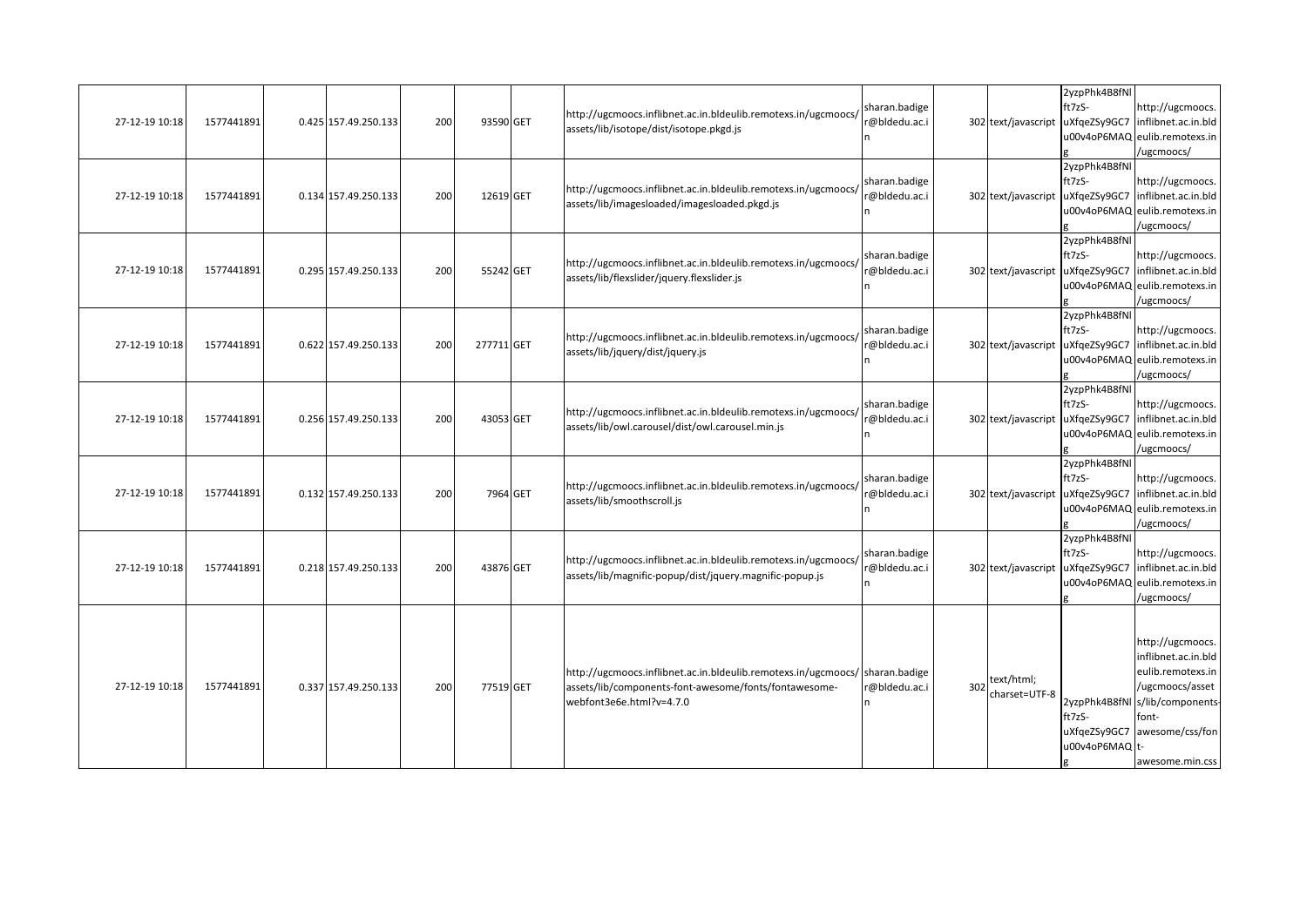| | | | | | | | | | | | | | |
|---|---|---|---|---|---|---|---|---|---|---|---|---|---|
| 27-12-19 10:18 | 1577441891 | 0.425 | 157.49.250.133 | 200 | 93590 | GET | http://ugcmoocs.inflibnet.ac.in.bldeulib.remotexs.in/ugcmoocs/assets/lib/isotope/dist/isotope.pkgd.js | sharan.badiger@bldedu.ac.in | | 302 | text/javascript | 2yzpPhk4B8fNlft7zS-uXfqeZSy9GC7u00v4oP6MAQg | http://ugcmoocs.inflibnet.ac.in.bldeulib.remotexs.in/ugcmoocs/ |
| 27-12-19 10:18 | 1577441891 | 0.134 | 157.49.250.133 | 200 | 12619 | GET | http://ugcmoocs.inflibnet.ac.in.bldeulib.remotexs.in/ugcmoocs/assets/lib/imagesloaded/imagesloaded.pkgd.js | sharan.badiger@bldedu.ac.in | | 302 | text/javascript | 2yzpPhk4B8fNlft7zS-uXfqeZSy9GC7u00v4oP6MAQg | http://ugcmoocs.inflibnet.ac.in.bldeulib.remotexs.in/ugcmoocs/ |
| 27-12-19 10:18 | 1577441891 | 0.295 | 157.49.250.133 | 200 | 55242 | GET | http://ugcmoocs.inflibnet.ac.in.bldeulib.remotexs.in/ugcmoocs/assets/lib/flexslider/jquery.flexslider.js | sharan.badiger@bldedu.ac.in | | 302 | text/javascript | 2yzpPhk4B8fNlft7zS-uXfqeZSy9GC7u00v4oP6MAQg | http://ugcmoocs.inflibnet.ac.in.bldeulib.remotexs.in/ugcmoocs/ |
| 27-12-19 10:18 | 1577441891 | 0.622 | 157.49.250.133 | 200 | 277711 | GET | http://ugcmoocs.inflibnet.ac.in.bldeulib.remotexs.in/ugcmoocs/assets/lib/jquery/dist/jquery.js | sharan.badiger@bldedu.ac.in | | 302 | text/javascript | 2yzpPhk4B8fNlft7zS-uXfqeZSy9GC7u00v4oP6MAQg | http://ugcmoocs.inflibnet.ac.in.bldeulib.remotexs.in/ugcmoocs/ |
| 27-12-19 10:18 | 1577441891 | 0.256 | 157.49.250.133 | 200 | 43053 | GET | http://ugcmoocs.inflibnet.ac.in.bldeulib.remotexs.in/ugcmoocs/assets/lib/owl.carousel/dist/owl.carousel.min.js | sharan.badiger@bldedu.ac.in | | 302 | text/javascript | 2yzpPhk4B8fNlft7zS-uXfqeZSy9GC7u00v4oP6MAQg | http://ugcmoocs.inflibnet.ac.in.bldeulib.remotexs.in/ugcmoocs/ |
| 27-12-19 10:18 | 1577441891 | 0.132 | 157.49.250.133 | 200 | 7964 | GET | http://ugcmoocs.inflibnet.ac.in.bldeulib.remotexs.in/ugcmoocs/assets/lib/smoothscroll.js | sharan.badiger@bldedu.ac.in | | 302 | text/javascript | 2yzpPhk4B8fNlft7zS-uXfqeZSy9GC7u00v4oP6MAQg | http://ugcmoocs.inflibnet.ac.in.bldeulib.remotexs.in/ugcmoocs/ |
| 27-12-19 10:18 | 1577441891 | 0.218 | 157.49.250.133 | 200 | 43876 | GET | http://ugcmoocs.inflibnet.ac.in.bldeulib.remotexs.in/ugcmoocs/assets/lib/magnific-popup/dist/jquery.magnific-popup.js | sharan.badiger@bldedu.ac.in | | 302 | text/javascript | 2yzpPhk4B8fNlft7zS-uXfqeZSy9GC7u00v4oP6MAQg | http://ugcmoocs.inflibnet.ac.in.bldeulib.remotexs.in/ugcmoocs/ |
| 27-12-19 10:18 | 1577441891 | 0.337 | 157.49.250.133 | 200 | 77519 | GET | http://ugcmoocs.inflibnet.ac.in.bldeulib.remotexs.in/ugcmoocs/assets/lib/components-font-awesome/fonts/fontawesome-webfont3e6e.html?v=4.7.0 | sharan.badiger@bldedu.ac.in | | 302 | text/html; charset=UTF-8 | 2yzpPhk4B8fNlft7zS-uXfqeZSy9GC7u00v4oP6MAQg | http://ugcmoocs.inflibnet.ac.in.bldeulib.remotexs.in/ugcmoocs/assets/lib/components-font-awesome/css/font-awesome.min.css |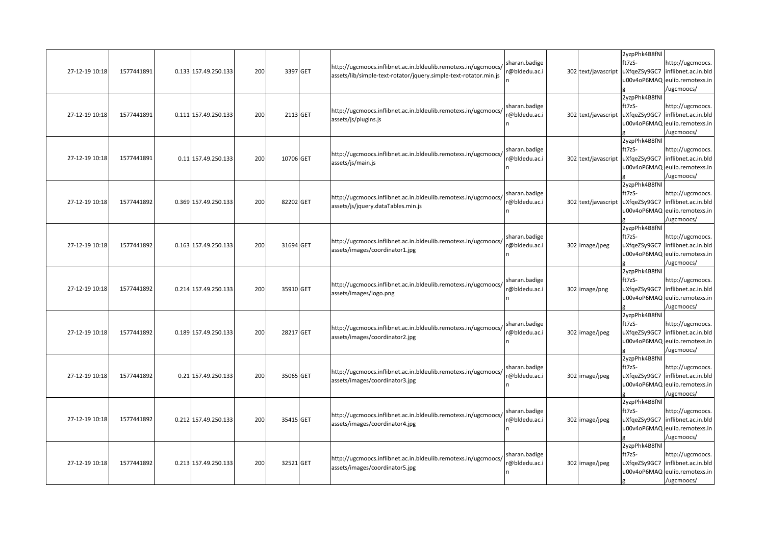| | | | | | | | | | | | | |
|---|---|---|---|---|---|---|---|---|---|---|---|---|
| 27-12-19 10:18 | 1577441891 | 0.133 | 157.49.250.133 | 200 | 3397 | GET | http://ugcmoocs.inflibnet.ac.in.bldeulib.remotexs.in/ugcmoocs/assets/lib/simple-text-rotator/jquery.simple-text-rotator.min.js | sharan.badiger@bldedu.ac.in | 302 | text/javascript | 2yzpPhk4B8fNlft7zS-uXfqeZSy9GC7u00v4oP6MAQg | http://ugcmoocs.inflibnet.ac.in.bldeulib.remotexs.in/ugcmoocs/ |
| 27-12-19 10:18 | 1577441891 | 0.111 | 157.49.250.133 | 200 | 2113 | GET | http://ugcmoocs.inflibnet.ac.in.bldeulib.remotexs.in/ugcmoocs/assets/js/plugins.js | sharan.badiger@bldedu.ac.in | 302 | text/javascript | 2yzpPhk4B8fNlft7zS-uXfqeZSy9GC7u00v4oP6MAQg | http://ugcmoocs.inflibnet.ac.in.bldeulib.remotexs.in/ugcmoocs/ |
| 27-12-19 10:18 | 1577441891 | 0.11 | 157.49.250.133 | 200 | 10706 | GET | http://ugcmoocs.inflibnet.ac.in.bldeulib.remotexs.in/ugcmoocs/assets/js/main.js | sharan.badiger@bldedu.ac.in | 302 | text/javascript | 2yzpPhk4B8fNlft7zS-uXfqeZSy9GC7u00v4oP6MAQg | http://ugcmoocs.inflibnet.ac.in.bldeulib.remotexs.in/ugcmoocs/ |
| 27-12-19 10:18 | 1577441892 | 0.369 | 157.49.250.133 | 200 | 82202 | GET | http://ugcmoocs.inflibnet.ac.in.bldeulib.remotexs.in/ugcmoocs/assets/js/jquery.dataTables.min.js | sharan.badiger@bldedu.ac.in | 302 | text/javascript | 2yzpPhk4B8fNlft7zS-uXfqeZSy9GC7u00v4oP6MAQg | http://ugcmoocs.inflibnet.ac.in.bldeulib.remotexs.in/ugcmoocs/ |
| 27-12-19 10:18 | 1577441892 | 0.163 | 157.49.250.133 | 200 | 31694 | GET | http://ugcmoocs.inflibnet.ac.in.bldeulib.remotexs.in/ugcmoocs/assets/images/coordinator1.jpg | sharan.badiger@bldedu.ac.in | 302 | image/jpeg | 2yzpPhk4B8fNlft7zS-uXfqeZSy9GC7u00v4oP6MAQg | http://ugcmoocs.inflibnet.ac.in.bldeulib.remotexs.in/ugcmoocs/ |
| 27-12-19 10:18 | 1577441892 | 0.214 | 157.49.250.133 | 200 | 35910 | GET | http://ugcmoocs.inflibnet.ac.in.bldeulib.remotexs.in/ugcmoocs/assets/images/logo.png | sharan.badiger@bldedu.ac.in | 302 | image/png | 2yzpPhk4B8fNlft7zS-uXfqeZSy9GC7u00v4oP6MAQg | http://ugcmoocs.inflibnet.ac.in.bldeulib.remotexs.in/ugcmoocs/ |
| 27-12-19 10:18 | 1577441892 | 0.189 | 157.49.250.133 | 200 | 28217 | GET | http://ugcmoocs.inflibnet.ac.in.bldeulib.remotexs.in/ugcmoocs/assets/images/coordinator2.jpg | sharan.badiger@bldedu.ac.in | 302 | image/jpeg | 2yzpPhk4B8fNlft7zS-uXfqeZSy9GC7u00v4oP6MAQg | http://ugcmoocs.inflibnet.ac.in.bldeulib.remotexs.in/ugcmoocs/ |
| 27-12-19 10:18 | 1577441892 | 0.21 | 157.49.250.133 | 200 | 35065 | GET | http://ugcmoocs.inflibnet.ac.in.bldeulib.remotexs.in/ugcmoocs/assets/images/coordinator3.jpg | sharan.badiger@bldedu.ac.in | 302 | image/jpeg | 2yzpPhk4B8fNlft7zS-uXfqeZSy9GC7u00v4oP6MAQg | http://ugcmoocs.inflibnet.ac.in.bldeulib.remotexs.in/ugcmoocs/ |
| 27-12-19 10:18 | 1577441892 | 0.212 | 157.49.250.133 | 200 | 35415 | GET | http://ugcmoocs.inflibnet.ac.in.bldeulib.remotexs.in/ugcmoocs/assets/images/coordinator4.jpg | sharan.badiger@bldedu.ac.in | 302 | image/jpeg | 2yzpPhk4B8fNlft7zS-uXfqeZSy9GC7u00v4oP6MAQg | http://ugcmoocs.inflibnet.ac.in.bldeulib.remotexs.in/ugcmoocs/ |
| 27-12-19 10:18 | 1577441892 | 0.213 | 157.49.250.133 | 200 | 32521 | GET | http://ugcmoocs.inflibnet.ac.in.bldeulib.remotexs.in/ugcmoocs/assets/images/coordinator5.jpg | sharan.badiger@bldedu.ac.in | 302 | image/jpeg | 2yzpPhk4B8fNlft7zS-uXfqeZSy9GC7u00v4oP6MAQg | http://ugcmoocs.inflibnet.ac.in.bldeulib.remotexs.in/ugcmoocs/ |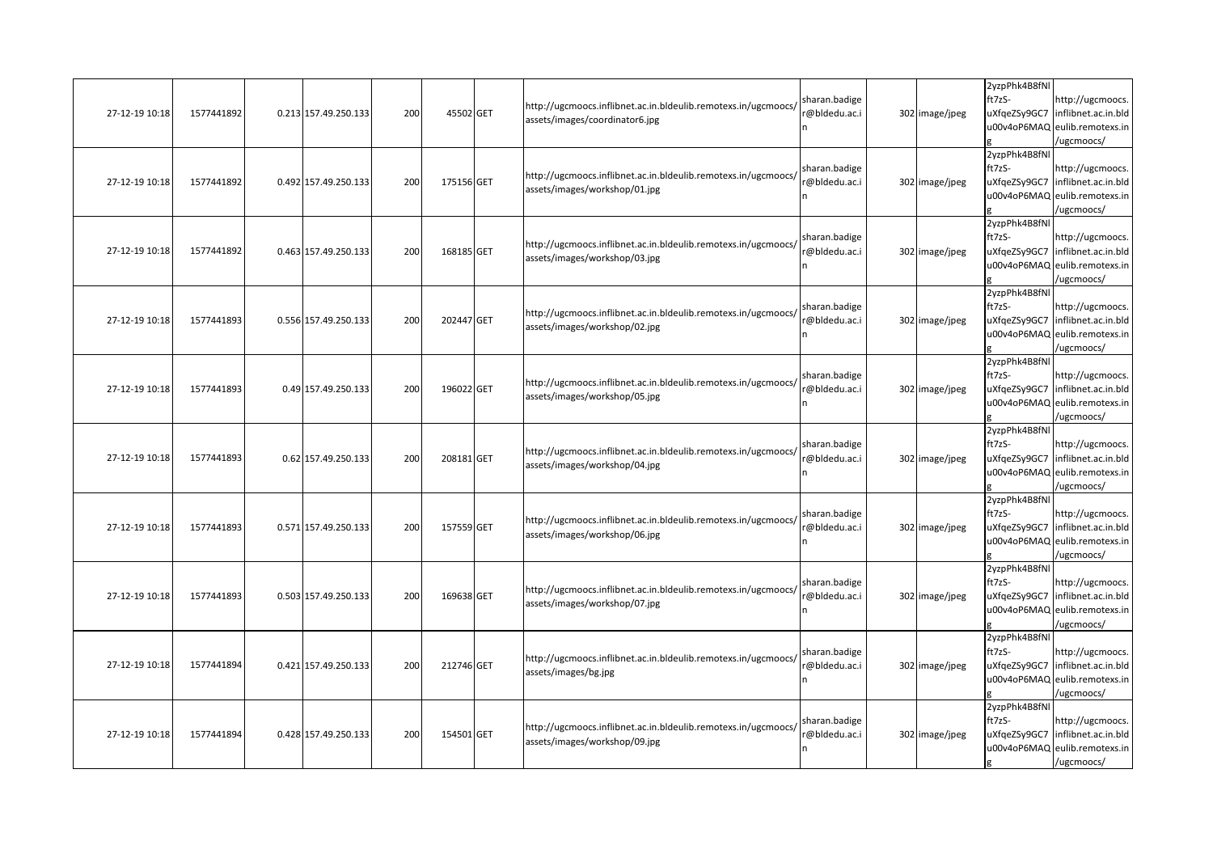| | | | | | | | | | | | | |
|---|---|---|---|---|---|---|---|---|---|---|---|---|
| 27-12-19 10:18 | 1577441892 | 0.213 | 157.49.250.133 | 200 | 45502 | GET | http://ugcmoocs.inflibnet.ac.in.bldeulib.remotexs.in/ugcmoocs/assets/images/coordinator6.jpg | sharan.badiger@bldedu.ac.in | 302 | image/jpeg | 2yzpPhk4B8fNlft7zS-uXfqeZSy9GC7u00v4oP6MAQg | http://ugcmoocs.inflibnet.ac.in.bldeulib.remotexs.in/ugcmoocs/ |
| 27-12-19 10:18 | 1577441892 | 0.492 | 157.49.250.133 | 200 | 175156 | GET | http://ugcmoocs.inflibnet.ac.in.bldeulib.remotexs.in/ugcmoocs/assets/images/workshop/01.jpg | sharan.badiger@bldedu.ac.in | 302 | image/jpeg | 2yzpPhk4B8fNlft7zS-uXfqeZSy9GC7u00v4oP6MAQg | http://ugcmoocs.inflibnet.ac.in.bldeulib.remotexs.in/ugcmoocs/ |
| 27-12-19 10:18 | 1577441892 | 0.463 | 157.49.250.133 | 200 | 168185 | GET | http://ugcmoocs.inflibnet.ac.in.bldeulib.remotexs.in/ugcmoocs/assets/images/workshop/03.jpg | sharan.badiger@bldedu.ac.in | 302 | image/jpeg | 2yzpPhk4B8fNlft7zS-uXfqeZSy9GC7u00v4oP6MAQg | http://ugcmoocs.inflibnet.ac.in.bldeulib.remotexs.in/ugcmoocs/ |
| 27-12-19 10:18 | 1577441893 | 0.556 | 157.49.250.133 | 200 | 202447 | GET | http://ugcmoocs.inflibnet.ac.in.bldeulib.remotexs.in/ugcmoocs/assets/images/workshop/02.jpg | sharan.badiger@bldedu.ac.in | 302 | image/jpeg | 2yzpPhk4B8fNlft7zS-uXfqeZSy9GC7u00v4oP6MAQg | http://ugcmoocs.inflibnet.ac.in.bldeulib.remotexs.in/ugcmoocs/ |
| 27-12-19 10:18 | 1577441893 | 0.49 | 157.49.250.133 | 200 | 196022 | GET | http://ugcmoocs.inflibnet.ac.in.bldeulib.remotexs.in/ugcmoocs/assets/images/workshop/05.jpg | sharan.badiger@bldedu.ac.in | 302 | image/jpeg | 2yzpPhk4B8fNlft7zS-uXfqeZSy9GC7u00v4oP6MAQg | http://ugcmoocs.inflibnet.ac.in.bldeulib.remotexs.in/ugcmoocs/ |
| 27-12-19 10:18 | 1577441893 | 0.62 | 157.49.250.133 | 200 | 208181 | GET | http://ugcmoocs.inflibnet.ac.in.bldeulib.remotexs.in/ugcmoocs/assets/images/workshop/04.jpg | sharan.badiger@bldedu.ac.in | 302 | image/jpeg | 2yzpPhk4B8fNlft7zS-uXfqeZSy9GC7u00v4oP6MAQg | http://ugcmoocs.inflibnet.ac.in.bldeulib.remotexs.in/ugcmoocs/ |
| 27-12-19 10:18 | 1577441893 | 0.571 | 157.49.250.133 | 200 | 157559 | GET | http://ugcmoocs.inflibnet.ac.in.bldeulib.remotexs.in/ugcmoocs/assets/images/workshop/06.jpg | sharan.badiger@bldedu.ac.in | 302 | image/jpeg | 2yzpPhk4B8fNlft7zS-uXfqeZSy9GC7u00v4oP6MAQg | http://ugcmoocs.inflibnet.ac.in.bldeulib.remotexs.in/ugcmoocs/ |
| 27-12-19 10:18 | 1577441893 | 0.503 | 157.49.250.133 | 200 | 169638 | GET | http://ugcmoocs.inflibnet.ac.in.bldeulib.remotexs.in/ugcmoocs/assets/images/workshop/07.jpg | sharan.badiger@bldedu.ac.in | 302 | image/jpeg | 2yzpPhk4B8fNlft7zS-uXfqeZSy9GC7u00v4oP6MAQg | http://ugcmoocs.inflibnet.ac.in.bldeulib.remotexs.in/ugcmoocs/ |
| 27-12-19 10:18 | 1577441894 | 0.421 | 157.49.250.133 | 200 | 212746 | GET | http://ugcmoocs.inflibnet.ac.in.bldeulib.remotexs.in/ugcmoocs/assets/images/bg.jpg | sharan.badiger@bldedu.ac.in | 302 | image/jpeg | 2yzpPhk4B8fNlft7zS-uXfqeZSy9GC7u00v4oP6MAQg | http://ugcmoocs.inflibnet.ac.in.bldeulib.remotexs.in/ugcmoocs/ |
| 27-12-19 10:18 | 1577441894 | 0.428 | 157.49.250.133 | 200 | 154501 | GET | http://ugcmoocs.inflibnet.ac.in.bldeulib.remotexs.in/ugcmoocs/assets/images/workshop/09.jpg | sharan.badiger@bldedu.ac.in | 302 | image/jpeg | 2yzpPhk4B8fNlft7zS-uXfqeZSy9GC7u00v4oP6MAQg | http://ugcmoocs.inflibnet.ac.in.bldeulib.remotexs.in/ugcmoocs/ |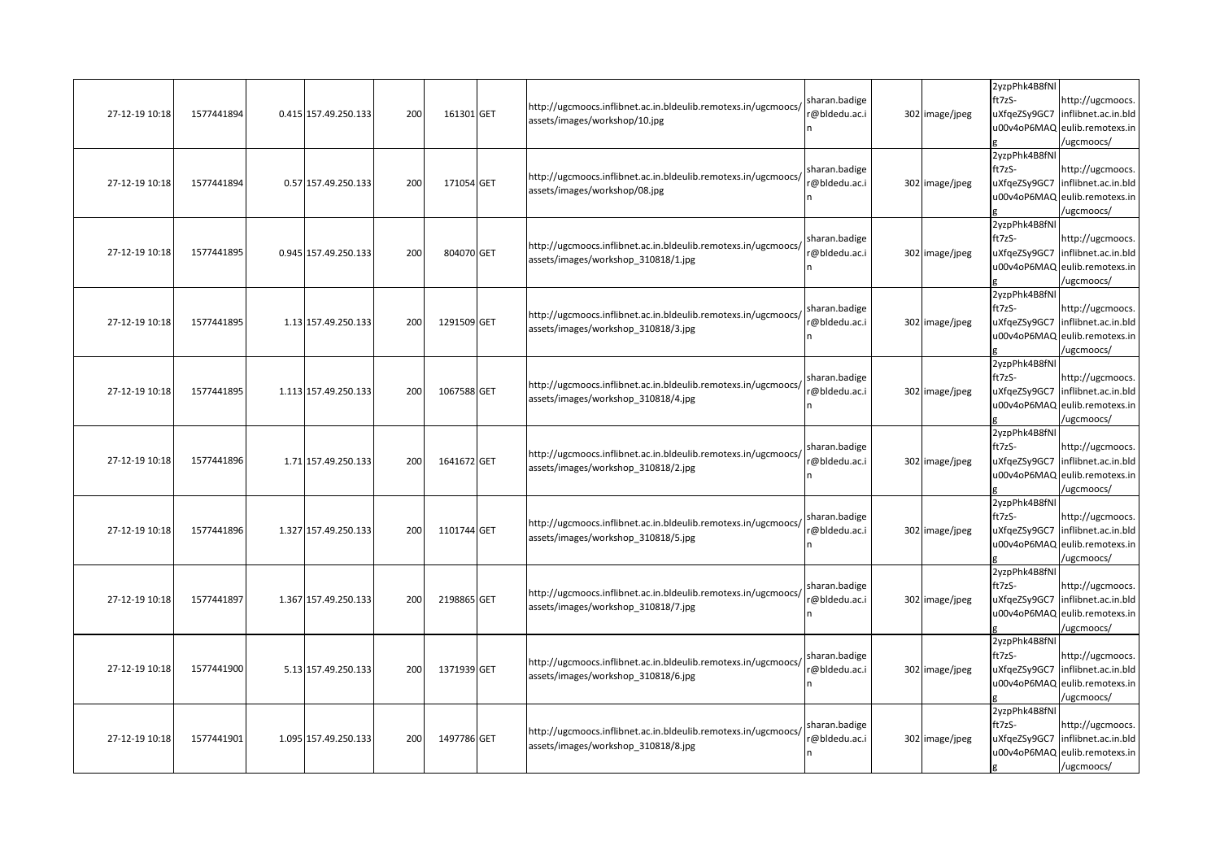| | | | | | | | | | | | | |
|---|---|---|---|---|---|---|---|---|---|---|---|---|
| 27-12-19 10:18 | 1577441894 | 0.415 | 157.49.250.133 | 200 | 161301 | GET | http://ugcmoocs.inflibnet.ac.in.bldeulib.remotexs.in/ugcmoocs/assets/images/workshop/10.jpg | sharan.badiger@bldedu.ac.in | 302 | image/jpeg | 2yzpPhk4B8fNlft7zS-uXfqeZSy9GC7u00v4oP6MAQg | http://ugcmoocs.inflibnet.ac.in.bldeulib.remotexs.in/ugcmoocs/ |
| 27-12-19 10:18 | 1577441894 | 0.57 | 157.49.250.133 | 200 | 171054 | GET | http://ugcmoocs.inflibnet.ac.in.bldeulib.remotexs.in/ugcmoocs/assets/images/workshop/08.jpg | sharan.badiger@bldedu.ac.in | 302 | image/jpeg | 2yzpPhk4B8fNlft7zS-uXfqeZSy9GC7u00v4oP6MAQg | http://ugcmoocs.inflibnet.ac.in.bldeulib.remotexs.in/ugcmoocs/ |
| 27-12-19 10:18 | 1577441895 | 0.945 | 157.49.250.133 | 200 | 804070 | GET | http://ugcmoocs.inflibnet.ac.in.bldeulib.remotexs.in/ugcmoocs/assets/images/workshop_310818/1.jpg | sharan.badiger@bldedu.ac.in | 302 | image/jpeg | 2yzpPhk4B8fNlft7zS-uXfqeZSy9GC7u00v4oP6MAQg | http://ugcmoocs.inflibnet.ac.in.bldeulib.remotexs.in/ugcmoocs/ |
| 27-12-19 10:18 | 1577441895 | 1.13 | 157.49.250.133 | 200 | 1291509 | GET | http://ugcmoocs.inflibnet.ac.in.bldeulib.remotexs.in/ugcmoocs/assets/images/workshop_310818/3.jpg | sharan.badiger@bldedu.ac.in | 302 | image/jpeg | 2yzpPhk4B8fNlft7zS-uXfqeZSy9GC7u00v4oP6MAQg | http://ugcmoocs.inflibnet.ac.in.bldeulib.remotexs.in/ugcmoocs/ |
| 27-12-19 10:18 | 1577441895 | 1.113 | 157.49.250.133 | 200 | 1067588 | GET | http://ugcmoocs.inflibnet.ac.in.bldeulib.remotexs.in/ugcmoocs/assets/images/workshop_310818/4.jpg | sharan.badiger@bldedu.ac.in | 302 | image/jpeg | 2yzpPhk4B8fNlft7zS-uXfqeZSy9GC7u00v4oP6MAQg | http://ugcmoocs.inflibnet.ac.in.bldeulib.remotexs.in/ugcmoocs/ |
| 27-12-19 10:18 | 1577441896 | 1.71 | 157.49.250.133 | 200 | 1641672 | GET | http://ugcmoocs.inflibnet.ac.in.bldeulib.remotexs.in/ugcmoocs/assets/images/workshop_310818/2.jpg | sharan.badiger@bldedu.ac.in | 302 | image/jpeg | 2yzpPhk4B8fNlft7zS-uXfqeZSy9GC7u00v4oP6MAQg | http://ugcmoocs.inflibnet.ac.in.bldeulib.remotexs.in/ugcmoocs/ |
| 27-12-19 10:18 | 1577441896 | 1.327 | 157.49.250.133 | 200 | 1101744 | GET | http://ugcmoocs.inflibnet.ac.in.bldeulib.remotexs.in/ugcmoocs/assets/images/workshop_310818/5.jpg | sharan.badiger@bldedu.ac.in | 302 | image/jpeg | 2yzpPhk4B8fNlft7zS-uXfqeZSy9GC7u00v4oP6MAQg | http://ugcmoocs.inflibnet.ac.in.bldeulib.remotexs.in/ugcmoocs/ |
| 27-12-19 10:18 | 1577441897 | 1.367 | 157.49.250.133 | 200 | 2198865 | GET | http://ugcmoocs.inflibnet.ac.in.bldeulib.remotexs.in/ugcmoocs/assets/images/workshop_310818/7.jpg | sharan.badiger@bldedu.ac.in | 302 | image/jpeg | 2yzpPhk4B8fNlft7zS-uXfqeZSy9GC7u00v4oP6MAQg | http://ugcmoocs.inflibnet.ac.in.bldeulib.remotexs.in/ugcmoocs/ |
| 27-12-19 10:18 | 1577441900 | 5.13 | 157.49.250.133 | 200 | 1371939 | GET | http://ugcmoocs.inflibnet.ac.in.bldeulib.remotexs.in/ugcmoocs/assets/images/workshop_310818/6.jpg | sharan.badiger@bldedu.ac.in | 302 | image/jpeg | 2yzpPhk4B8fNlft7zS-uXfqeZSy9GC7u00v4oP6MAQg | http://ugcmoocs.inflibnet.ac.in.bldeulib.remotexs.in/ugcmoocs/ |
| 27-12-19 10:18 | 1577441901 | 1.095 | 157.49.250.133 | 200 | 1497786 | GET | http://ugcmoocs.inflibnet.ac.in.bldeulib.remotexs.in/ugcmoocs/assets/images/workshop_310818/8.jpg | sharan.badiger@bldedu.ac.in | 302 | image/jpeg | 2yzpPhk4B8fNlft7zS-uXfqeZSy9GC7u00v4oP6MAQg | http://ugcmoocs.inflibnet.ac.in.bldeulib.remotexs.in/ugcmoocs/ |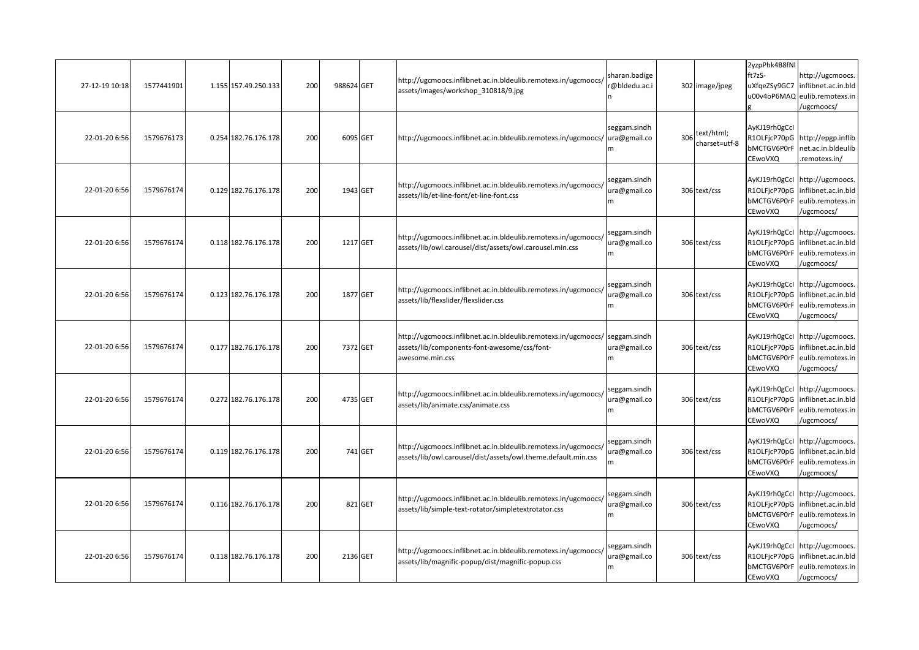| | | | | | | | | | | | | |
|---|---|---|---|---|---|---|---|---|---|---|---|---|
| 27-12-19 10:18 | 1577441901 | 1.155 | 157.49.250.133 | 200 | 988624 | GET | http://ugcmoocs.inflibnet.ac.in.bldeulib.remotexs.in/ugcmoocs/assets/images/workshop_310818/9.jpg | sharan.badiger@bldedu.ac.in | | 302 | image/jpeg | 2yzpPhk4B8fNlft7zS-uXfqeZSy9GC7u00v4oP6MAQg | http://ugcmoocs.inflibnet.ac.in.bldeulib.remotexs.in/ugcmoocs/ |
| 22-01-20 6:56 | 1579676173 | 0.254 | 182.76.176.178 | 200 | 6095 | GET | http://ugcmoocs.inflibnet.ac.in.bldeulib.remotexs.in/ugcmoocs/ | seggam.sindhura@gmail.com | | 306 | text/html; charset=utf-8 | AyKJ19rh0gCcIR1OLFjcP70pGbMCTGV6P0rFCEwoVXQ | http://epgp.inflibnet.ac.in.bldeulib.remotexs.in/ |
| 22-01-20 6:56 | 1579676174 | 0.129 | 182.76.176.178 | 200 | 1943 | GET | http://ugcmoocs.inflibnet.ac.in.bldeulib.remotexs.in/ugcmoocs/assets/lib/et-line-font/et-line-font.css | seggam.sindhura@gmail.com | | 306 | text/css | AyKJ19rh0gCcIR1OLFjcP70pGbMCTGV6P0rFCEwoVXQ | http://ugcmoocs.inflibnet.ac.in.bldeulib.remotexs.in/ugcmoocs/ |
| 22-01-20 6:56 | 1579676174 | 0.118 | 182.76.176.178 | 200 | 1217 | GET | http://ugcmoocs.inflibnet.ac.in.bldeulib.remotexs.in/ugcmoocs/assets/lib/owl.carousel/dist/assets/owl.carousel.min.css | seggam.sindhura@gmail.com | | 306 | text/css | AyKJ19rh0gCcIR1OLFjcP70pGbMCTGV6P0rFCEwoVXQ | http://ugcmoocs.inflibnet.ac.in.bldeulib.remotexs.in/ugcmoocs/ |
| 22-01-20 6:56 | 1579676174 | 0.123 | 182.76.176.178 | 200 | 1877 | GET | http://ugcmoocs.inflibnet.ac.in.bldeulib.remotexs.in/ugcmoocs/assets/lib/flexslider/flexslider.css | seggam.sindhura@gmail.com | | 306 | text/css | AyKJ19rh0gCcIR1OLFjcP70pGbMCTGV6P0rFCEwoVXQ | http://ugcmoocs.inflibnet.ac.in.bldeulib.remotexs.in/ugcmoocs/ |
| 22-01-20 6:56 | 1579676174 | 0.177 | 182.76.176.178 | 200 | 7372 | GET | http://ugcmoocs.inflibnet.ac.in.bldeulib.remotexs.in/ugcmoocs/assets/lib/components-font-awesome/css/font-awesome.min.css | seggam.sindhura@gmail.com | | 306 | text/css | AyKJ19rh0gCcIR1OLFjcP70pGbMCTGV6P0rFCEwoVXQ | http://ugcmoocs.inflibnet.ac.in.bldeulib.remotexs.in/ugcmoocs/ |
| 22-01-20 6:56 | 1579676174 | 0.272 | 182.76.176.178 | 200 | 4735 | GET | http://ugcmoocs.inflibnet.ac.in.bldeulib.remotexs.in/ugcmoocs/assets/lib/animate.css/animate.css | seggam.sindhura@gmail.com | | 306 | text/css | AyKJ19rh0gCcIR1OLFjcP70pGbMCTGV6P0rFCEwoVXQ | http://ugcmoocs.inflibnet.ac.in.bldeulib.remotexs.in/ugcmoocs/ |
| 22-01-20 6:56 | 1579676174 | 0.119 | 182.76.176.178 | 200 | 741 | GET | http://ugcmoocs.inflibnet.ac.in.bldeulib.remotexs.in/ugcmoocs/assets/lib/owl.carousel/dist/assets/owl.theme.default.min.css | seggam.sindhura@gmail.com | | 306 | text/css | AyKJ19rh0gCcIR1OLFjcP70pGbMCTGV6P0rFCEwoVXQ | http://ugcmoocs.inflibnet.ac.in.bldeulib.remotexs.in/ugcmoocs/ |
| 22-01-20 6:56 | 1579676174 | 0.116 | 182.76.176.178 | 200 | 821 | GET | http://ugcmoocs.inflibnet.ac.in.bldeulib.remotexs.in/ugcmoocs/assets/lib/simple-text-rotator/simpletextrotator.css | seggam.sindhura@gmail.com | | 306 | text/css | AyKJ19rh0gCcIR1OLFjcP70pGbMCTGV6P0rFCEwoVXQ | http://ugcmoocs.inflibnet.ac.in.bldeulib.remotexs.in/ugcmoocs/ |
| 22-01-20 6:56 | 1579676174 | 0.118 | 182.76.176.178 | 200 | 2136 | GET | http://ugcmoocs.inflibnet.ac.in.bldeulib.remotexs.in/ugcmoocs/assets/lib/magnific-popup/dist/magnific-popup.css | seggam.sindhura@gmail.com | | 306 | text/css | AyKJ19rh0gCcIR1OLFjcP70pGbMCTGV6P0rFCEwoVXQ | http://ugcmoocs.inflibnet.ac.in.bldeulib.remotexs.in/ugcmoocs/ |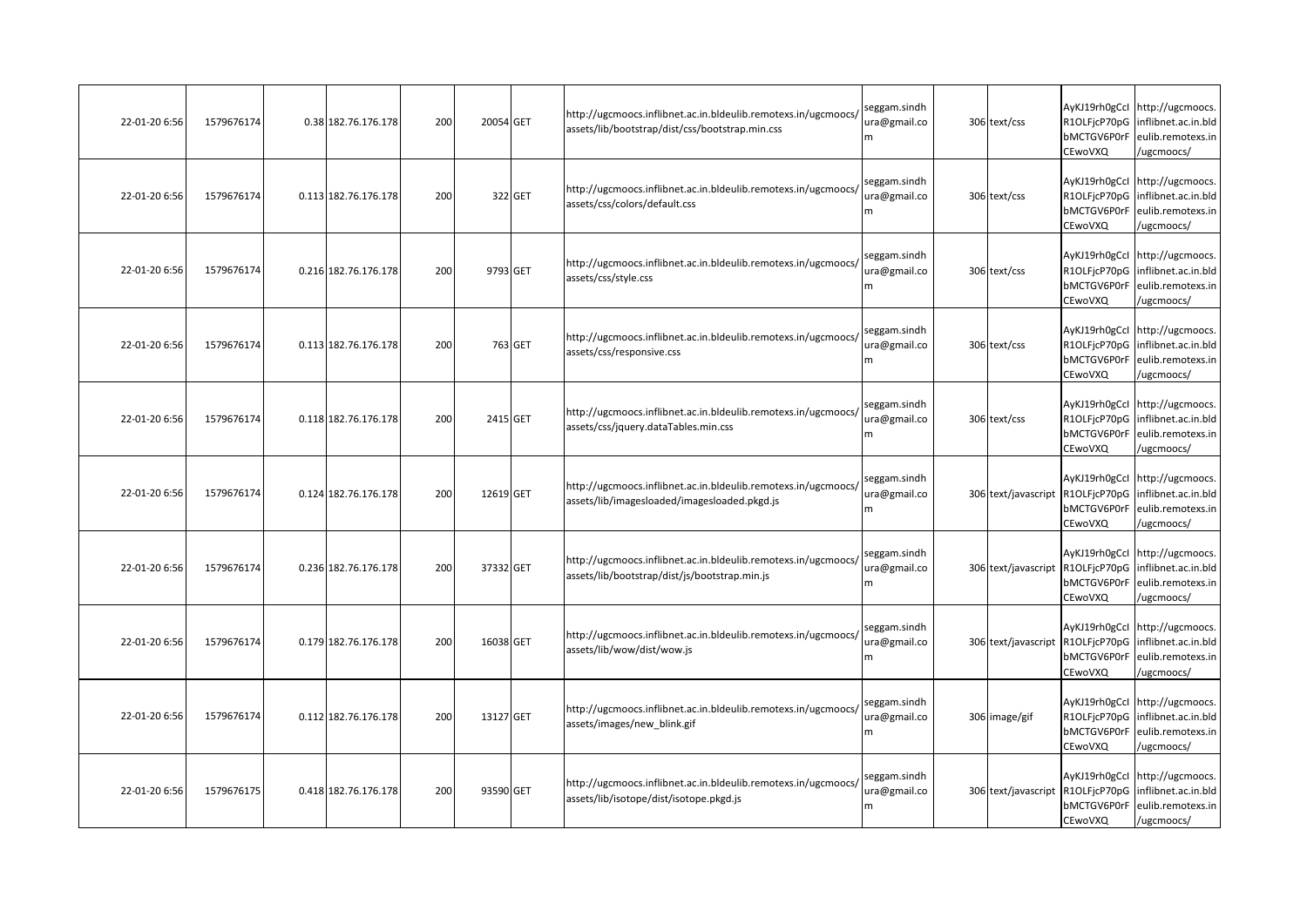| | | | | | | | | | | | | |
|---|---|---|---|---|---|---|---|---|---|---|---|---|
| 22-01-20 6:56 | 1579676174 | 0.38 | 182.76.176.178 | 200 | 20054 | GET | http://ugcmoocs.inflibnet.ac.in.bldeulib.remotexs.in/ugcmoocs/assets/lib/bootstrap/dist/css/bootstrap.min.css | seggam.sindhura@gmail.com | 306 | text/css | AyKJ19rh0gCcIR1OLFjcP70pGbMCTGV6P0rFCEwoVXQ | http://ugcmoocs.inflibnet.ac.in.bldeulib.remotexs.in/ugcmoocs/ |
| 22-01-20 6:56 | 1579676174 | 0.113 | 182.76.176.178 | 200 | 322 | GET | http://ugcmoocs.inflibnet.ac.in.bldeulib.remotexs.in/ugcmoocs/assets/css/colors/default.css | seggam.sindhura@gmail.com | 306 | text/css | AyKJ19rh0gCcIR1OLFjcP70pGbMCTGV6P0rFCEwoVXQ | http://ugcmoocs.inflibnet.ac.in.bldeulib.remotexs.in/ugcmoocs/ |
| 22-01-20 6:56 | 1579676174 | 0.216 | 182.76.176.178 | 200 | 9793 | GET | http://ugcmoocs.inflibnet.ac.in.bldeulib.remotexs.in/ugcmoocs/assets/css/style.css | seggam.sindhura@gmail.com | 306 | text/css | AyKJ19rh0gCcIR1OLFjcP70pGbMCTGV6P0rFCEwoVXQ | http://ugcmoocs.inflibnet.ac.in.bldeulib.remotexs.in/ugcmoocs/ |
| 22-01-20 6:56 | 1579676174 | 0.113 | 182.76.176.178 | 200 | 763 | GET | http://ugcmoocs.inflibnet.ac.in.bldeulib.remotexs.in/ugcmoocs/assets/css/responsive.css | seggam.sindhura@gmail.com | 306 | text/css | AyKJ19rh0gCcIR1OLFjcP70pGbMCTGV6P0rFCEwoVXQ | http://ugcmoocs.inflibnet.ac.in.bldeulib.remotexs.in/ugcmoocs/ |
| 22-01-20 6:56 | 1579676174 | 0.118 | 182.76.176.178 | 200 | 2415 | GET | http://ugcmoocs.inflibnet.ac.in.bldeulib.remotexs.in/ugcmoocs/assets/css/jquery.dataTables.min.css | seggam.sindhura@gmail.com | 306 | text/css | AyKJ19rh0gCcIR1OLFjcP70pGbMCTGV6P0rFCEwoVXQ | http://ugcmoocs.inflibnet.ac.in.bldeulib.remotexs.in/ugcmoocs/ |
| 22-01-20 6:56 | 1579676174 | 0.124 | 182.76.176.178 | 200 | 12619 | GET | http://ugcmoocs.inflibnet.ac.in.bldeulib.remotexs.in/ugcmoocs/assets/lib/imagesloaded/imagesloaded.pkgd.js | seggam.sindhura@gmail.com | 306 | text/javascript | AyKJ19rh0gCcIR1OLFjcP70pGbMCTGV6P0rFCEwoVXQ | http://ugcmoocs.inflibnet.ac.in.bldeulib.remotexs.in/ugcmoocs/ |
| 22-01-20 6:56 | 1579676174 | 0.236 | 182.76.176.178 | 200 | 37332 | GET | http://ugcmoocs.inflibnet.ac.in.bldeulib.remotexs.in/ugcmoocs/assets/lib/bootstrap/dist/js/bootstrap.min.js | seggam.sindhura@gmail.com | 306 | text/javascript | AyKJ19rh0gCcIR1OLFjcP70pGbMCTGV6P0rFCEwoVXQ | http://ugcmoocs.inflibnet.ac.in.bldeulib.remotexs.in/ugcmoocs/ |
| 22-01-20 6:56 | 1579676174 | 0.179 | 182.76.176.178 | 200 | 16038 | GET | http://ugcmoocs.inflibnet.ac.in.bldeulib.remotexs.in/ugcmoocs/assets/lib/wow/dist/wow.js | seggam.sindhura@gmail.com | 306 | text/javascript | AyKJ19rh0gCcIR1OLFjcP70pGbMCTGV6P0rFCEwoVXQ | http://ugcmoocs.inflibnet.ac.in.bldeulib.remotexs.in/ugcmoocs/ |
| 22-01-20 6:56 | 1579676174 | 0.112 | 182.76.176.178 | 200 | 13127 | GET | http://ugcmoocs.inflibnet.ac.in.bldeulib.remotexs.in/ugcmoocs/assets/images/new_blink.gif | seggam.sindhura@gmail.com | 306 | image/gif | AyKJ19rh0gCcIR1OLFjcP70pGbMCTGV6P0rFCEwoVXQ | http://ugcmoocs.inflibnet.ac.in.bldeulib.remotexs.in/ugcmoocs/ |
| 22-01-20 6:56 | 1579676175 | 0.418 | 182.76.176.178 | 200 | 93590 | GET | http://ugcmoocs.inflibnet.ac.in.bldeulib.remotexs.in/ugcmoocs/assets/lib/isotope/dist/isotope.pkgd.js | seggam.sindhura@gmail.com | 306 | text/javascript | AyKJ19rh0gCcIR1OLFjcP70pGbMCTGV6P0rFCEwoVXQ | http://ugcmoocs.inflibnet.ac.in.bldeulib.remotexs.in/ugcmoocs/ |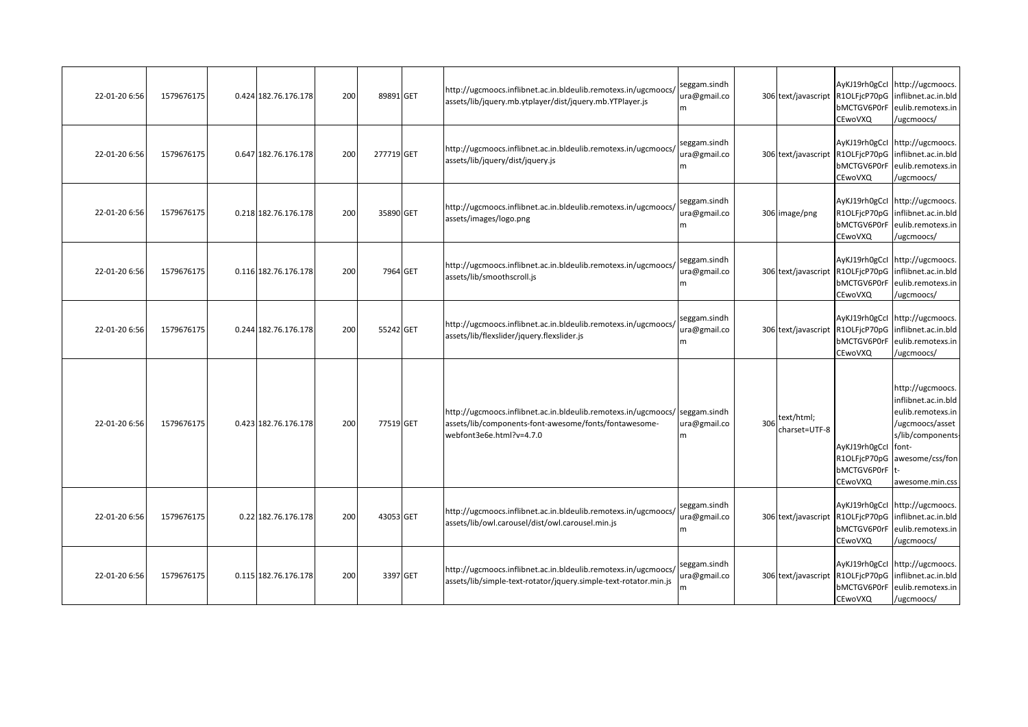| | | | | | | | | | | | | | |
|---|---|---|---|---|---|---|---|---|---|---|---|---|---|
| 22-01-20 6:56 | 1579676175 | | 0.424 | 182.76.176.178 | 200 | 89891 | GET | http://ugcmoocs.inflibnet.ac.in.bldeulib.remotexs.in/ugcmoocs/assets/lib/jquery.mb.ytplayer/dist/jquery.mb.YTPlayer.js | seggam.sindhura@gmail.com | | 306 | text/javascript | AyKJ19rh0gCcIR1OLFjcP70pGbMCTGV6P0rFCEwoVXQ | http://ugcmoocs.inflibnet.ac.in.bldeulib.remotexs.in/ugcmoocs/ |
| 22-01-20 6:56 | 1579676175 | | 0.647 | 182.76.176.178 | 200 | 277719 | GET | http://ugcmoocs.inflibnet.ac.in.bldeulib.remotexs.in/ugcmoocs/assets/lib/jquery/dist/jquery.js | seggam.sindhura@gmail.com | | 306 | text/javascript | AyKJ19rh0gCcIR1OLFjcP70pGbMCTGV6P0rFCEwoVXQ | http://ugcmoocs.inflibnet.ac.in.bldeulib.remotexs.in/ugcmoocs/ |
| 22-01-20 6:56 | 1579676175 | | 0.218 | 182.76.176.178 | 200 | 35890 | GET | http://ugcmoocs.inflibnet.ac.in.bldeulib.remotexs.in/ugcmoocs/assets/images/logo.png | seggam.sindhura@gmail.com | | 306 | image/png | AyKJ19rh0gCcIR1OLFjcP70pGbMCTGV6P0rFCEwoVXQ | http://ugcmoocs.inflibnet.ac.in.bldeulib.remotexs.in/ugcmoocs/ |
| 22-01-20 6:56 | 1579676175 | | 0.116 | 182.76.176.178 | 200 | 7964 | GET | http://ugcmoocs.inflibnet.ac.in.bldeulib.remotexs.in/ugcmoocs/assets/lib/smoothscroll.js | seggam.sindhura@gmail.com | | 306 | text/javascript | AyKJ19rh0gCcIR1OLFjcP70pGbMCTGV6P0rFCEwoVXQ | http://ugcmoocs.inflibnet.ac.in.bldeulib.remotexs.in/ugcmoocs/ |
| 22-01-20 6:56 | 1579676175 | | 0.244 | 182.76.176.178 | 200 | 55242 | GET | http://ugcmoocs.inflibnet.ac.in.bldeulib.remotexs.in/ugcmoocs/assets/lib/flexslider/jquery.flexslider.js | seggam.sindhura@gmail.com | | 306 | text/javascript | AyKJ19rh0gCcIR1OLFjcP70pGbMCTGV6P0rFCEwoVXQ | http://ugcmoocs.inflibnet.ac.in.bldeulib.remotexs.in/ugcmoocs/ |
| 22-01-20 6:56 | 1579676175 | | 0.423 | 182.76.176.178 | 200 | 77519 | GET | http://ugcmoocs.inflibnet.ac.in.bldeulib.remotexs.in/ugcmoocs/assets/lib/components-font-awesome/fonts/fontawesome-webfont3e6e.html?v=4.7.0 | seggam.sindhura@gmail.com | | 306 | text/html; charset=UTF-8 | AyKJ19rh0gCcIR1OLFjcP70pGbMCTGV6P0rFCEwoVXQ | http://ugcmoocs.inflibnet.ac.in.bldeulib.remotexs.in/ugcmoocs/assets/lib/components-font-awesome/css/font-awesome.min.css |
| 22-01-20 6:56 | 1579676175 | | 0.22 | 182.76.176.178 | 200 | 43053 | GET | http://ugcmoocs.inflibnet.ac.in.bldeulib.remotexs.in/ugcmoocs/assets/lib/owl.carousel/dist/owl.carousel.min.js | seggam.sindhura@gmail.com | | 306 | text/javascript | AyKJ19rh0gCcIR1OLFjcP70pGbMCTGV6P0rFCEwoVXQ | http://ugcmoocs.inflibnet.ac.in.bldeulib.remotexs.in/ugcmoocs/ |
| 22-01-20 6:56 | 1579676175 | | 0.115 | 182.76.176.178 | 200 | 3397 | GET | http://ugcmoocs.inflibnet.ac.in.bldeulib.remotexs.in/ugcmoocs/assets/lib/simple-text-rotator/jquery.simple-text-rotator.min.js | seggam.sindhura@gmail.com | | 306 | text/javascript | AyKJ19rh0gCcIR1OLFjcP70pGbMCTGV6P0rFCEwoVXQ | http://ugcmoocs.inflibnet.ac.in.bldeulib.remotexs.in/ugcmoocs/ |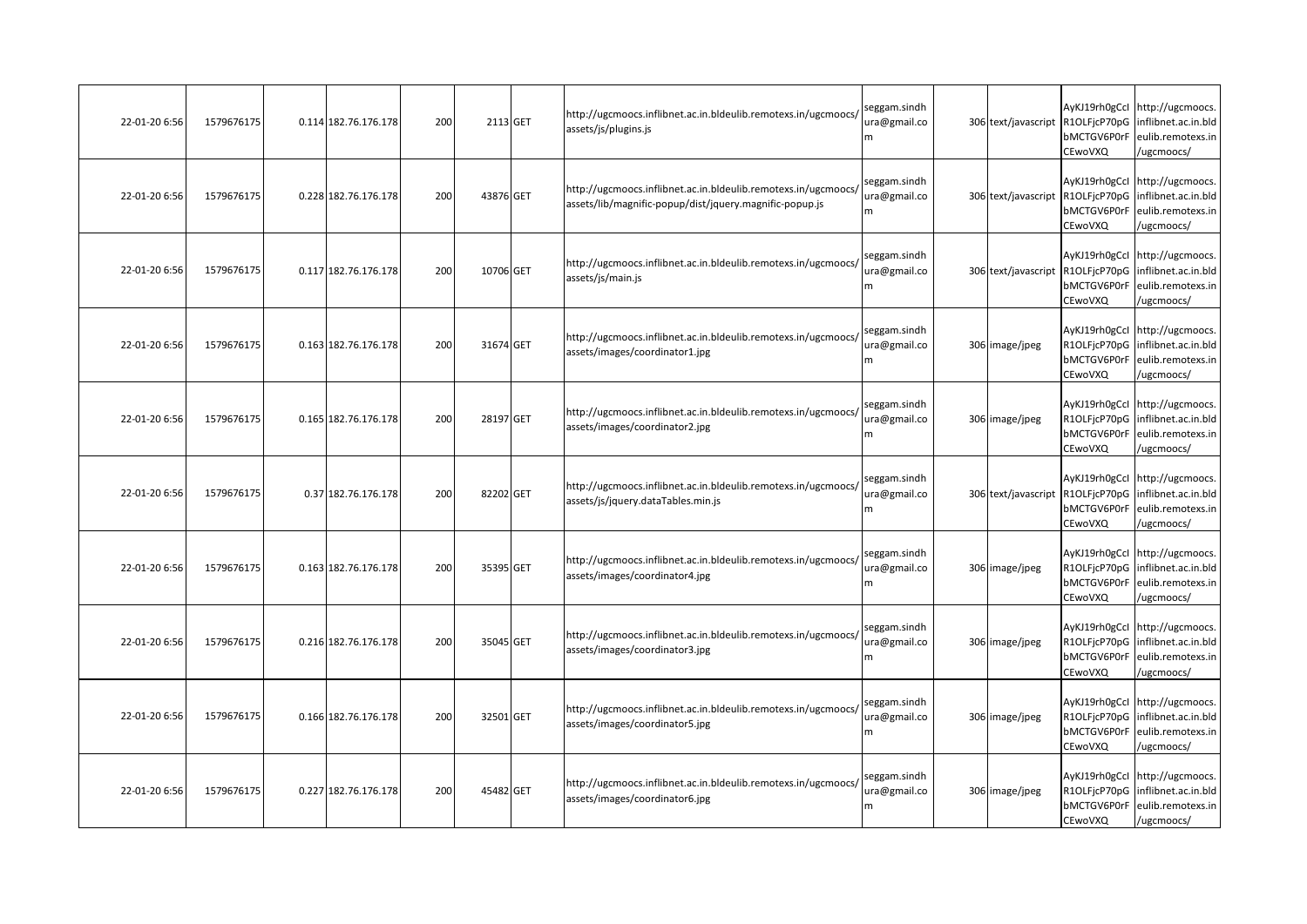| | | | | | | | | | | | | |
|---|---|---|---|---|---|---|---|---|---|---|---|---|
| 22-01-20 6:56 | 1579676175 | 0.114 | 182.76.176.178 | 200 | 2113 | GET | http://ugcmoocs.inflibnet.ac.in.bldeulib.remotexs.in/ugcmoocs/assets/js/plugins.js | seggam.sindhura@gmail.com | | 306 | text/javascript | AyKJ19rh0gCcIR1OLFjcP70pGbMCTGV6P0rFCEwoVXQ | http://ugcmoocs.inflibnet.ac.in.bldeulib.remotexs.in/ugcmoocs/ |
| 22-01-20 6:56 | 1579676175 | 0.228 | 182.76.176.178 | 200 | 43876 | GET | http://ugcmoocs.inflibnet.ac.in.bldeulib.remotexs.in/ugcmoocs/assets/lib/magnific-popup/dist/jquery.magnific-popup.js | seggam.sindhura@gmail.com | | 306 | text/javascript | AyKJ19rh0gCcIR1OLFjcP70pGbMCTGV6P0rFCEwoVXQ | http://ugcmoocs.inflibnet.ac.in.bldeulib.remotexs.in/ugcmoocs/ |
| 22-01-20 6:56 | 1579676175 | 0.117 | 182.76.176.178 | 200 | 10706 | GET | http://ugcmoocs.inflibnet.ac.in.bldeulib.remotexs.in/ugcmoocs/assets/js/main.js | seggam.sindhura@gmail.com | | 306 | text/javascript | AyKJ19rh0gCcIR1OLFjcP70pGbMCTGV6P0rFCEwoVXQ | http://ugcmoocs.inflibnet.ac.in.bldeulib.remotexs.in/ugcmoocs/ |
| 22-01-20 6:56 | 1579676175 | 0.163 | 182.76.176.178 | 200 | 31674 | GET | http://ugcmoocs.inflibnet.ac.in.bldeulib.remotexs.in/ugcmoocs/assets/images/coordinator1.jpg | seggam.sindhura@gmail.com | | 306 | image/jpeg | AyKJ19rh0gCcIR1OLFjcP70pGbMCTGV6P0rFCEwoVXQ | http://ugcmoocs.inflibnet.ac.in.bldeulib.remotexs.in/ugcmoocs/ |
| 22-01-20 6:56 | 1579676175 | 0.165 | 182.76.176.178 | 200 | 28197 | GET | http://ugcmoocs.inflibnet.ac.in.bldeulib.remotexs.in/ugcmoocs/assets/images/coordinator2.jpg | seggam.sindhura@gmail.com | | 306 | image/jpeg | AyKJ19rh0gCcIR1OLFjcP70pGbMCTGV6P0rFCEwoVXQ | http://ugcmoocs.inflibnet.ac.in.bldeulib.remotexs.in/ugcmoocs/ |
| 22-01-20 6:56 | 1579676175 | 0.37 | 182.76.176.178 | 200 | 82202 | GET | http://ugcmoocs.inflibnet.ac.in.bldeulib.remotexs.in/ugcmoocs/assets/js/jquery.dataTables.min.js | seggam.sindhura@gmail.com | | 306 | text/javascript | AyKJ19rh0gCcIR1OLFjcP70pGbMCTGV6P0rFCEwoVXQ | http://ugcmoocs.inflibnet.ac.in.bldeulib.remotexs.in/ugcmoocs/ |
| 22-01-20 6:56 | 1579676175 | 0.163 | 182.76.176.178 | 200 | 35395 | GET | http://ugcmoocs.inflibnet.ac.in.bldeulib.remotexs.in/ugcmoocs/assets/images/coordinator4.jpg | seggam.sindhura@gmail.com | | 306 | image/jpeg | AyKJ19rh0gCcIR1OLFjcP70pGbMCTGV6P0rFCEwoVXQ | http://ugcmoocs.inflibnet.ac.in.bldeulib.remotexs.in/ugcmoocs/ |
| 22-01-20 6:56 | 1579676175 | 0.216 | 182.76.176.178 | 200 | 35045 | GET | http://ugcmoocs.inflibnet.ac.in.bldeulib.remotexs.in/ugcmoocs/assets/images/coordinator3.jpg | seggam.sindhura@gmail.com | | 306 | image/jpeg | AyKJ19rh0gCcIR1OLFjcP70pGbMCTGV6P0rFCEwoVXQ | http://ugcmoocs.inflibnet.ac.in.bldeulib.remotexs.in/ugcmoocs/ |
| 22-01-20 6:56 | 1579676175 | 0.166 | 182.76.176.178 | 200 | 32501 | GET | http://ugcmoocs.inflibnet.ac.in.bldeulib.remotexs.in/ugcmoocs/assets/images/coordinator5.jpg | seggam.sindhura@gmail.com | | 306 | image/jpeg | AyKJ19rh0gCcIR1OLFjcP70pGbMCTGV6P0rFCEwoVXQ | http://ugcmoocs.inflibnet.ac.in.bldeulib.remotexs.in/ugcmoocs/ |
| 22-01-20 6:56 | 1579676175 | 0.227 | 182.76.176.178 | 200 | 45482 | GET | http://ugcmoocs.inflibnet.ac.in.bldeulib.remotexs.in/ugcmoocs/assets/images/coordinator6.jpg | seggam.sindhura@gmail.com | | 306 | image/jpeg | AyKJ19rh0gCcIR1OLFjcP70pGbMCTGV6P0rFCEwoVXQ | http://ugcmoocs.inflibnet.ac.in.bldeulib.remotexs.in/ugcmoocs/ |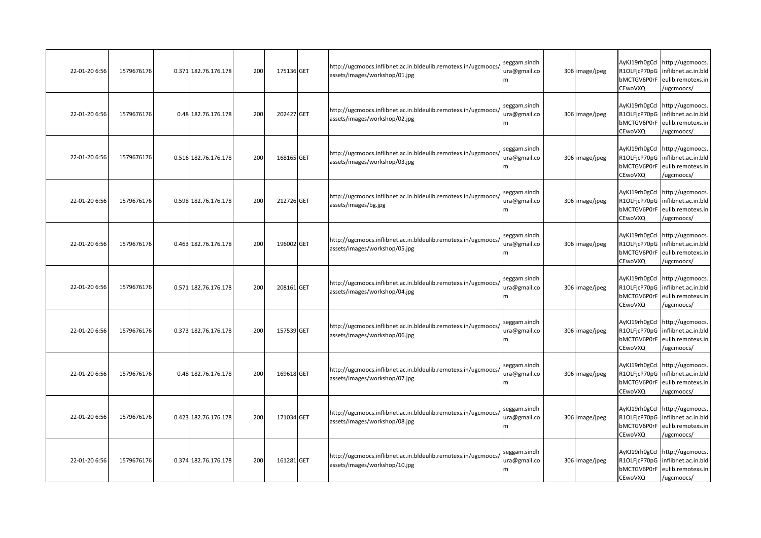| | | | | | | | | | | | | | |
|---|---|---|---|---|---|---|---|---|---|---|---|---|---|
| 22-01-20 6:56 | 1579676176 | 0.371 | 182.76.176.178 | 200 | 175136 | GET | http://ugcmoocs.inflibnet.ac.in.bldeulib.remotexs.in/ugcmoocs/assets/images/workshop/01.jpg | seggam.sindhura@gmail.com | | 306 | image/jpeg | AyKJ19rh0gCcIR1OLFjcP70pGbMCTGV6P0rFCEwoVXQ | http://ugcmoocs.inflibnet.ac.in.bldeulib.remotexs.in/ugcmoocs/ |
| 22-01-20 6:56 | 1579676176 | 0.48 | 182.76.176.178 | 200 | 202427 | GET | http://ugcmoocs.inflibnet.ac.in.bldeulib.remotexs.in/ugcmoocs/assets/images/workshop/02.jpg | seggam.sindhura@gmail.com | | 306 | image/jpeg | AyKJ19rh0gCcIR1OLFjcP70pGbMCTGV6P0rFCEwoVXQ | http://ugcmoocs.inflibnet.ac.in.bldeulib.remotexs.in/ugcmoocs/ |
| 22-01-20 6:56 | 1579676176 | 0.516 | 182.76.176.178 | 200 | 168165 | GET | http://ugcmoocs.inflibnet.ac.in.bldeulib.remotexs.in/ugcmoocs/assets/images/workshop/03.jpg | seggam.sindhura@gmail.com | | 306 | image/jpeg | AyKJ19rh0gCcIR1OLFjcP70pGbMCTGV6P0rFCEwoVXQ | http://ugcmoocs.inflibnet.ac.in.bldeulib.remotexs.in/ugcmoocs/ |
| 22-01-20 6:56 | 1579676176 | 0.598 | 182.76.176.178 | 200 | 212726 | GET | http://ugcmoocs.inflibnet.ac.in.bldeulib.remotexs.in/ugcmoocs/assets/images/bg.jpg | seggam.sindhura@gmail.com | | 306 | image/jpeg | AyKJ19rh0gCcIR1OLFjcP70pGbMCTGV6P0rFCEwoVXQ | http://ugcmoocs.inflibnet.ac.in.bldeulib.remotexs.in/ugcmoocs/ |
| 22-01-20 6:56 | 1579676176 | 0.463 | 182.76.176.178 | 200 | 196002 | GET | http://ugcmoocs.inflibnet.ac.in.bldeulib.remotexs.in/ugcmoocs/assets/images/workshop/05.jpg | seggam.sindhura@gmail.com | | 306 | image/jpeg | AyKJ19rh0gCcIR1OLFjcP70pGbMCTGV6P0rFCEwoVXQ | http://ugcmoocs.inflibnet.ac.in.bldeulib.remotexs.in/ugcmoocs/ |
| 22-01-20 6:56 | 1579676176 | 0.571 | 182.76.176.178 | 200 | 208161 | GET | http://ugcmoocs.inflibnet.ac.in.bldeulib.remotexs.in/ugcmoocs/assets/images/workshop/04.jpg | seggam.sindhura@gmail.com | | 306 | image/jpeg | AyKJ19rh0gCcIR1OLFjcP70pGbMCTGV6P0rFCEwoVXQ | http://ugcmoocs.inflibnet.ac.in.bldeulib.remotexs.in/ugcmoocs/ |
| 22-01-20 6:56 | 1579676176 | 0.373 | 182.76.176.178 | 200 | 157539 | GET | http://ugcmoocs.inflibnet.ac.in.bldeulib.remotexs.in/ugcmoocs/assets/images/workshop/06.jpg | seggam.sindhura@gmail.com | | 306 | image/jpeg | AyKJ19rh0gCcIR1OLFjcP70pGbMCTGV6P0rFCEwoVXQ | http://ugcmoocs.inflibnet.ac.in.bldeulib.remotexs.in/ugcmoocs/ |
| 22-01-20 6:56 | 1579676176 | 0.48 | 182.76.176.178 | 200 | 169618 | GET | http://ugcmoocs.inflibnet.ac.in.bldeulib.remotexs.in/ugcmoocs/assets/images/workshop/07.jpg | seggam.sindhura@gmail.com | | 306 | image/jpeg | AyKJ19rh0gCcIR1OLFjcP70pGbMCTGV6P0rFCEwoVXQ | http://ugcmoocs.inflibnet.ac.in.bldeulib.remotexs.in/ugcmoocs/ |
| 22-01-20 6:56 | 1579676176 | 0.423 | 182.76.176.178 | 200 | 171034 | GET | http://ugcmoocs.inflibnet.ac.in.bldeulib.remotexs.in/ugcmoocs/assets/images/workshop/08.jpg | seggam.sindhura@gmail.com | | 306 | image/jpeg | AyKJ19rh0gCcIR1OLFjcP70pGbMCTGV6P0rFCEwoVXQ | http://ugcmoocs.inflibnet.ac.in.bldeulib.remotexs.in/ugcmoocs/ |
| 22-01-20 6:56 | 1579676176 | 0.374 | 182.76.176.178 | 200 | 161281 | GET | http://ugcmoocs.inflibnet.ac.in.bldeulib.remotexs.in/ugcmoocs/assets/images/workshop/10.jpg | seggam.sindhura@gmail.com | | 306 | image/jpeg | AyKJ19rh0gCcIR1OLFjcP70pGbMCTGV6P0rFCEwoVXQ | http://ugcmoocs.inflibnet.ac.in.bldeulib.remotexs.in/ugcmoocs/ |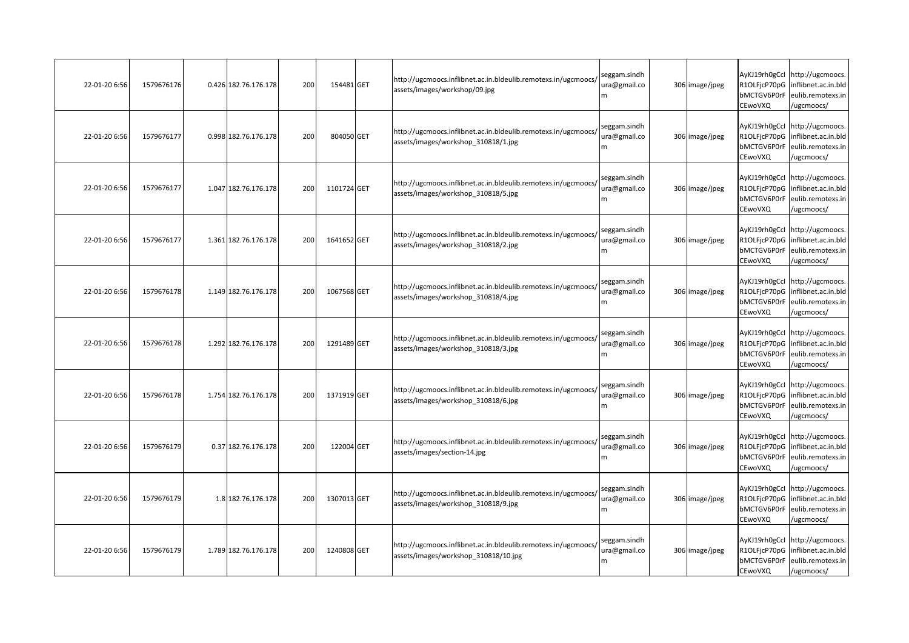| | | | | | | | | | | | | | |
|---|---|---|---|---|---|---|---|---|---|---|---|---|---|
| 22-01-20 6:56 | 1579676176 | 0.426 | 182.76.176.178 | 200 | 154481 | GET | http://ugcmoocs.inflibnet.ac.in.bldeulib.remotexs.in/ugcmoocs/assets/images/workshop/09.jpg | seggam.sindhura@gmail.com | | 306 | image/jpeg | AyKJ19rh0gCcIR1OLFjcP70pGbMCTGV6P0rFCEwoVXQ | http://ugcmoocs.inflibnet.ac.in.bldeulib.remotexs.in/ugcmoocs/ |
| 22-01-20 6:56 | 1579676177 | 0.998 | 182.76.176.178 | 200 | 804050 | GET | http://ugcmoocs.inflibnet.ac.in.bldeulib.remotexs.in/ugcmoocs/assets/images/workshop_310818/1.jpg | seggam.sindhura@gmail.com | | 306 | image/jpeg | AyKJ19rh0gCcIR1OLFjcP70pGbMCTGV6P0rFCEwoVXQ | http://ugcmoocs.inflibnet.ac.in.bldeulib.remotexs.in/ugcmoocs/ |
| 22-01-20 6:56 | 1579676177 | 1.047 | 182.76.176.178 | 200 | 1101724 | GET | http://ugcmoocs.inflibnet.ac.in.bldeulib.remotexs.in/ugcmoocs/assets/images/workshop_310818/5.jpg | seggam.sindhura@gmail.com | | 306 | image/jpeg | AyKJ19rh0gCcIR1OLFjcP70pGbMCTGV6P0rFCEwoVXQ | http://ugcmoocs.inflibnet.ac.in.bldeulib.remotexs.in/ugcmoocs/ |
| 22-01-20 6:56 | 1579676177 | 1.361 | 182.76.176.178 | 200 | 1641652 | GET | http://ugcmoocs.inflibnet.ac.in.bldeulib.remotexs.in/ugcmoocs/assets/images/workshop_310818/2.jpg | seggam.sindhura@gmail.com | | 306 | image/jpeg | AyKJ19rh0gCcIR1OLFjcP70pGbMCTGV6P0rFCEwoVXQ | http://ugcmoocs.inflibnet.ac.in.bldeulib.remotexs.in/ugcmoocs/ |
| 22-01-20 6:56 | 1579676178 | 1.149 | 182.76.176.178 | 200 | 1067568 | GET | http://ugcmoocs.inflibnet.ac.in.bldeulib.remotexs.in/ugcmoocs/assets/images/workshop_310818/4.jpg | seggam.sindhura@gmail.com | | 306 | image/jpeg | AyKJ19rh0gCcIR1OLFjcP70pGbMCTGV6P0rFCEwoVXQ | http://ugcmoocs.inflibnet.ac.in.bldeulib.remotexs.in/ugcmoocs/ |
| 22-01-20 6:56 | 1579676178 | 1.292 | 182.76.176.178 | 200 | 1291489 | GET | http://ugcmoocs.inflibnet.ac.in.bldeulib.remotexs.in/ugcmoocs/assets/images/workshop_310818/3.jpg | seggam.sindhura@gmail.com | | 306 | image/jpeg | AyKJ19rh0gCcIR1OLFjcP70pGbMCTGV6P0rFCEwoVXQ | http://ugcmoocs.inflibnet.ac.in.bldeulib.remotexs.in/ugcmoocs/ |
| 22-01-20 6:56 | 1579676178 | 1.754 | 182.76.176.178 | 200 | 1371919 | GET | http://ugcmoocs.inflibnet.ac.in.bldeulib.remotexs.in/ugcmoocs/assets/images/workshop_310818/6.jpg | seggam.sindhura@gmail.com | | 306 | image/jpeg | AyKJ19rh0gCcIR1OLFjcP70pGbMCTGV6P0rFCEwoVXQ | http://ugcmoocs.inflibnet.ac.in.bldeulib.remotexs.in/ugcmoocs/ |
| 22-01-20 6:56 | 1579676179 | 0.37 | 182.76.176.178 | 200 | 122004 | GET | http://ugcmoocs.inflibnet.ac.in.bldeulib.remotexs.in/ugcmoocs/assets/images/section-14.jpg | seggam.sindhura@gmail.com | | 306 | image/jpeg | AyKJ19rh0gCcIR1OLFjcP70pGbMCTGV6P0rFCEwoVXQ | http://ugcmoocs.inflibnet.ac.in.bldeulib.remotexs.in/ugcmoocs/ |
| 22-01-20 6:56 | 1579676179 | 1.8 | 182.76.176.178 | 200 | 1307013 | GET | http://ugcmoocs.inflibnet.ac.in.bldeulib.remotexs.in/ugcmoocs/assets/images/workshop_310818/9.jpg | seggam.sindhura@gmail.com | | 306 | image/jpeg | AyKJ19rh0gCcIR1OLFjcP70pGbMCTGV6P0rFCEwoVXQ | http://ugcmoocs.inflibnet.ac.in.bldeulib.remotexs.in/ugcmoocs/ |
| 22-01-20 6:56 | 1579676179 | 1.789 | 182.76.176.178 | 200 | 1240808 | GET | http://ugcmoocs.inflibnet.ac.in.bldeulib.remotexs.in/ugcmoocs/assets/images/workshop_310818/10.jpg | seggam.sindhura@gmail.com | | 306 | image/jpeg | AyKJ19rh0gCcIR1OLFjcP70pGbMCTGV6P0rFCEwoVXQ | http://ugcmoocs.inflibnet.ac.in.bldeulib.remotexs.in/ugcmoocs/ |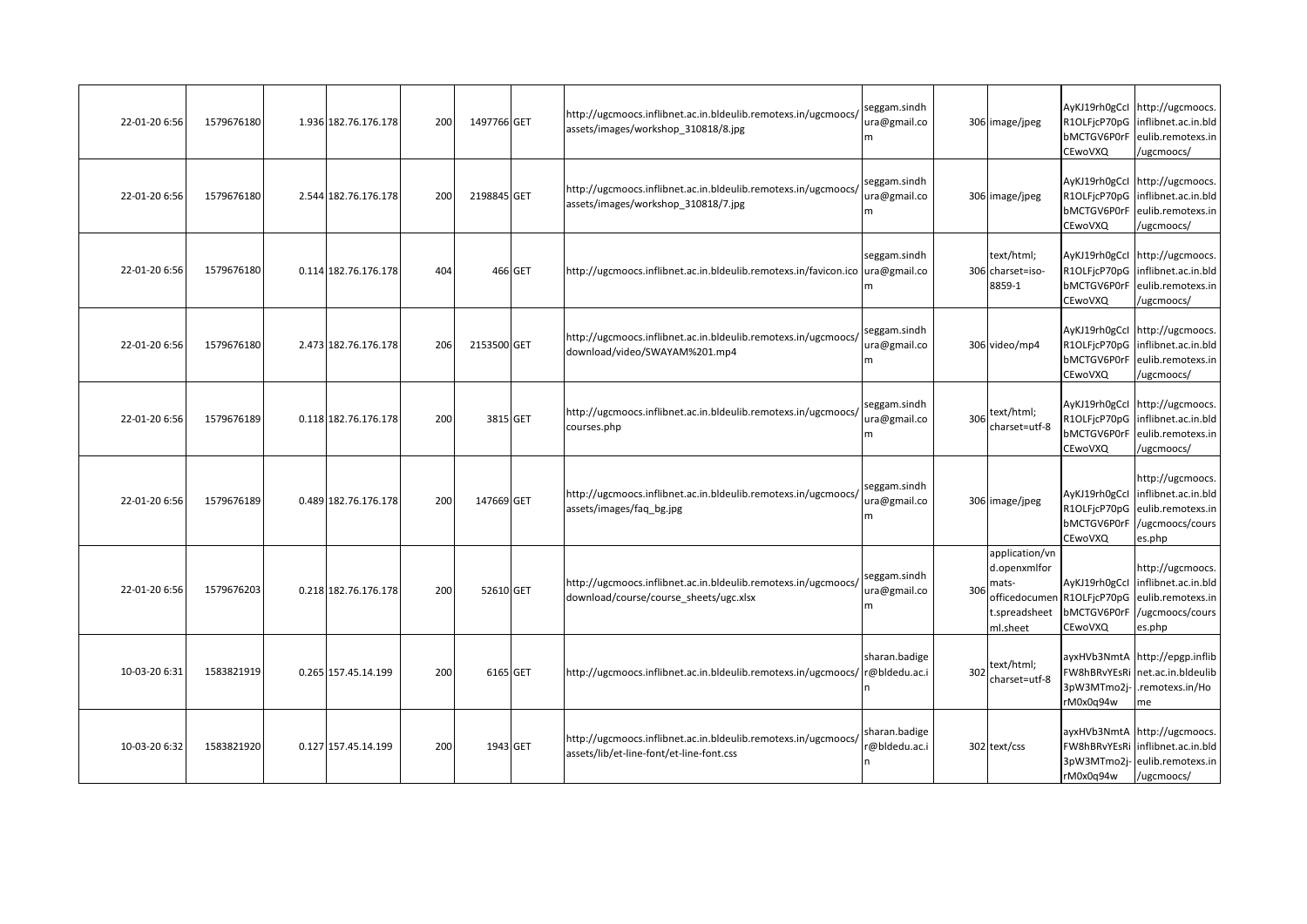|  |  |  |  |  |  |  |  |  |  |  |  |  |  |
|---|---|---|---|---|---|---|---|---|---|---|---|---|---|
| 22-01-20 6:56 | 1579676180 |  | 1.936 | 182.76.176.178 | 200 | 1497766 | GET | http://ugcmoocs.inflibnet.ac.in.bldeulib.remotexs.in/ugcmoocs/assets/images/workshop_310818/8.jpg | seggam.sindhura@gmail.com |  | 306 | image/jpeg | AyKJ19rh0gCclR1OLFjcP70pGbMCTGV6P0rFCEwoVXQ | http://ugcmoocs.inflibnet.ac.in.bldeulib.remotexs.in/ugcmoocs/ |
| 22-01-20 6:56 | 1579676180 |  | 2.544 | 182.76.176.178 | 200 | 2198845 | GET | http://ugcmoocs.inflibnet.ac.in.bldeulib.remotexs.in/ugcmoocs/assets/images/workshop_310818/7.jpg | seggam.sindhura@gmail.com |  | 306 | image/jpeg | AyKJ19rh0gCclR1OLFjcP70pGbMCTGV6P0rFCEwoVXQ | http://ugcmoocs.inflibnet.ac.in.bldeulib.remotexs.in/ugcmoocs/ |
| 22-01-20 6:56 | 1579676180 |  | 0.114 | 182.76.176.178 | 404 | 466 | GET | http://ugcmoocs.inflibnet.ac.in.bldeulib.remotexs.in/favicon.ico | seggam.sindhura@gmail.com |  | 306 | text/html; charset=iso-8859-1 | AyKJ19rh0gCclR1OLFjcP70pGbMCTGV6P0rFCEwoVXQ | http://ugcmoocs.inflibnet.ac.in.bldeulib.remotexs.in/ugcmoocs/ |
| 22-01-20 6:56 | 1579676180 |  | 2.473 | 182.76.176.178 | 206 | 2153500 | GET | http://ugcmoocs.inflibnet.ac.in.bldeulib.remotexs.in/ugcmoocs/download/video/SWAYAM%201.mp4 | seggam.sindhura@gmail.com |  | 306 | video/mp4 | AyKJ19rh0gCclR1OLFjcP70pGbMCTGV6P0rFCEwoVXQ | http://ugcmoocs.inflibnet.ac.in.bldeulib.remotexs.in/ugcmoocs/ |
| 22-01-20 6:56 | 1579676189 |  | 0.118 | 182.76.176.178 | 200 | 3815 | GET | http://ugcmoocs.inflibnet.ac.in.bldeulib.remotexs.in/ugcmoocs/courses.php | seggam.sindhura@gmail.com |  | 306 | text/html; charset=utf-8 | AyKJ19rh0gCclR1OLFjcP70pGbMCTGV6P0rFCEwoVXQ | http://ugcmoocs.inflibnet.ac.in.bldeulib.remotexs.in/ugcmoocs/ |
| 22-01-20 6:56 | 1579676189 |  | 0.489 | 182.76.176.178 | 200 | 147669 | GET | http://ugcmoocs.inflibnet.ac.in.bldeulib.remotexs.in/ugcmoocs/assets/images/faq_bg.jpg | seggam.sindhura@gmail.com |  | 306 | image/jpeg | AyKJ19rh0gCclR1OLFjcP70pGbMCTGV6P0rFCEwoVXQ | http://ugcmoocs.inflibnet.ac.in.bldeulib.remotexs.in/ugcmoocs/courses.php |
| 22-01-20 6:56 | 1579676203 |  | 0.218 | 182.76.176.178 | 200 | 52610 | GET | http://ugcmoocs.inflibnet.ac.in.bldeulib.remotexs.in/ugcmoocs/download/course/course_sheets/ugc.xlsx | seggam.sindhura@gmail.com |  | 306 | application/vnd.openxmlformats-officedocument.spreadsheetml.sheet | AyKJ19rh0gCclR1OLFjcP70pGbMCTGV6P0rFCEwoVXQ | http://ugcmoocs.inflibnet.ac.in.bldeulib.remotexs.in/ugcmoocs/courses.php |
| 10-03-20 6:31 | 1583821919 |  | 0.265 | 157.45.14.199 | 200 | 6165 | GET | http://ugcmoocs.inflibnet.ac.in.bldeulib.remotexs.in/ugcmoocs/ | sharan.badiger@bldedu.ac.in |  | 302 | text/html; charset=utf-8 | ayxHVb3NmtAFW8hBRvYEsRi3pW3MTmo2j-rM0x0q94w | http://epgp.inflibnet.ac.in.bldeulib.remotexs.in/Home |
| 10-03-20 6:32 | 1583821920 |  | 0.127 | 157.45.14.199 | 200 | 1943 | GET | http://ugcmoocs.inflibnet.ac.in.bldeulib.remotexs.in/ugcmoocs/assets/lib/et-line-font/et-line-font.css | sharan.badiger@bldedu.ac.in |  | 302 | text/css | ayxHVb3NmtAFW8hBRvYEsRi3pW3MTmo2j-rM0x0q94w | http://ugcmoocs.inflibnet.ac.in.bldeulib.remotexs.in/ugcmoocs/ |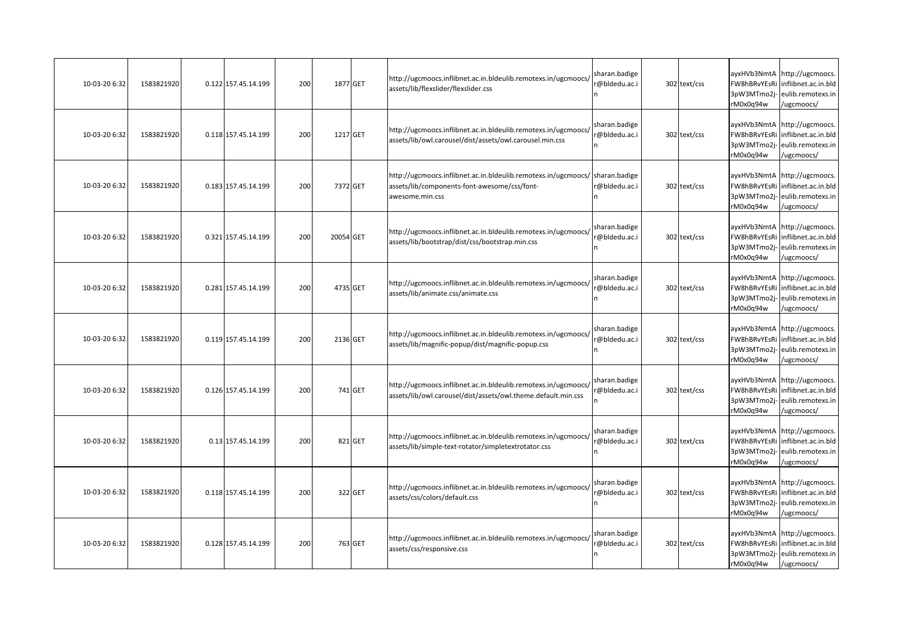| | | | | | | | | | | | | |
|---|---|---|---|---|---|---|---|---|---|---|---|---|
| 10-03-20 6:32 | 1583821920 | 0.122 | 157.45.14.199 | 200 | 1877 | GET | http://ugcmoocs.inflibnet.ac.in.bldeulib.remotexs.in/ugcmoocs/assets/lib/flexslider/flexslider.css | sharan.badiger@bldedu.ac.in | 302 | text/css | ayxHVb3NmtAFW8hBRvYEsRi3pW3MTmo2j-rM0x0q94w | http://ugcmoocs.inflibnet.ac.in.bldeulib.remotexs.in/ugcmoocs/ |
| 10-03-20 6:32 | 1583821920 | 0.118 | 157.45.14.199 | 200 | 1217 | GET | http://ugcmoocs.inflibnet.ac.in.bldeulib.remotexs.in/ugcmoocs/assets/lib/owl.carousel/dist/assets/owl.carousel.min.css | sharan.badiger@bldedu.ac.in | 302 | text/css | ayxHVb3NmtAFW8hBRvYEsRi3pW3MTmo2j-rM0x0q94w | http://ugcmoocs.inflibnet.ac.in.bldeulib.remotexs.in/ugcmoocs/ |
| 10-03-20 6:32 | 1583821920 | 0.183 | 157.45.14.199 | 200 | 7372 | GET | http://ugcmoocs.inflibnet.ac.in.bldeulib.remotexs.in/ugcmoocs/assets/lib/components-font-awesome/css/font-awesome.min.css | sharan.badiger@bldedu.ac.in | 302 | text/css | ayxHVb3NmtAFW8hBRvYEsRi3pW3MTmo2j-rM0x0q94w | http://ugcmoocs.inflibnet.ac.in.bldeulib.remotexs.in/ugcmoocs/ |
| 10-03-20 6:32 | 1583821920 | 0.321 | 157.45.14.199 | 200 | 20054 | GET | http://ugcmoocs.inflibnet.ac.in.bldeulib.remotexs.in/ugcmoocs/assets/lib/bootstrap/dist/css/bootstrap.min.css | sharan.badiger@bldedu.ac.in | 302 | text/css | ayxHVb3NmtAFW8hBRvYEsRi3pW3MTmo2j-rM0x0q94w | http://ugcmoocs.inflibnet.ac.in.bldeulib.remotexs.in/ugcmoocs/ |
| 10-03-20 6:32 | 1583821920 | 0.281 | 157.45.14.199 | 200 | 4735 | GET | http://ugcmoocs.inflibnet.ac.in.bldeulib.remotexs.in/ugcmoocs/assets/lib/animate.css/animate.css | sharan.badiger@bldedu.ac.in | 302 | text/css | ayxHVb3NmtAFW8hBRvYEsRi3pW3MTmo2j-rM0x0q94w | http://ugcmoocs.inflibnet.ac.in.bldeulib.remotexs.in/ugcmoocs/ |
| 10-03-20 6:32 | 1583821920 | 0.119 | 157.45.14.199 | 200 | 2136 | GET | http://ugcmoocs.inflibnet.ac.in.bldeulib.remotexs.in/ugcmoocs/assets/lib/magnific-popup/dist/magnific-popup.css | sharan.badiger@bldedu.ac.in | 302 | text/css | ayxHVb3NmtAFW8hBRvYEsRi3pW3MTmo2j-rM0x0q94w | http://ugcmoocs.inflibnet.ac.in.bldeulib.remotexs.in/ugcmoocs/ |
| 10-03-20 6:32 | 1583821920 | 0.126 | 157.45.14.199 | 200 | 741 | GET | http://ugcmoocs.inflibnet.ac.in.bldeulib.remotexs.in/ugcmoocs/assets/lib/owl.carousel/dist/assets/owl.theme.default.min.css | sharan.badiger@bldedu.ac.in | 302 | text/css | ayxHVb3NmtAFW8hBRvYEsRi3pW3MTmo2j-rM0x0q94w | http://ugcmoocs.inflibnet.ac.in.bldeulib.remotexs.in/ugcmoocs/ |
| 10-03-20 6:32 | 1583821920 | 0.13 | 157.45.14.199 | 200 | 821 | GET | http://ugcmoocs.inflibnet.ac.in.bldeulib.remotexs.in/ugcmoocs/assets/lib/simple-text-rotator/simpletextrotator.css | sharan.badiger@bldedu.ac.in | 302 | text/css | ayxHVb3NmtAFW8hBRvYEsRi3pW3MTmo2j-rM0x0q94w | http://ugcmoocs.inflibnet.ac.in.bldeulib.remotexs.in/ugcmoocs/ |
| 10-03-20 6:32 | 1583821920 | 0.118 | 157.45.14.199 | 200 | 322 | GET | http://ugcmoocs.inflibnet.ac.in.bldeulib.remotexs.in/ugcmoocs/assets/css/colors/default.css | sharan.badiger@bldedu.ac.in | 302 | text/css | ayxHVb3NmtAFW8hBRvYEsRi3pW3MTmo2j-rM0x0q94w | http://ugcmoocs.inflibnet.ac.in.bldeulib.remotexs.in/ugcmoocs/ |
| 10-03-20 6:32 | 1583821920 | 0.128 | 157.45.14.199 | 200 | 763 | GET | http://ugcmoocs.inflibnet.ac.in.bldeulib.remotexs.in/ugcmoocs/assets/css/responsive.css | sharan.badiger@bldedu.ac.in | 302 | text/css | ayxHVb3NmtAFW8hBRvYEsRi3pW3MTmo2j-rM0x0q94w | http://ugcmoocs.inflibnet.ac.in.bldeulib.remotexs.in/ugcmoocs/ |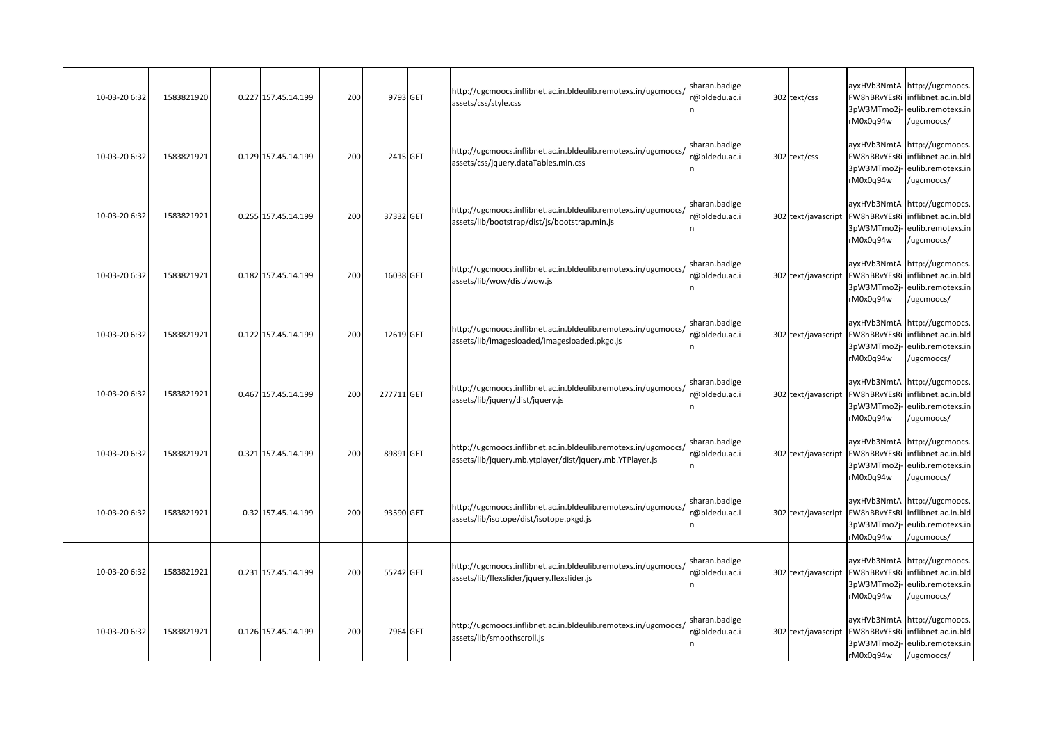| | | | | | | | | | | | | |
|---|---|---|---|---|---|---|---|---|---|---|---|---|
| 10-03-20 6:32 | 1583821920 | 0.227 | 157.45.14.199 | 200 | 9793 | GET | http://ugcmoocs.inflibnet.ac.in.bldeulib.remotexs.in/ugcmoocs/assets/css/style.css | sharan.badiger@bldedu.ac.in | 302 | text/css | ayxHVb3NmtAFW8hBRvYEsRi3pW3MTmo2j-rM0x0q94w | http://ugcmoocs.inflibnet.ac.in.bldeulib.remotexs.in/ugcmoocs/ |
| 10-03-20 6:32 | 1583821921 | 0.129 | 157.45.14.199 | 200 | 2415 | GET | http://ugcmoocs.inflibnet.ac.in.bldeulib.remotexs.in/ugcmoocs/assets/css/jquery.dataTables.min.css | sharan.badiger@bldedu.ac.in | 302 | text/css | ayxHVb3NmtAFW8hBRvYEsRi3pW3MTmo2j-rM0x0q94w | http://ugcmoocs.inflibnet.ac.in.bldeulib.remotexs.in/ugcmoocs/ |
| 10-03-20 6:32 | 1583821921 | 0.255 | 157.45.14.199 | 200 | 37332 | GET | http://ugcmoocs.inflibnet.ac.in.bldeulib.remotexs.in/ugcmoocs/assets/lib/bootstrap/dist/js/bootstrap.min.js | sharan.badiger@bldedu.ac.in | 302 | text/javascript | ayxHVb3NmtAFW8hBRvYEsRi3pW3MTmo2j-rM0x0q94w | http://ugcmoocs.inflibnet.ac.in.bldeulib.remotexs.in/ugcmoocs/ |
| 10-03-20 6:32 | 1583821921 | 0.182 | 157.45.14.199 | 200 | 16038 | GET | http://ugcmoocs.inflibnet.ac.in.bldeulib.remotexs.in/ugcmoocs/assets/lib/wow/dist/wow.js | sharan.badiger@bldedu.ac.in | 302 | text/javascript | ayxHVb3NmtAFW8hBRvYEsRi3pW3MTmo2j-rM0x0q94w | http://ugcmoocs.inflibnet.ac.in.bldeulib.remotexs.in/ugcmoocs/ |
| 10-03-20 6:32 | 1583821921 | 0.122 | 157.45.14.199 | 200 | 12619 | GET | http://ugcmoocs.inflibnet.ac.in.bldeulib.remotexs.in/ugcmoocs/assets/lib/imagesloaded/imagesloaded.pkgd.js | sharan.badiger@bldedu.ac.in | 302 | text/javascript | ayxHVb3NmtAFW8hBRvYEsRi3pW3MTmo2j-rM0x0q94w | http://ugcmoocs.inflibnet.ac.in.bldeulib.remotexs.in/ugcmoocs/ |
| 10-03-20 6:32 | 1583821921 | 0.467 | 157.45.14.199 | 200 | 277711 | GET | http://ugcmoocs.inflibnet.ac.in.bldeulib.remotexs.in/ugcmoocs/assets/lib/jquery/dist/jquery.js | sharan.badiger@bldedu.ac.in | 302 | text/javascript | ayxHVb3NmtAFW8hBRvYEsRi3pW3MTmo2j-rM0x0q94w | http://ugcmoocs.inflibnet.ac.in.bldeulib.remotexs.in/ugcmoocs/ |
| 10-03-20 6:32 | 1583821921 | 0.321 | 157.45.14.199 | 200 | 89891 | GET | http://ugcmoocs.inflibnet.ac.in.bldeulib.remotexs.in/ugcmoocs/assets/lib/jquery.mb.ytplayer/dist/jquery.mb.YTPlayer.js | sharan.badiger@bldedu.ac.in | 302 | text/javascript | ayxHVb3NmtAFW8hBRvYEsRi3pW3MTmo2j-rM0x0q94w | http://ugcmoocs.inflibnet.ac.in.bldeulib.remotexs.in/ugcmoocs/ |
| 10-03-20 6:32 | 1583821921 | 0.32 | 157.45.14.199 | 200 | 93590 | GET | http://ugcmoocs.inflibnet.ac.in.bldeulib.remotexs.in/ugcmoocs/assets/lib/isotope/dist/isotope.pkgd.js | sharan.badiger@bldedu.ac.in | 302 | text/javascript | ayxHVb3NmtAFW8hBRvYEsRi3pW3MTmo2j-rM0x0q94w | http://ugcmoocs.inflibnet.ac.in.bldeulib.remotexs.in/ugcmoocs/ |
| 10-03-20 6:32 | 1583821921 | 0.231 | 157.45.14.199 | 200 | 55242 | GET | http://ugcmoocs.inflibnet.ac.in.bldeulib.remotexs.in/ugcmoocs/assets/lib/flexslider/jquery.flexslider.js | sharan.badiger@bldedu.ac.in | 302 | text/javascript | ayxHVb3NmtAFW8hBRvYEsRi3pW3MTmo2j-rM0x0q94w | http://ugcmoocs.inflibnet.ac.in.bldeulib.remotexs.in/ugcmoocs/ |
| 10-03-20 6:32 | 1583821921 | 0.126 | 157.45.14.199 | 200 | 7964 | GET | http://ugcmoocs.inflibnet.ac.in.bldeulib.remotexs.in/ugcmoocs/assets/lib/smoothscroll.js | sharan.badiger@bldedu.ac.in | 302 | text/javascript | ayxHVb3NmtAFW8hBRvYEsRi3pW3MTmo2j-rM0x0q94w | http://ugcmoocs.inflibnet.ac.in.bldeulib.remotexs.in/ugcmoocs/ |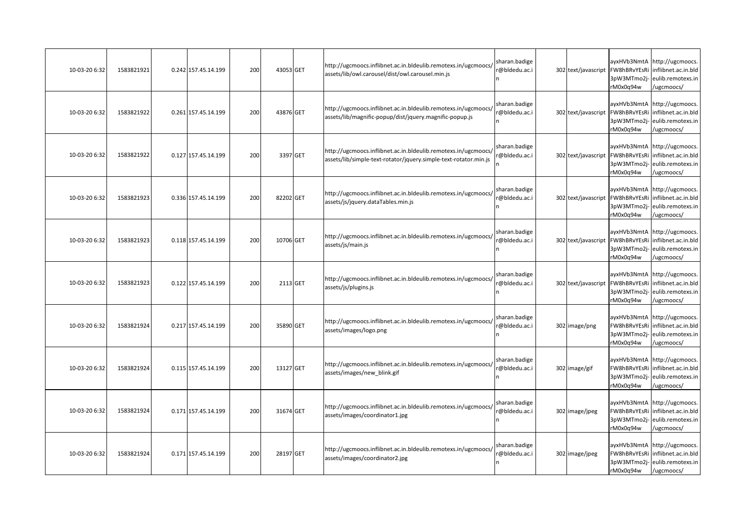| | | | | | | | | | | | | |
|---|---|---|---|---|---|---|---|---|---|---|---|---|
| 10-03-20 6:32 | 1583821921 | 0.242 | 157.45.14.199 | 200 | 43053 | GET | http://ugcmoocs.inflibnet.ac.in.bldeulib.remotexs.in/ugcmoocs/assets/lib/owl.carousel/dist/owl.carousel.min.js | sharan.badiger@bldedu.ac.in | 302 | text/javascript | ayxHVb3NmtAFW8hBRvYEsRi3pW3MTmo2j-rM0x0q94w | http://ugcmoocs.inflibnet.ac.in.bldeulib.remotexs.in/ugcmoocs/ |
| 10-03-20 6:32 | 1583821922 | 0.261 | 157.45.14.199 | 200 | 43876 | GET | http://ugcmoocs.inflibnet.ac.in.bldeulib.remotexs.in/ugcmoocs/assets/lib/magnific-popup/dist/jquery.magnific-popup.js | sharan.badiger@bldedu.ac.in | 302 | text/javascript | ayxHVb3NmtAFW8hBRvYEsRi3pW3MTmo2j-rM0x0q94w | http://ugcmoocs.inflibnet.ac.in.bldeulib.remotexs.in/ugcmoocs/ |
| 10-03-20 6:32 | 1583821922 | 0.127 | 157.45.14.199 | 200 | 3397 | GET | http://ugcmoocs.inflibnet.ac.in.bldeulib.remotexs.in/ugcmoocs/assets/lib/simple-text-rotator/jquery.simple-text-rotator.min.js | sharan.badiger@bldedu.ac.in | 302 | text/javascript | ayxHVb3NmtAFW8hBRvYEsRi3pW3MTmo2j-rM0x0q94w | http://ugcmoocs.inflibnet.ac.in.bldeulib.remotexs.in/ugcmoocs/ |
| 10-03-20 6:32 | 1583821923 | 0.336 | 157.45.14.199 | 200 | 82202 | GET | http://ugcmoocs.inflibnet.ac.in.bldeulib.remotexs.in/ugcmoocs/assets/js/jquery.dataTables.min.js | sharan.badiger@bldedu.ac.in | 302 | text/javascript | ayxHVb3NmtAFW8hBRvYEsRi3pW3MTmo2j-rM0x0q94w | http://ugcmoocs.inflibnet.ac.in.bldeulib.remotexs.in/ugcmoocs/ |
| 10-03-20 6:32 | 1583821923 | 0.118 | 157.45.14.199 | 200 | 10706 | GET | http://ugcmoocs.inflibnet.ac.in.bldeulib.remotexs.in/ugcmoocs/assets/js/main.js | sharan.badiger@bldedu.ac.in | 302 | text/javascript | ayxHVb3NmtAFW8hBRvYEsRi3pW3MTmo2j-rM0x0q94w | http://ugcmoocs.inflibnet.ac.in.bldeulib.remotexs.in/ugcmoocs/ |
| 10-03-20 6:32 | 1583821923 | 0.122 | 157.45.14.199 | 200 | 2113 | GET | http://ugcmoocs.inflibnet.ac.in.bldeulib.remotexs.in/ugcmoocs/assets/js/plugins.js | sharan.badiger@bldedu.ac.in | 302 | text/javascript | ayxHVb3NmtAFW8hBRvYEsRi3pW3MTmo2j-rM0x0q94w | http://ugcmoocs.inflibnet.ac.in.bldeulib.remotexs.in/ugcmoocs/ |
| 10-03-20 6:32 | 1583821924 | 0.217 | 157.45.14.199 | 200 | 35890 | GET | http://ugcmoocs.inflibnet.ac.in.bldeulib.remotexs.in/ugcmoocs/assets/images/logo.png | sharan.badiger@bldedu.ac.in | 302 | image/png | ayxHVb3NmtAFW8hBRvYEsRi3pW3MTmo2j-rM0x0q94w | http://ugcmoocs.inflibnet.ac.in.bldeulib.remotexs.in/ugcmoocs/ |
| 10-03-20 6:32 | 1583821924 | 0.115 | 157.45.14.199 | 200 | 13127 | GET | http://ugcmoocs.inflibnet.ac.in.bldeulib.remotexs.in/ugcmoocs/assets/images/new_blink.gif | sharan.badiger@bldedu.ac.in | 302 | image/gif | ayxHVb3NmtAFW8hBRvYEsRi3pW3MTmo2j-rM0x0q94w | http://ugcmoocs.inflibnet.ac.in.bldeulib.remotexs.in/ugcmoocs/ |
| 10-03-20 6:32 | 1583821924 | 0.171 | 157.45.14.199 | 200 | 31674 | GET | http://ugcmoocs.inflibnet.ac.in.bldeulib.remotexs.in/ugcmoocs/assets/images/coordinator1.jpg | sharan.badiger@bldedu.ac.in | 302 | image/jpeg | ayxHVb3NmtAFW8hBRvYEsRi3pW3MTmo2j-rM0x0q94w | http://ugcmoocs.inflibnet.ac.in.bldeulib.remotexs.in/ugcmoocs/ |
| 10-03-20 6:32 | 1583821924 | 0.171 | 157.45.14.199 | 200 | 28197 | GET | http://ugcmoocs.inflibnet.ac.in.bldeulib.remotexs.in/ugcmoocs/assets/images/coordinator2.jpg | sharan.badiger@bldedu.ac.in | 302 | image/jpeg | ayxHVb3NmtAFW8hBRvYEsRi3pW3MTmo2j-rM0x0q94w | http://ugcmoocs.inflibnet.ac.in.bldeulib.remotexs.in/ugcmoocs/ |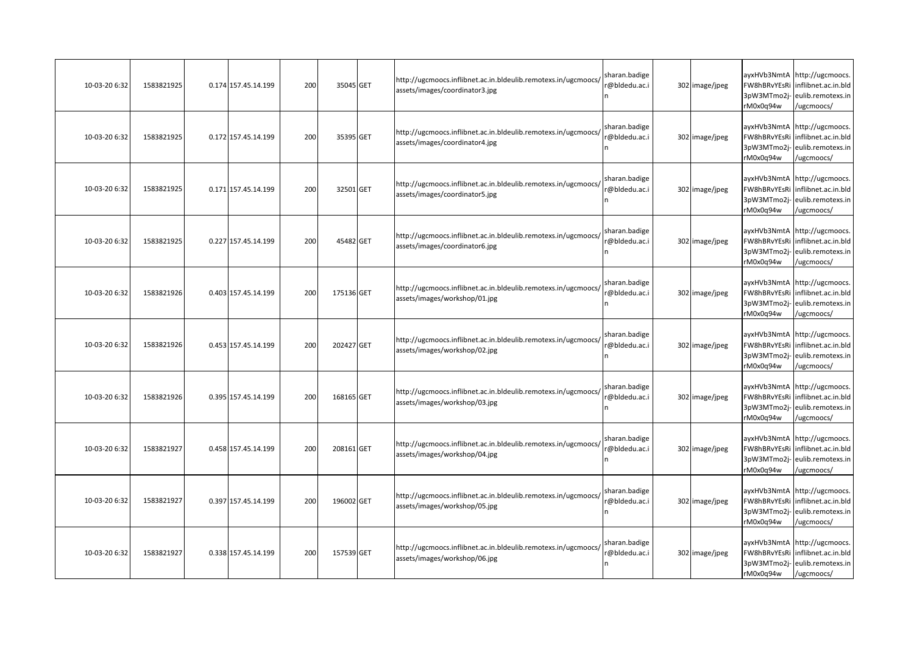| | | | | | | | | | | | | |
|---|---|---|---|---|---|---|---|---|---|---|---|---|
| 10-03-20 6:32 | 1583821925 | 0.174 | 157.45.14.199 | 200 | 35045 | GET | http://ugcmoocs.inflibnet.ac.in.bldeulib.remotexs.in/ugcmoocs/assets/images/coordinator3.jpg | sharan.badiger@bldedu.ac.in | 302 | image/jpeg | ayxHVb3NmtAFW8hBRvYEsRi3pW3MTmo2j-rM0x0q94w | http://ugcmoocs.inflibnet.ac.in.bldeulib.remotexs.in/ugcmoocs/ |
| 10-03-20 6:32 | 1583821925 | 0.172 | 157.45.14.199 | 200 | 35395 | GET | http://ugcmoocs.inflibnet.ac.in.bldeulib.remotexs.in/ugcmoocs/assets/images/coordinator4.jpg | sharan.badiger@bldedu.ac.in | 302 | image/jpeg | ayxHVb3NmtAFW8hBRvYEsRi3pW3MTmo2j-rM0x0q94w | http://ugcmoocs.inflibnet.ac.in.bldeulib.remotexs.in/ugcmoocs/ |
| 10-03-20 6:32 | 1583821925 | 0.171 | 157.45.14.199 | 200 | 32501 | GET | http://ugcmoocs.inflibnet.ac.in.bldeulib.remotexs.in/ugcmoocs/assets/images/coordinator5.jpg | sharan.badiger@bldedu.ac.in | 302 | image/jpeg | ayxHVb3NmtAFW8hBRvYEsRi3pW3MTmo2j-rM0x0q94w | http://ugcmoocs.inflibnet.ac.in.bldeulib.remotexs.in/ugcmoocs/ |
| 10-03-20 6:32 | 1583821925 | 0.227 | 157.45.14.199 | 200 | 45482 | GET | http://ugcmoocs.inflibnet.ac.in.bldeulib.remotexs.in/ugcmoocs/assets/images/coordinator6.jpg | sharan.badiger@bldedu.ac.in | 302 | image/jpeg | ayxHVb3NmtAFW8hBRvYEsRi3pW3MTmo2j-rM0x0q94w | http://ugcmoocs.inflibnet.ac.in.bldeulib.remotexs.in/ugcmoocs/ |
| 10-03-20 6:32 | 1583821926 | 0.403 | 157.45.14.199 | 200 | 175136 | GET | http://ugcmoocs.inflibnet.ac.in.bldeulib.remotexs.in/ugcmoocs/assets/images/workshop/01.jpg | sharan.badiger@bldedu.ac.in | 302 | image/jpeg | ayxHVb3NmtAFW8hBRvYEsRi3pW3MTmo2j-rM0x0q94w | http://ugcmoocs.inflibnet.ac.in.bldeulib.remotexs.in/ugcmoocs/ |
| 10-03-20 6:32 | 1583821926 | 0.453 | 157.45.14.199 | 200 | 202427 | GET | http://ugcmoocs.inflibnet.ac.in.bldeulib.remotexs.in/ugcmoocs/assets/images/workshop/02.jpg | sharan.badiger@bldedu.ac.in | 302 | image/jpeg | ayxHVb3NmtAFW8hBRvYEsRi3pW3MTmo2j-rM0x0q94w | http://ugcmoocs.inflibnet.ac.in.bldeulib.remotexs.in/ugcmoocs/ |
| 10-03-20 6:32 | 1583821926 | 0.395 | 157.45.14.199 | 200 | 168165 | GET | http://ugcmoocs.inflibnet.ac.in.bldeulib.remotexs.in/ugcmoocs/assets/images/workshop/03.jpg | sharan.badiger@bldedu.ac.in | 302 | image/jpeg | ayxHVb3NmtAFW8hBRvYEsRi3pW3MTmo2j-rM0x0q94w | http://ugcmoocs.inflibnet.ac.in.bldeulib.remotexs.in/ugcmoocs/ |
| 10-03-20 6:32 | 1583821927 | 0.458 | 157.45.14.199 | 200 | 208161 | GET | http://ugcmoocs.inflibnet.ac.in.bldeulib.remotexs.in/ugcmoocs/assets/images/workshop/04.jpg | sharan.badiger@bldedu.ac.in | 302 | image/jpeg | ayxHVb3NmtAFW8hBRvYEsRi3pW3MTmo2j-rM0x0q94w | http://ugcmoocs.inflibnet.ac.in.bldeulib.remotexs.in/ugcmoocs/ |
| 10-03-20 6:32 | 1583821927 | 0.397 | 157.45.14.199 | 200 | 196002 | GET | http://ugcmoocs.inflibnet.ac.in.bldeulib.remotexs.in/ugcmoocs/assets/images/workshop/05.jpg | sharan.badiger@bldedu.ac.in | 302 | image/jpeg | ayxHVb3NmtAFW8hBRvYEsRi3pW3MTmo2j-rM0x0q94w | http://ugcmoocs.inflibnet.ac.in.bldeulib.remotexs.in/ugcmoocs/ |
| 10-03-20 6:32 | 1583821927 | 0.338 | 157.45.14.199 | 200 | 157539 | GET | http://ugcmoocs.inflibnet.ac.in.bldeulib.remotexs.in/ugcmoocs/assets/images/workshop/06.jpg | sharan.badiger@bldedu.ac.in | 302 | image/jpeg | ayxHVb3NmtAFW8hBRvYEsRi3pW3MTmo2j-rM0x0q94w | http://ugcmoocs.inflibnet.ac.in.bldeulib.remotexs.in/ugcmoocs/ |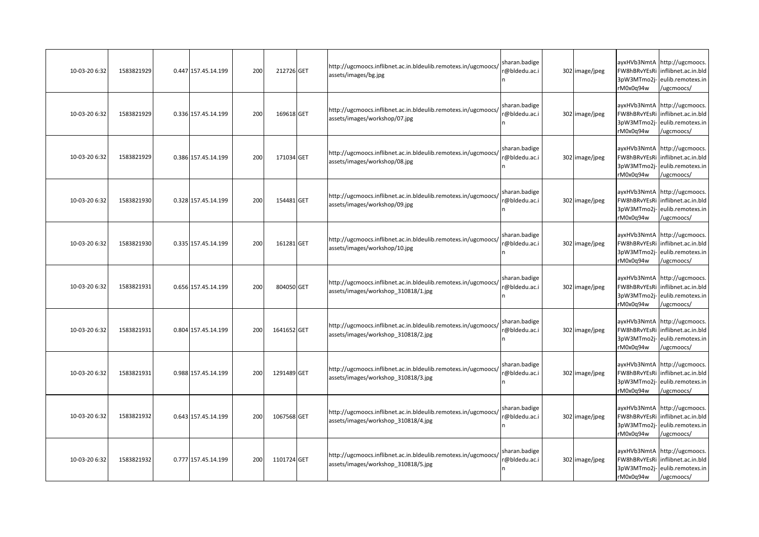| | | | | | | | | | | | | | |
|---|---|---|---|---|---|---|---|---|---|---|---|---|---|
| 10-03-20 6:32 | 1583821929 | 0.447 | 157.45.14.199 | 200 | 212726 | GET | http://ugcmoocs.inflibnet.ac.in.bldeulib.remotexs.in/ugcmoocs/assets/images/bg.jpg | sharan.badiger@bldedu.ac.in | | 302 | image/jpeg | ayxHVb3NmtAFW8hBRvYEsRi3pW3MTmo2j-rM0x0q94w | http://ugcmoocs.inflibnet.ac.in.bldeulib.remotexs.in/ugcmoocs/ |
| 10-03-20 6:32 | 1583821929 | 0.336 | 157.45.14.199 | 200 | 169618 | GET | http://ugcmoocs.inflibnet.ac.in.bldeulib.remotexs.in/ugcmoocs/assets/images/workshop/07.jpg | sharan.badiger@bldedu.ac.in | | 302 | image/jpeg | ayxHVb3NmtAFW8hBRvYEsRi3pW3MTmo2j-rM0x0q94w | http://ugcmoocs.inflibnet.ac.in.bldeulib.remotexs.in/ugcmoocs/ |
| 10-03-20 6:32 | 1583821929 | 0.386 | 157.45.14.199 | 200 | 171034 | GET | http://ugcmoocs.inflibnet.ac.in.bldeulib.remotexs.in/ugcmoocs/assets/images/workshop/08.jpg | sharan.badiger@bldedu.ac.in | | 302 | image/jpeg | ayxHVb3NmtAFW8hBRvYEsRi3pW3MTmo2j-rM0x0q94w | http://ugcmoocs.inflibnet.ac.in.bldeulib.remotexs.in/ugcmoocs/ |
| 10-03-20 6:32 | 1583821930 | 0.328 | 157.45.14.199 | 200 | 154481 | GET | http://ugcmoocs.inflibnet.ac.in.bldeulib.remotexs.in/ugcmoocs/assets/images/workshop/09.jpg | sharan.badiger@bldedu.ac.in | | 302 | image/jpeg | ayxHVb3NmtAFW8hBRvYEsRi3pW3MTmo2j-rM0x0q94w | http://ugcmoocs.inflibnet.ac.in.bldeulib.remotexs.in/ugcmoocs/ |
| 10-03-20 6:32 | 1583821930 | 0.335 | 157.45.14.199 | 200 | 161281 | GET | http://ugcmoocs.inflibnet.ac.in.bldeulib.remotexs.in/ugcmoocs/assets/images/workshop/10.jpg | sharan.badiger@bldedu.ac.in | | 302 | image/jpeg | ayxHVb3NmtAFW8hBRvYEsRi3pW3MTmo2j-rM0x0q94w | http://ugcmoocs.inflibnet.ac.in.bldeulib.remotexs.in/ugcmoocs/ |
| 10-03-20 6:32 | 1583821931 | 0.656 | 157.45.14.199 | 200 | 804050 | GET | http://ugcmoocs.inflibnet.ac.in.bldeulib.remotexs.in/ugcmoocs/assets/images/workshop_310818/1.jpg | sharan.badiger@bldedu.ac.in | | 302 | image/jpeg | ayxHVb3NmtAFW8hBRvYEsRi3pW3MTmo2j-rM0x0q94w | http://ugcmoocs.inflibnet.ac.in.bldeulib.remotexs.in/ugcmoocs/ |
| 10-03-20 6:32 | 1583821931 | 0.804 | 157.45.14.199 | 200 | 1641652 | GET | http://ugcmoocs.inflibnet.ac.in.bldeulib.remotexs.in/ugcmoocs/assets/images/workshop_310818/2.jpg | sharan.badiger@bldedu.ac.in | | 302 | image/jpeg | ayxHVb3NmtAFW8hBRvYEsRi3pW3MTmo2j-rM0x0q94w | http://ugcmoocs.inflibnet.ac.in.bldeulib.remotexs.in/ugcmoocs/ |
| 10-03-20 6:32 | 1583821931 | 0.988 | 157.45.14.199 | 200 | 1291489 | GET | http://ugcmoocs.inflibnet.ac.in.bldeulib.remotexs.in/ugcmoocs/assets/images/workshop_310818/3.jpg | sharan.badiger@bldedu.ac.in | | 302 | image/jpeg | ayxHVb3NmtAFW8hBRvYEsRi3pW3MTmo2j-rM0x0q94w | http://ugcmoocs.inflibnet.ac.in.bldeulib.remotexs.in/ugcmoocs/ |
| 10-03-20 6:32 | 1583821932 | 0.643 | 157.45.14.199 | 200 | 1067568 | GET | http://ugcmoocs.inflibnet.ac.in.bldeulib.remotexs.in/ugcmoocs/assets/images/workshop_310818/4.jpg | sharan.badiger@bldedu.ac.in | | 302 | image/jpeg | ayxHVb3NmtAFW8hBRvYEsRi3pW3MTmo2j-rM0x0q94w | http://ugcmoocs.inflibnet.ac.in.bldeulib.remotexs.in/ugcmoocs/ |
| 10-03-20 6:32 | 1583821932 | 0.777 | 157.45.14.199 | 200 | 1101724 | GET | http://ugcmoocs.inflibnet.ac.in.bldeulib.remotexs.in/ugcmoocs/assets/images/workshop_310818/5.jpg | sharan.badiger@bldedu.ac.in | | 302 | image/jpeg | ayxHVb3NmtAFW8hBRvYEsRi3pW3MTmo2j-rM0x0q94w | http://ugcmoocs.inflibnet.ac.in.bldeulib.remotexs.in/ugcmoocs/ |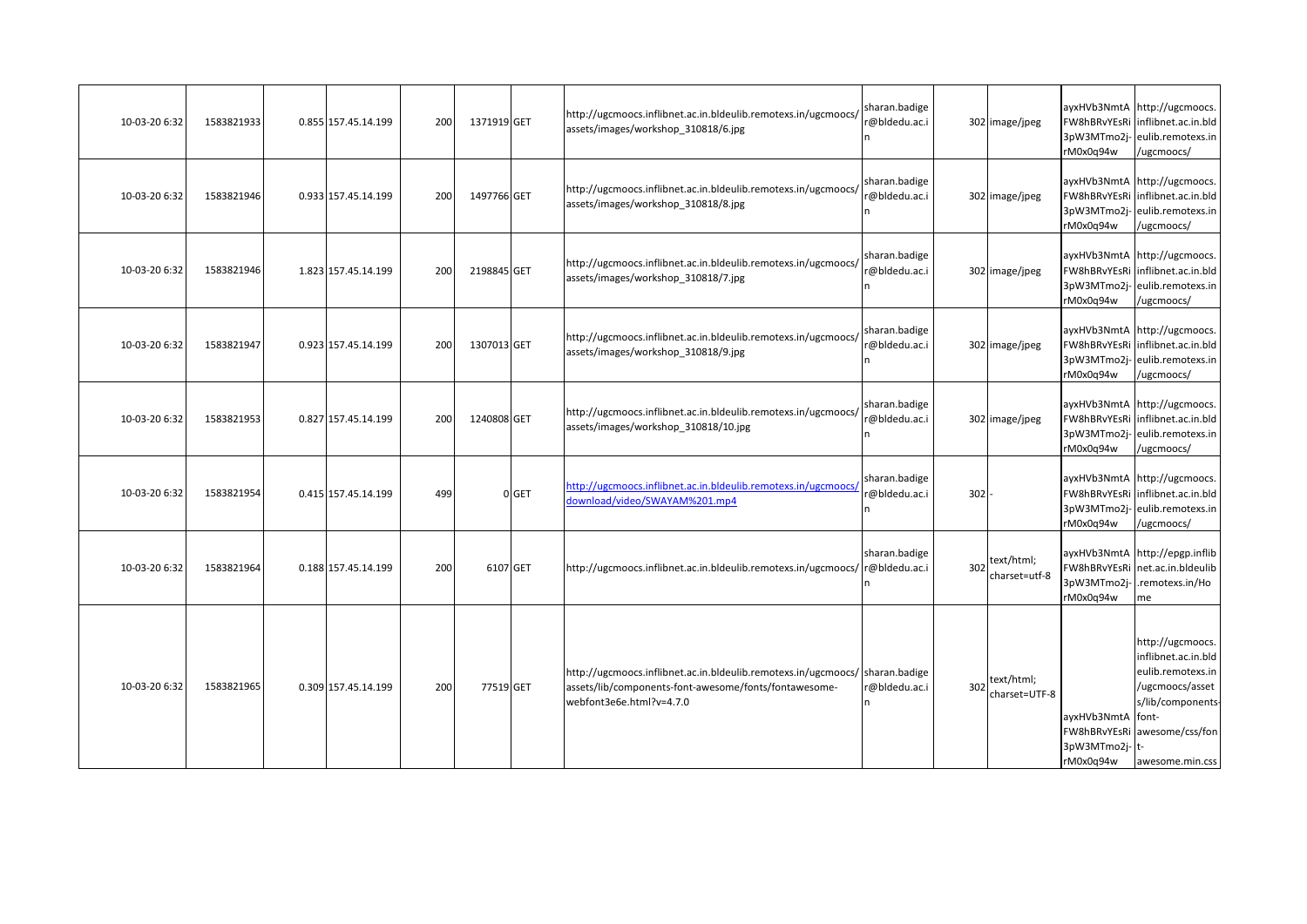| | | | | | | | | | | | | | |
|---|---|---|---|---|---|---|---|---|---|---|---|---|---|
| 10-03-20 6:32 | 1583821933 | 0.855 | 157.45.14.199 | 200 | 1371919 | GET | http://ugcmoocs.inflibnet.ac.in.bldeulib.remotexs.in/ugcmoocs/assets/images/workshop_310818/6.jpg | sharan.badiger@bldedu.ac.in | | 302 | image/jpeg | ayxHVb3NmtAFW8hBRvYEsRi3pW3MTmo2j-rM0x0q94w | http://ugcmoocs.inflibnet.ac.in.bldeulib.remotexs.in/ugcmoocs/ |
| 10-03-20 6:32 | 1583821946 | 0.933 | 157.45.14.199 | 200 | 1497766 | GET | http://ugcmoocs.inflibnet.ac.in.bldeulib.remotexs.in/ugcmoocs/assets/images/workshop_310818/8.jpg | sharan.badiger@bldedu.ac.in | | 302 | image/jpeg | ayxHVb3NmtAFW8hBRvYEsRi3pW3MTmo2j-rM0x0q94w | http://ugcmoocs.inflibnet.ac.in.bldeulib.remotexs.in/ugcmoocs/ |
| 10-03-20 6:32 | 1583821946 | 1.823 | 157.45.14.199 | 200 | 2198845 | GET | http://ugcmoocs.inflibnet.ac.in.bldeulib.remotexs.in/ugcmoocs/assets/images/workshop_310818/7.jpg | sharan.badiger@bldedu.ac.in | | 302 | image/jpeg | ayxHVb3NmtAFW8hBRvYEsRi3pW3MTmo2j-rM0x0q94w | http://ugcmoocs.inflibnet.ac.in.bldeulib.remotexs.in/ugcmoocs/ |
| 10-03-20 6:32 | 1583821947 | 0.923 | 157.45.14.199 | 200 | 1307013 | GET | http://ugcmoocs.inflibnet.ac.in.bldeulib.remotexs.in/ugcmoocs/assets/images/workshop_310818/9.jpg | sharan.badiger@bldedu.ac.in | | 302 | image/jpeg | ayxHVb3NmtAFW8hBRvYEsRi3pW3MTmo2j-rM0x0q94w | http://ugcmoocs.inflibnet.ac.in.bldeulib.remotexs.in/ugcmoocs/ |
| 10-03-20 6:32 | 1583821953 | 0.827 | 157.45.14.199 | 200 | 1240808 | GET | http://ugcmoocs.inflibnet.ac.in.bldeulib.remotexs.in/ugcmoocs/assets/images/workshop_310818/10.jpg | sharan.badiger@bldedu.ac.in | | 302 | image/jpeg | ayxHVb3NmtAFW8hBRvYEsRi3pW3MTmo2j-rM0x0q94w | http://ugcmoocs.inflibnet.ac.in.bldeulib.remotexs.in/ugcmoocs/ |
| 10-03-20 6:32 | 1583821954 | 0.415 | 157.45.14.199 | 499 | 0 | GET | http://ugcmoocs.inflibnet.ac.in.bldeulib.remotexs.in/ugcmoocs/download/video/SWAYAM%201.mp4 | sharan.badiger@bldedu.ac.in | | 302 | - | ayxHVb3NmtAFW8hBRvYEsRi3pW3MTmo2j-rM0x0q94w | http://ugcmoocs.inflibnet.ac.in.bldeulib.remotexs.in/ugcmoocs/ |
| 10-03-20 6:32 | 1583821964 | 0.188 | 157.45.14.199 | 200 | 6107 | GET | http://ugcmoocs.inflibnet.ac.in.bldeulib.remotexs.in/ugcmoocs/ | sharan.badiger@bldedu.ac.in | | 302 | text/html; charset=utf-8 | ayxHVb3NmtAFW8hBRvYEsRi3pW3MTmo2j-rM0x0q94w | http://epgp.inflibnet.ac.in.bldeulib.remotexs.in/Home |
| 10-03-20 6:32 | 1583821965 | 0.309 | 157.45.14.199 | 200 | 77519 | GET | http://ugcmoocs.inflibnet.ac.in.bldeulib.remotexs.in/ugcmoocs/assets/lib/components-font-awesome/fonts/fontawesome-webfont3e6e.html?v=4.7.0 | sharan.badiger@bldedu.ac.in | | 302 | text/html; charset=UTF-8 | ayxHVb3NmtAFW8hBRvYEsRi3pW3MTmo2j-rM0x0q94w | http://ugcmoocs.inflibnet.ac.in.bldeulib.remotexs.in/ugcmoocs/assets/lib/components-font-awesome/css/font-awesome.min.css |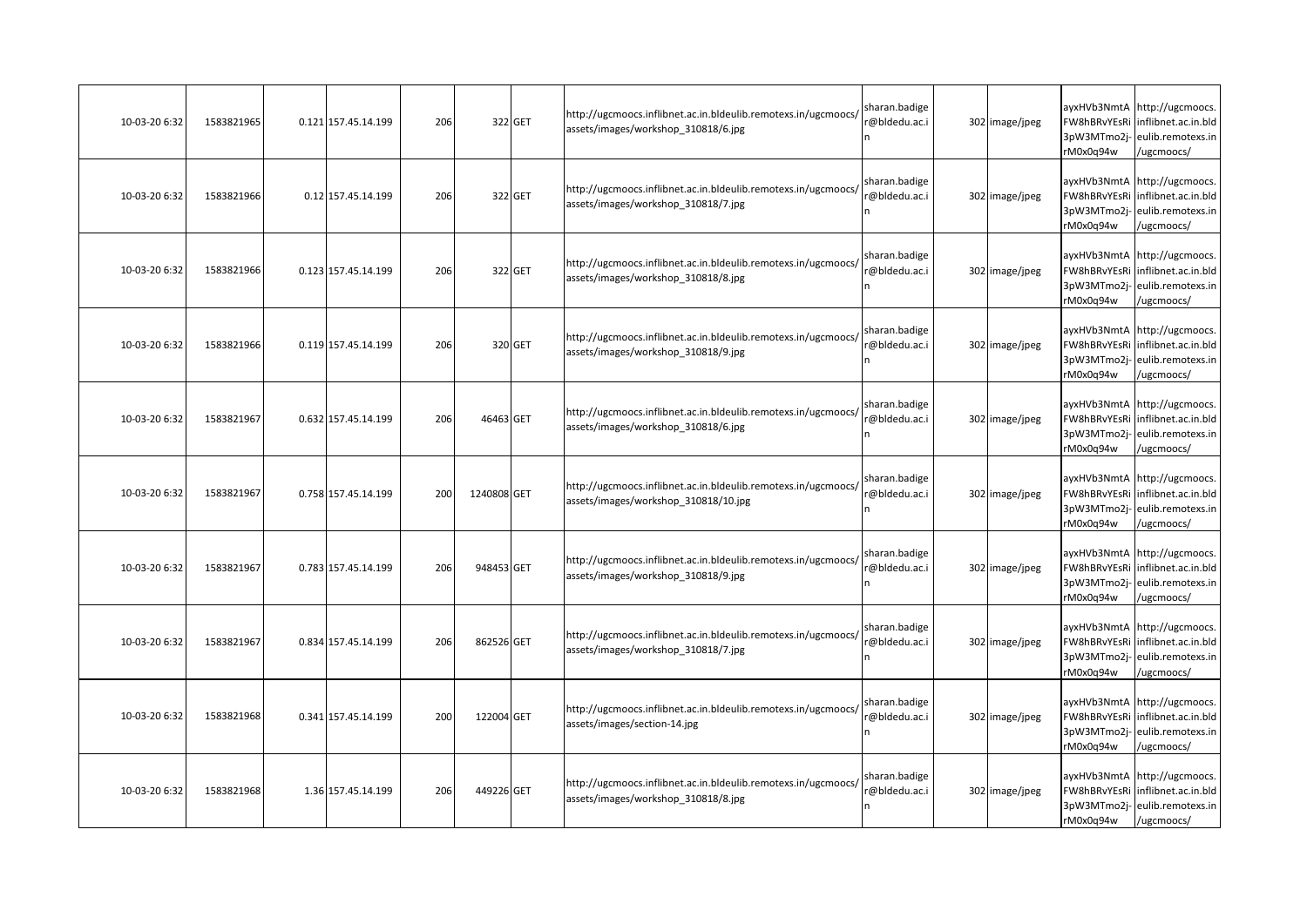| | | | | | | | | | | | | |
|---|---|---|---|---|---|---|---|---|---|---|---|---|
| 10-03-20 6:32 | 1583821965 | 0.121 | 157.45.14.199 | 206 | 322 | GET | http://ugcmoocs.inflibnet.ac.in.bldeulib.remotexs.in/ugcmoocs/assets/images/workshop_310818/6.jpg | sharan.badiger@bldedu.ac.in | 302 | image/jpeg | ayxHVb3NmtAFW8hBRvYEsRi3pW3MTmo2j-rM0x0q94w | http://ugcmoocs.inflibnet.ac.in.bldeulib.remotexs.in/ugcmoocs/ |
| 10-03-20 6:32 | 1583821966 | 0.12 | 157.45.14.199 | 206 | 322 | GET | http://ugcmoocs.inflibnet.ac.in.bldeulib.remotexs.in/ugcmoocs/assets/images/workshop_310818/7.jpg | sharan.badiger@bldedu.ac.in | 302 | image/jpeg | ayxHVb3NmtAFW8hBRvYEsRi3pW3MTmo2j-rM0x0q94w | http://ugcmoocs.inflibnet.ac.in.bldeulib.remotexs.in/ugcmoocs/ |
| 10-03-20 6:32 | 1583821966 | 0.123 | 157.45.14.199 | 206 | 322 | GET | http://ugcmoocs.inflibnet.ac.in.bldeulib.remotexs.in/ugcmoocs/assets/images/workshop_310818/8.jpg | sharan.badiger@bldedu.ac.in | 302 | image/jpeg | ayxHVb3NmtAFW8hBRvYEsRi3pW3MTmo2j-rM0x0q94w | http://ugcmoocs.inflibnet.ac.in.bldeulib.remotexs.in/ugcmoocs/ |
| 10-03-20 6:32 | 1583821966 | 0.119 | 157.45.14.199 | 206 | 320 | GET | http://ugcmoocs.inflibnet.ac.in.bldeulib.remotexs.in/ugcmoocs/assets/images/workshop_310818/9.jpg | sharan.badiger@bldedu.ac.in | 302 | image/jpeg | ayxHVb3NmtAFW8hBRvYEsRi3pW3MTmo2j-rM0x0q94w | http://ugcmoocs.inflibnet.ac.in.bldeulib.remotexs.in/ugcmoocs/ |
| 10-03-20 6:32 | 1583821967 | 0.632 | 157.45.14.199 | 206 | 46463 | GET | http://ugcmoocs.inflibnet.ac.in.bldeulib.remotexs.in/ugcmoocs/assets/images/workshop_310818/6.jpg | sharan.badiger@bldedu.ac.in | 302 | image/jpeg | ayxHVb3NmtAFW8hBRvYEsRi3pW3MTmo2j-rM0x0q94w | http://ugcmoocs.inflibnet.ac.in.bldeulib.remotexs.in/ugcmoocs/ |
| 10-03-20 6:32 | 1583821967 | 0.758 | 157.45.14.199 | 200 | 1240808 | GET | http://ugcmoocs.inflibnet.ac.in.bldeulib.remotexs.in/ugcmoocs/assets/images/workshop_310818/10.jpg | sharan.badiger@bldedu.ac.in | 302 | image/jpeg | ayxHVb3NmtAFW8hBRvYEsRi3pW3MTmo2j-rM0x0q94w | http://ugcmoocs.inflibnet.ac.in.bldeulib.remotexs.in/ugcmoocs/ |
| 10-03-20 6:32 | 1583821967 | 0.783 | 157.45.14.199 | 206 | 948453 | GET | http://ugcmoocs.inflibnet.ac.in.bldeulib.remotexs.in/ugcmoocs/assets/images/workshop_310818/9.jpg | sharan.badiger@bldedu.ac.in | 302 | image/jpeg | ayxHVb3NmtAFW8hBRvYEsRi3pW3MTmo2j-rM0x0q94w | http://ugcmoocs.inflibnet.ac.in.bldeulib.remotexs.in/ugcmoocs/ |
| 10-03-20 6:32 | 1583821967 | 0.834 | 157.45.14.199 | 206 | 862526 | GET | http://ugcmoocs.inflibnet.ac.in.bldeulib.remotexs.in/ugcmoocs/assets/images/workshop_310818/7.jpg | sharan.badiger@bldedu.ac.in | 302 | image/jpeg | ayxHVb3NmtAFW8hBRvYEsRi3pW3MTmo2j-rM0x0q94w | http://ugcmoocs.inflibnet.ac.in.bldeulib.remotexs.in/ugcmoocs/ |
| 10-03-20 6:32 | 1583821968 | 0.341 | 157.45.14.199 | 200 | 122004 | GET | http://ugcmoocs.inflibnet.ac.in.bldeulib.remotexs.in/ugcmoocs/assets/images/section-14.jpg | sharan.badiger@bldedu.ac.in | 302 | image/jpeg | ayxHVb3NmtAFW8hBRvYEsRi3pW3MTmo2j-rM0x0q94w | http://ugcmoocs.inflibnet.ac.in.bldeulib.remotexs.in/ugcmoocs/ |
| 10-03-20 6:32 | 1583821968 | 1.36 | 157.45.14.199 | 206 | 449226 | GET | http://ugcmoocs.inflibnet.ac.in.bldeulib.remotexs.in/ugcmoocs/assets/images/workshop_310818/8.jpg | sharan.badiger@bldedu.ac.in | 302 | image/jpeg | ayxHVb3NmtAFW8hBRvYEsRi3pW3MTmo2j-rM0x0q94w | http://ugcmoocs.inflibnet.ac.in.bldeulib.remotexs.in/ugcmoocs/ |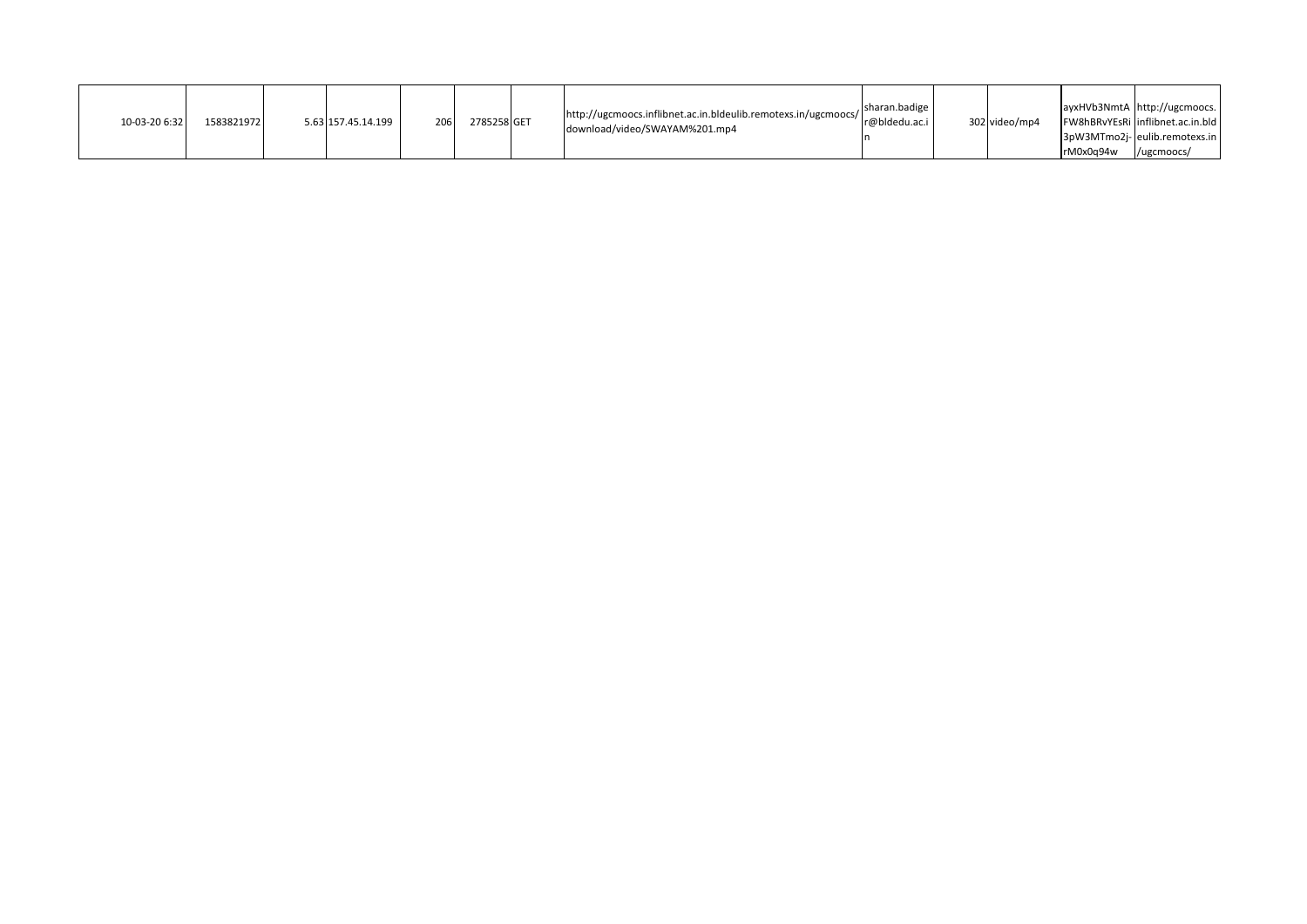| | | | | | | | | | | | | | | |
|---|---|---|---|---|---|---|---|---|---|---|---|---|---|---|
| 10-03-20 6:32 | 1583821972 | | 5.63 | 157.45.14.199 | 206 | 2785258 | GET | | http://ugcmoocs.inflibnet.ac.in.bldeulib.remotexs.in/ugcmoocs/download/video/SWAYAM%201.mp4 | sharan.badiger@bldedu.ac.in | | 302 | video/mp4 | ayxHVb3NmtAFW8hBRvYEsRi3pW3MTmo2j-rM0x0q94w | http://ugcmoocs.inflibnet.ac.in.bldeulib.remotexs.in/ugcmoocs/ |